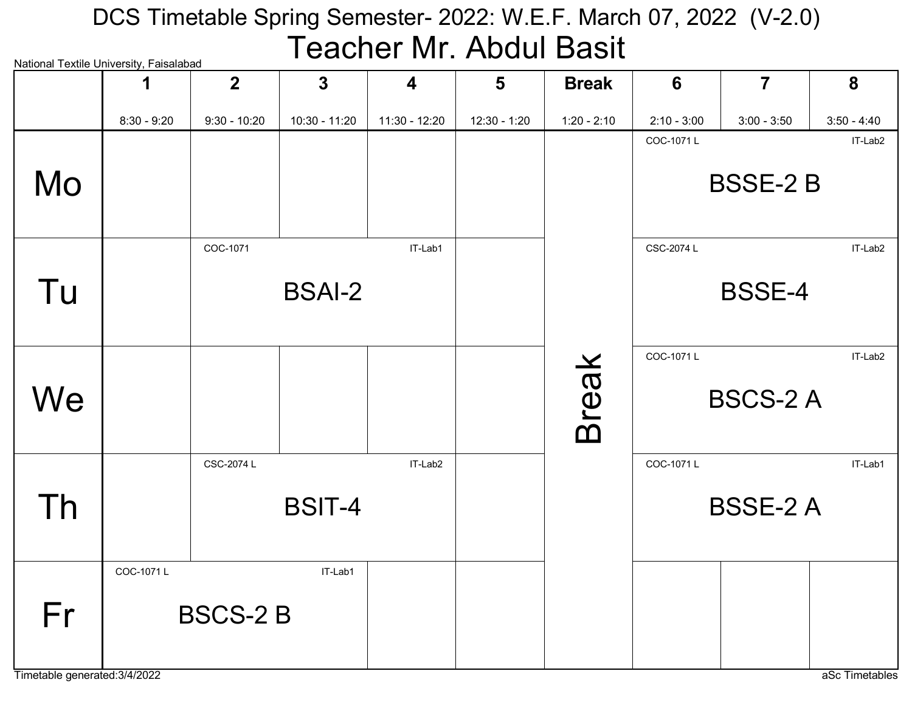# DCS Timetable Spring Semester- 2022: W.E.F. March 07, 2022 (V-2.0)

## Teacher Mr. Abdul Basit

National Textile University, Faisalabad

| | 1<br>8:30 - 9:20 | 2<br>9:30 - 10:20 | 3<br>10:30 - 11:20 | 4<br>11:30 - 12:20 | 5<br>12:30 - 1:20 | Break<br>1:20 - 2:10 | 6<br>2:10 - 3:00 | 7<br>3:00 - 3:50 | 8<br>3:50 - 4:40 |
|---|---|---|---|---|---|---|---|---|---|
| Mo | | | | | | Break | COC-1071 L BSSE-2 B IT-Lab2 | | |
| Tu | | COC-1071 BSAI-2 IT-Lab1 | | | | Break | CSC-2074 L BSSE-4 IT-Lab2 | | |
| We | | | | | | Break | COC-1071 L BSCS-2 A IT-Lab2 | | |
| Th | | CSC-2074 L BSIT-4 IT-Lab2 | | | | Break | COC-1071 L BSSE-2 A IT-Lab1 | | |
| Fr | COC-1071 L BSCS-2 B IT-Lab1 | | | | | Break | | | |

Timetable generated:3/4/2022

aSc Timetables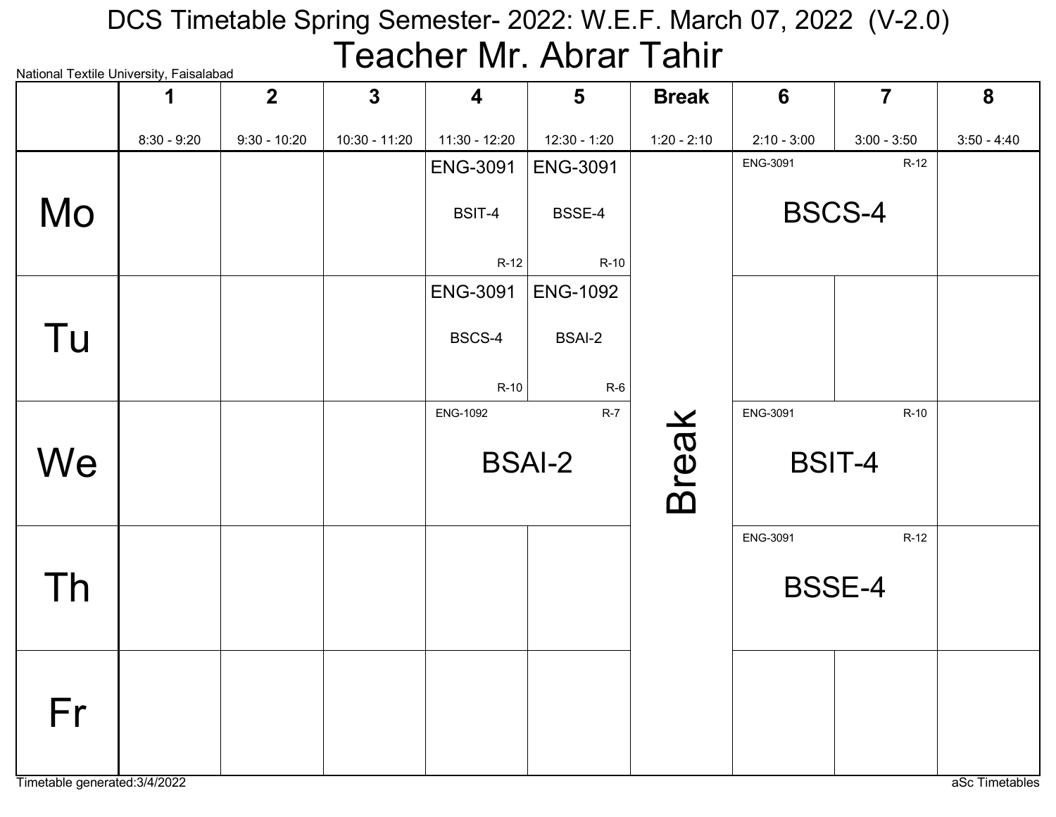# DCS Timetable Spring Semester- 2022: W.E.F. March 07, 2022 (V-2.0)

## Teacher Mr. Abrar Tahir

National Textile University, Faisalabad

| | 1<br>8:30 - 9:20 | 2<br>9:30 - 10:20 | 3<br>10:30 - 11:20 | 4<br>11:30 - 12:20 | 5<br>12:30 - 1:20 | Break<br>1:20 - 2:10 | 6<br>2:10 - 3:00 | 7<br>3:00 - 3:50 | 8<br>3:50 - 4:40 |
|---|---|---|---|---|---|---|---|---|---|
| Mo | | | | ENG-3091 BSIT-4 R-12 | ENG-3091 BSSE-4 R-10 | Break | ENG-3091 BSCS-4 R-12 | ENG-3091 BSCS-4 R-12 | |
| Tu | | | | ENG-3091 BSCS-4 R-10 | ENG-1092 BSAI-2 R-6 | Break | | | |
| We | | | | ENG-1092 BSAI-2 R-7 | ENG-1092 BSAI-2 R-7 | Break | ENG-3091 BSIT-4 R-10 | ENG-3091 BSIT-4 R-10 | |
| Th | | | | | | Break | ENG-3091 BSSE-4 R-12 | ENG-3091 BSSE-4 R-12 | |
| Fr | | | | | | Break | | | |

Timetable generated:3/4/2022

aSc Timetables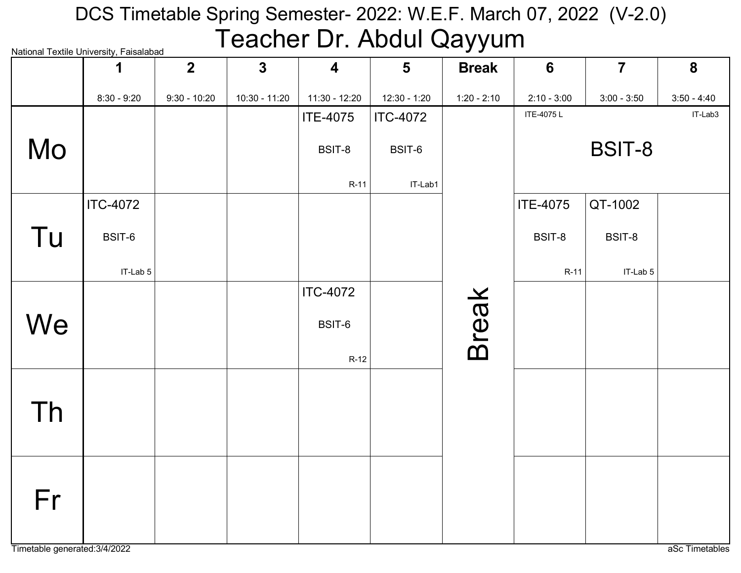# DCS Timetable Spring Semester- 2022: W.E.F. March 07, 2022 (V-2.0)

## Teacher Dr. Abdul Qayyum

National Textile University, Faisalabad

| | 1<br>8:30 - 9:20 | 2<br>9:30 - 10:20 | 3<br>10:30 - 11:20 | 4<br>11:30 - 12:20 | 5<br>12:30 - 1:20 | Break<br>1:20 - 2:10 | 6<br>2:10 - 3:00 | 7<br>3:00 - 3:50 | 8<br>3:50 - 4:40 |
|---|---|---|---|---|---|---|---|---|---|
| Mo | | | | ITE-4075 BSIT-8 R-11 | ITC-4072 BSIT-6 IT-Lab1 | Break | ITE-4075 L BSIT-8 IT-Lab3 | | |
| Tu | ITC-4072 BSIT-6 IT-Lab 5 | | | | | Break | ITE-4075 BSIT-8 R-11 | QT-1002 BSIT-8 IT-Lab 5 | |
| We | | | | ITC-4072 BSIT-6 R-12 | | Break | | | |
| Th | | | | | | Break | | | |
| Fr | | | | | | Break | | | |

Timetable generated:3/4/2022

aSc Timetables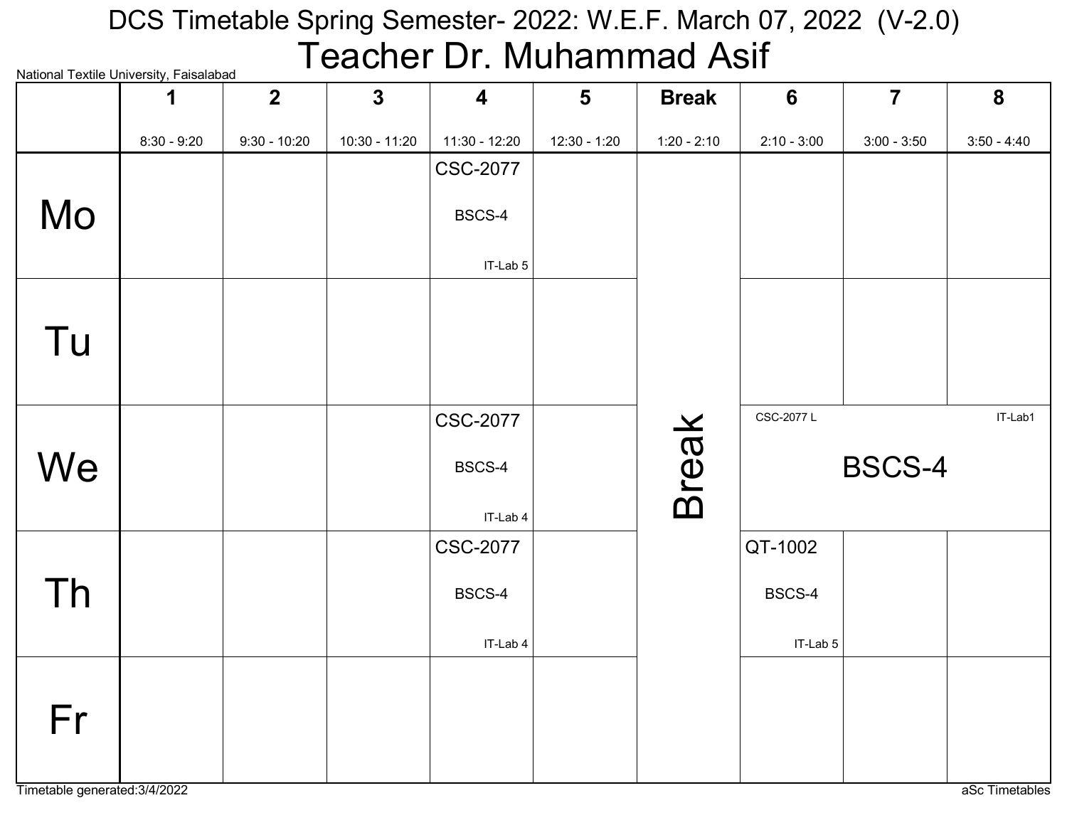# DCS Timetable Spring Semester- 2022: W.E.F. March 07, 2022 (V-2.0)

## Teacher Dr. Muhammad Asif

National Textile University, Faisalabad

| | 1<br>8:30 - 9:20 | 2<br>9:30 - 10:20 | 3<br>10:30 - 11:20 | 4<br>11:30 - 12:20 | 5<br>12:30 - 1:20 | Break<br>1:20 - 2:10 | 6<br>2:10 - 3:00 | 7<br>3:00 - 3:50 | 8<br>3:50 - 4:40 |
|---|---|---|---|---|---|---|---|---|---|
| Mo | | | | CSC-2077 BSCS-4 IT-Lab 5 | | Break | | | |
| Tu | | | | | | Break | | | |
| We | | | | CSC-2077 BSCS-4 IT-Lab 4 | | Break | CSC-2077 L BSCS-4 IT-Lab1 | | |
| Th | | | | CSC-2077 BSCS-4 IT-Lab 4 | | Break | QT-1002 BSCS-4 IT-Lab 5 | | |
| Fr | | | | | | Break | | | |

Timetable generated:3/4/2022

aSc Timetables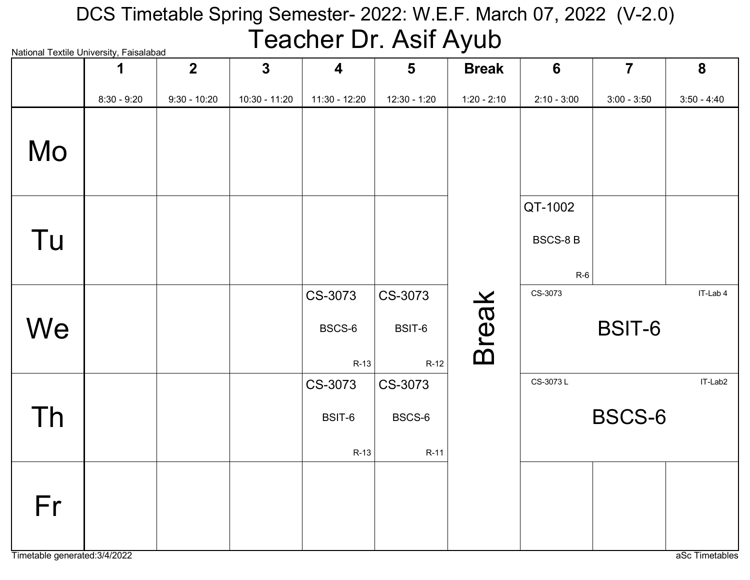# DCS Timetable Spring Semester- 2022: W.E.F. March 07, 2022 (V-2.0)

## Teacher Dr. Asif Ayub

National Textile University, Faisalabad

| | 1<br>8:30 - 9:20 | 2<br>9:30 - 10:20 | 3<br>10:30 - 11:20 | 4<br>11:30 - 12:20 | 5<br>12:30 - 1:20 | Break<br>1:20 - 2:10 | 6<br>2:10 - 3:00 | 7<br>3:00 - 3:50 | 8<br>3:50 - 4:40 |
|---|---|---|---|---|---|---|---|---|---|
| Mo | | | | | | Break | | | |
| Tu | | | | | | Break | QT-1002 BSCS-8 B R-6 | | |
| We | | | | CS-3073 BSCS-6 R-13 | CS-3073 BSIT-6 R-12 | Break | CS-3073 BSIT-6 IT-Lab 4 | | |
| Th | | | | CS-3073 BSIT-6 R-13 | CS-3073 BSCS-6 R-11 | Break | CS-3073 L BSCS-6 IT-Lab2 | | |
| Fr | | | | | | Break | | | |

Timetable generated:3/4/2022

aSc Timetables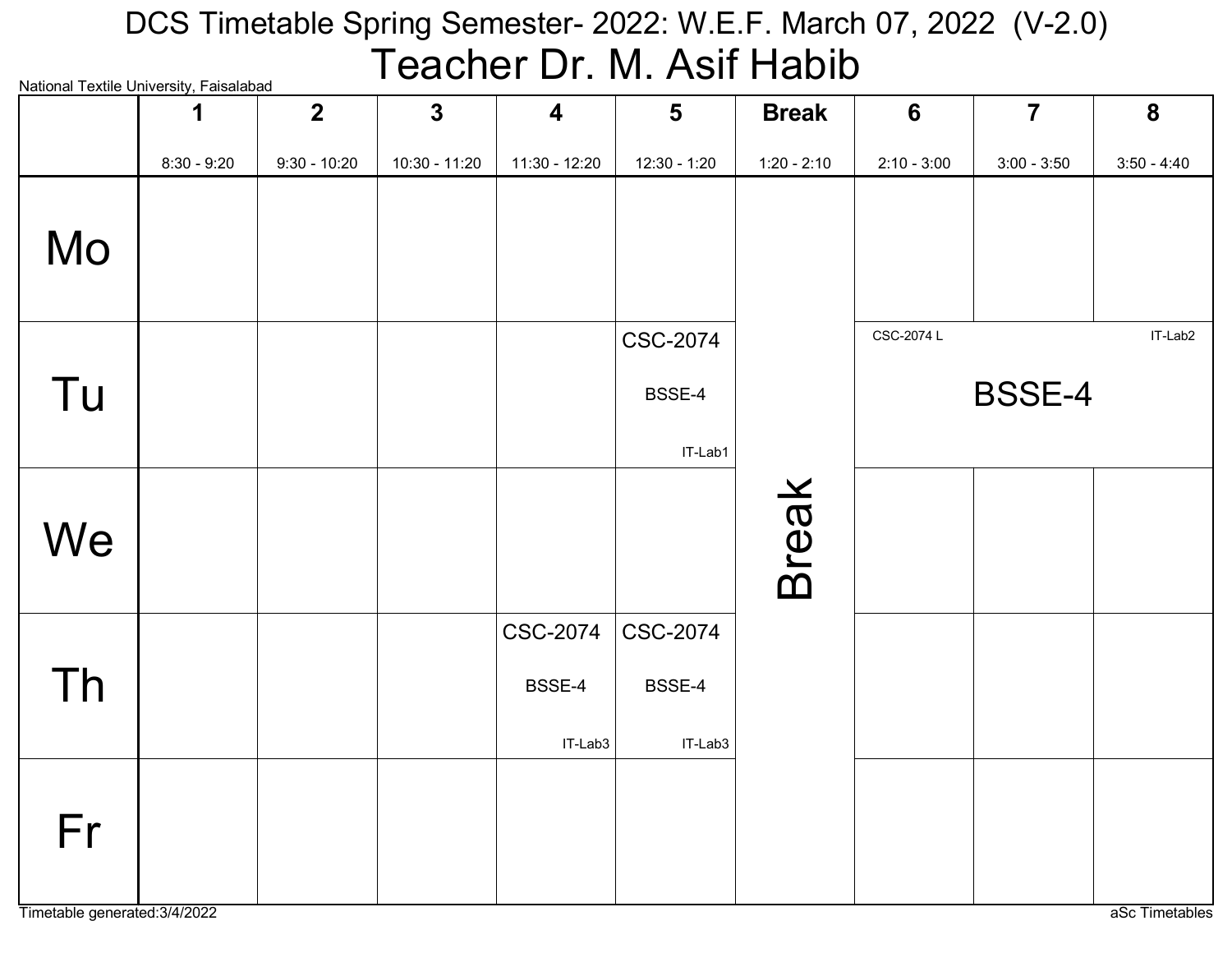# DCS Timetable Spring Semester- 2022: W.E.F. March 07, 2022 (V-2.0)

## Teacher Dr. M. Asif Habib

National Textile University, Faisalabad

| | 1<br>8:30 - 9:20 | 2<br>9:30 - 10:20 | 3<br>10:30 - 11:20 | 4<br>11:30 - 12:20 | 5<br>12:30 - 1:20 | Break<br>1:20 - 2:10 | 6<br>2:10 - 3:00 | 7<br>3:00 - 3:50 | 8<br>3:50 - 4:40 |
|---|---|---|---|---|---|---|---|---|---|
| Mo | | | | | | Break | | | |
| Tu | | | | | CSC-2074<br>BSSE-4<br>IT-Lab1 | | CSC-2074 L<br>BSSE-4<br>IT-Lab2 | | |
| We | | | | | | | | | |
| Th | | | | CSC-2074<br>BSSE-4<br>IT-Lab3 | CSC-2074<br>BSSE-4<br>IT-Lab3 | | | | |
| Fr | | | | | | | | | |

Timetable generated:3/4/2022

aSc Timetables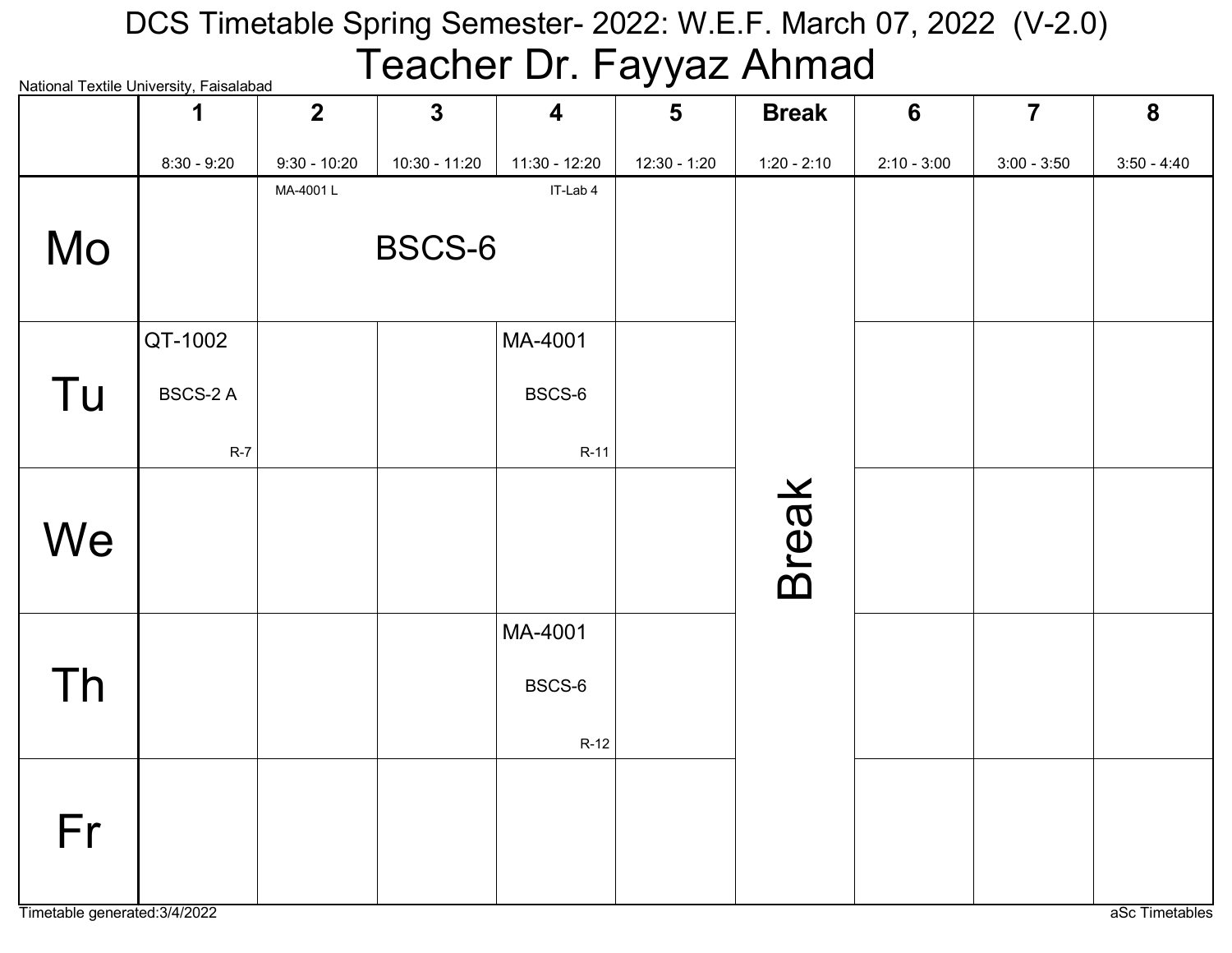# DCS Timetable Spring Semester- 2022: W.E.F. March 07, 2022 (V-2.0)

## Teacher Dr. Fayyaz Ahmad

National Textile University, Faisalabad

| | 1 | 2 | 3 | 4 | 5 | Break | 6 | 7 | 8 |
|---|---|---|---|---|---|---|---|---|---|
| | 8:30 - 9:20 | 9:30 - 10:20 | 10:30 - 11:20 | 11:30 - 12:20 | 12:30 - 1:20 | 1:20 - 2:10 | 2:10 - 3:00 | 3:00 - 3:50 | 3:50 - 4:40 |
| Mo | | MA-4001 L BSCS-6 IT-Lab 4 | | | | Break | | | |
| Tu | QT-1002 BSCS-2 A R-7 | | | MA-4001 BSCS-6 R-11 | | | | | |
| We | | | | | | | | | |
| Th | | | | MA-4001 BSCS-6 R-12 | | | | | |
| Fr | | | | | | | | | |

Timetable generated:3/4/2022

aSc Timetables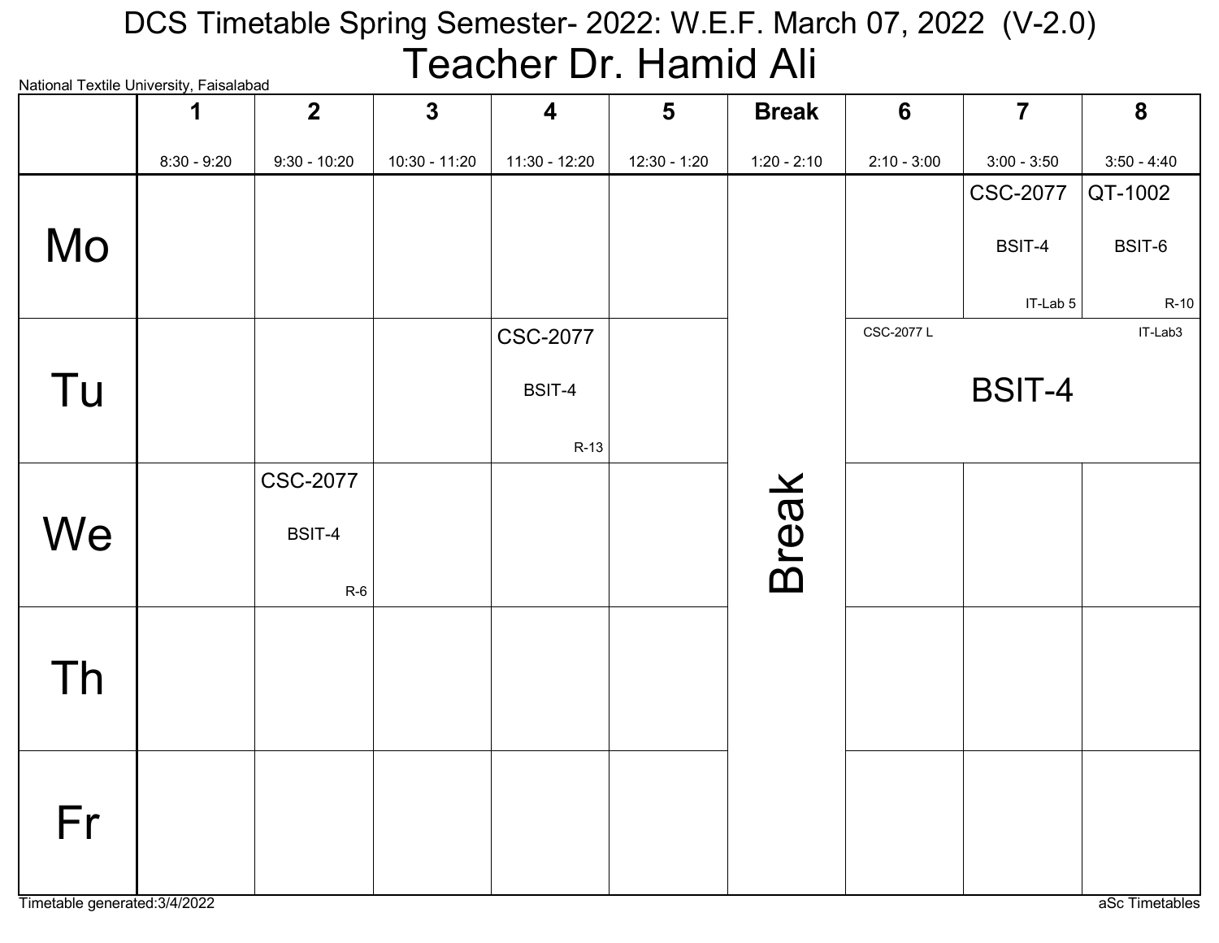# DCS Timetable Spring Semester- 2022: W.E.F. March 07, 2022 (V-2.0)

## Teacher Dr. Hamid Ali

National Textile University, Faisalabad

| | 1<br>8:30 - 9:20 | 2<br>9:30 - 10:20 | 3<br>10:30 - 11:20 | 4<br>11:30 - 12:20 | 5<br>12:30 - 1:20 | Break<br>1:20 - 2:10 | 6<br>2:10 - 3:00 | 7<br>3:00 - 3:50 | 8<br>3:50 - 4:40 |
|---|---|---|---|---|---|---|---|---|---|
| Mo | | | | | | Break | | CSC-2077 BSIT-4 IT-Lab 5 | QT-1002 BSIT-6 R-10 |
| Tu | | | | CSC-2077 BSIT-4 R-13 | | Break | CSC-2077 L BSIT-4 IT-Lab3 | | |
| We | | CSC-2077 BSIT-4 R-6 | | | | Break | | | |
| Th | | | | | | Break | | | |
| Fr | | | | | | Break | | | |

Timetable generated:3/4/2022

aSc Timetables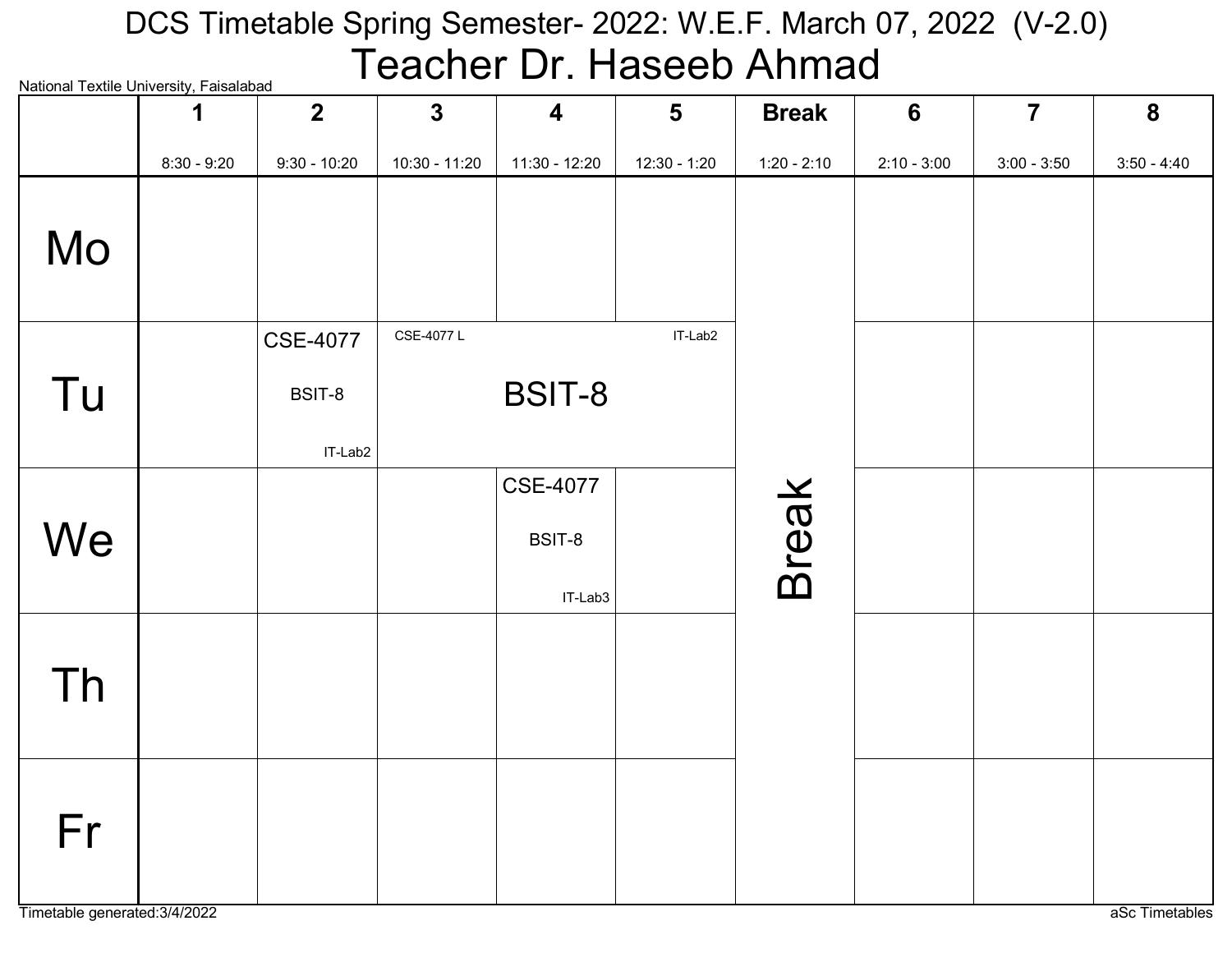# DCS Timetable Spring Semester- 2022: W.E.F. March 07, 2022 (V-2.0)

## Teacher Dr. Haseeb Ahmad

National Textile University, Faisalabad

| | 1<br>8:30 - 9:20 | 2<br>9:30 - 10:20 | 3<br>10:30 - 11:20 | 4<br>11:30 - 12:20 | 5<br>12:30 - 1:20 | Break<br>1:20 - 2:10 | 6<br>2:10 - 3:00 | 7<br>3:00 - 3:50 | 8<br>3:50 - 4:40 |
|---|---|---|---|---|---|---|---|---|---|
| Mo | | | | | | Break | | | |
| Tu | | CSE-4077 BSIT-8 IT-Lab2 | CSE-4077 L BSIT-8 IT-Lab2 | | | Break | | | |
| We | | | | CSE-4077 BSIT-8 IT-Lab3 | | Break | | | |
| Th | | | | | | Break | | | |
| Fr | | | | | | Break | | | |

Timetable generated:3/4/2022

aSc Timetables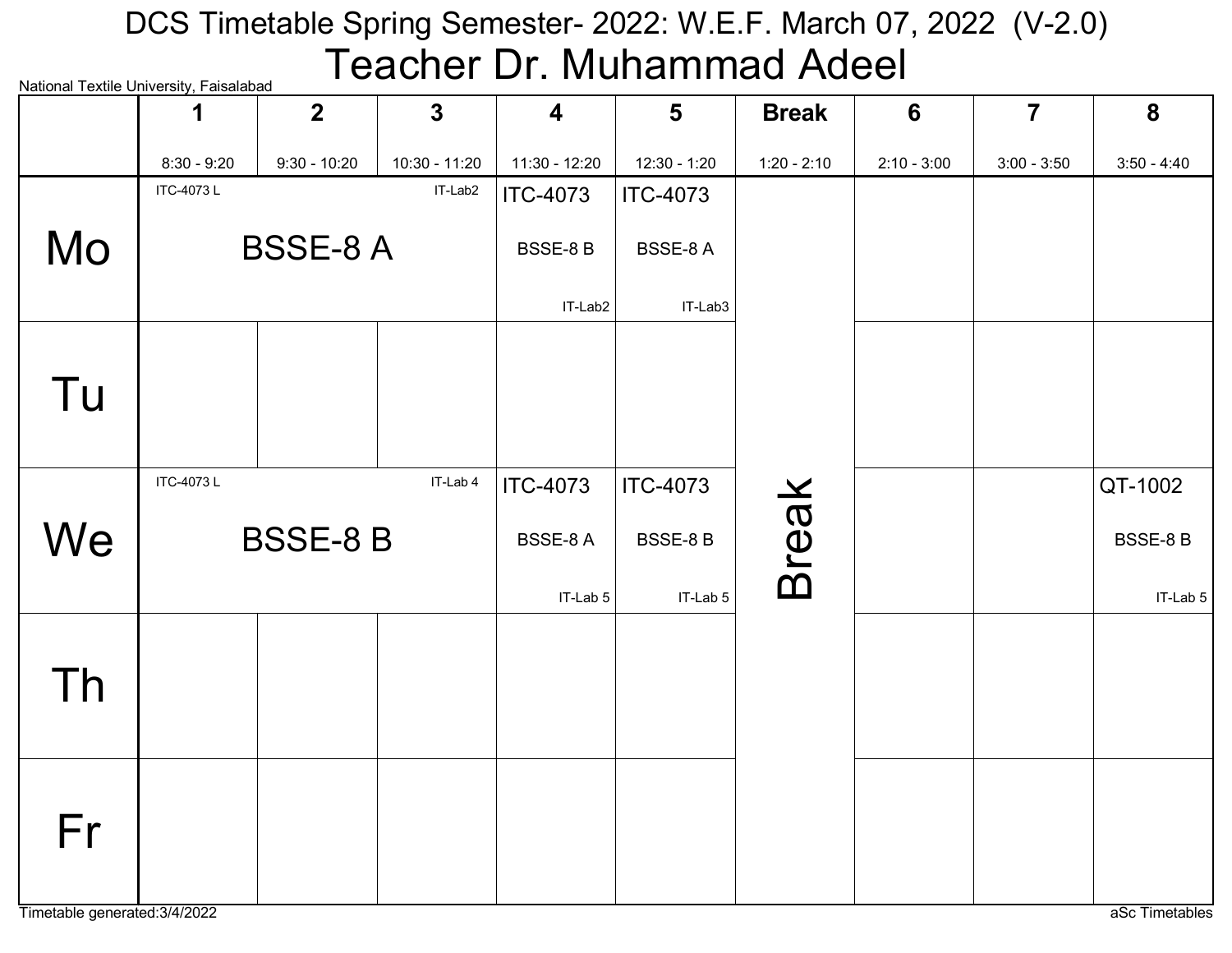# DCS Timetable Spring Semester- 2022: W.E.F. March 07, 2022 (V-2.0)

## Teacher Dr. Muhammad Adeel

National Textile University, Faisalabad

| | 1<br>8:30 - 9:20 | 2<br>9:30 - 10:20 | 3<br>10:30 - 11:20 | 4<br>11:30 - 12:20 | 5<br>12:30 - 1:20 | Break<br>1:20 - 2:10 | 6<br>2:10 - 3:00 | 7<br>3:00 - 3:50 | 8<br>3:50 - 4:40 |
|---|---|---|---|---|---|---|---|---|---|
| Mo | ITC-4073 L BSSE-8 A IT-Lab2 | | | ITC-4073 BSSE-8 B IT-Lab2 | ITC-4073 BSSE-8 A IT-Lab3 | Break | | | |
| Tu | | | | | | | | | |
| We | ITC-4073 L BSSE-8 B IT-Lab 4 | | | ITC-4073 BSSE-8 A IT-Lab 5 | ITC-4073 BSSE-8 B IT-Lab 5 | | | | QT-1002 BSSE-8 B IT-Lab 5 |
| Th | | | | | | | | | |
| Fr | | | | | | | | | |

Timetable generated:3/4/2022

aSc Timetables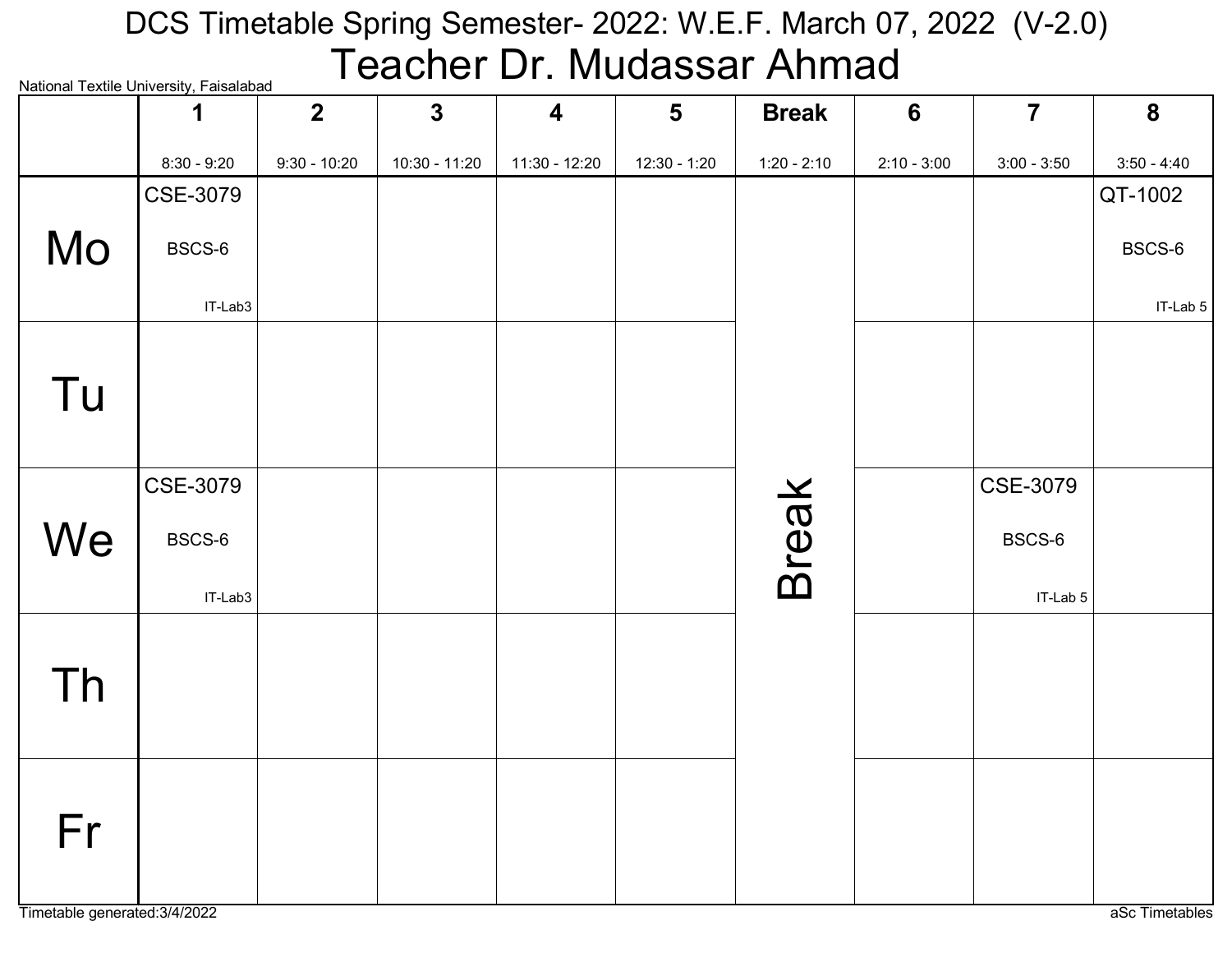# DCS Timetable Spring Semester- 2022: W.E.F. March 07, 2022 (V-2.0)

## Teacher Dr. Mudassar Ahmad

National Textile University, Faisalabad

| | 1<br>8:30 - 9:20 | 2<br>9:30 - 10:20 | 3<br>10:30 - 11:20 | 4<br>11:30 - 12:20 | 5<br>12:30 - 1:20 | Break<br>1:20 - 2:10 | 6<br>2:10 - 3:00 | 7<br>3:00 - 3:50 | 8<br>3:50 - 4:40 |
|---|---|---|---|---|---|---|---|---|---|
| Mo | CSE-3079<br>BSCS-6<br>IT-Lab3 | | | | | Break | | | QT-1002<br>BSCS-6<br>IT-Lab 5 |
| Tu | | | | | | Break | | | |
| We | CSE-3079<br>BSCS-6<br>IT-Lab3 | | | | | Break | | CSE-3079<br>BSCS-6<br>IT-Lab 5 | |
| Th | | | | | | Break | | | |
| Fr | | | | | | Break | | | |

Timetable generated:3/4/2022

aSc Timetables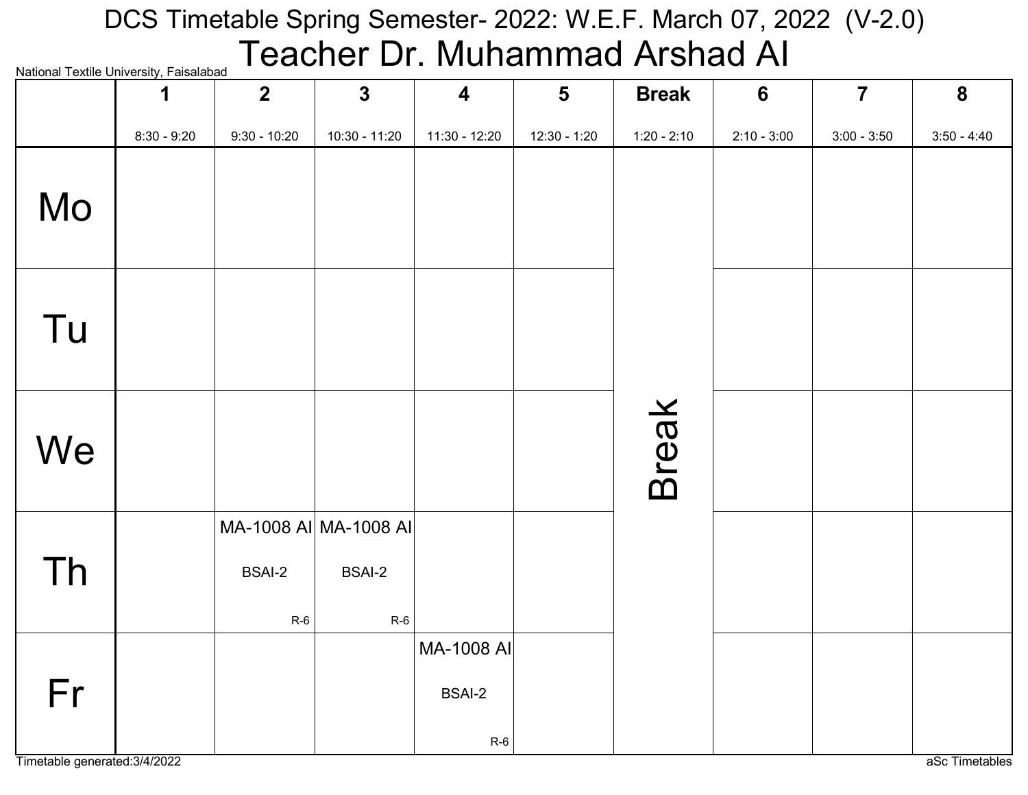# DCS Timetable Spring Semester- 2022: W.E.F. March 07, 2022 (V-2.0)

## Teacher Dr. Muhammad Arshad AI

National Textile University, Faisalabad

| | 1<br>8:30 - 9:20 | 2<br>9:30 - 10:20 | 3<br>10:30 - 11:20 | 4<br>11:30 - 12:20 | 5<br>12:30 - 1:20 | Break<br>1:20 - 2:10 | 6<br>2:10 - 3:00 | 7<br>3:00 - 3:50 | 8<br>3:50 - 4:40 |
|---|---|---|---|---|---|---|---|---|---|
| Mo | | | | | | Break | | | |
| Tu | | | | | | | | | |
| We | | | | | | | | | |
| Th | | MA-1008 AI<br>BSAI-2<br>R-6 | MA-1008 AI<br>BSAI-2<br>R-6 | | | | | | |
| Fr | | | | MA-1008 AI<br>BSAI-2<br>R-6 | | | | | |

Timetable generated:3/4/2022

aSc Timetables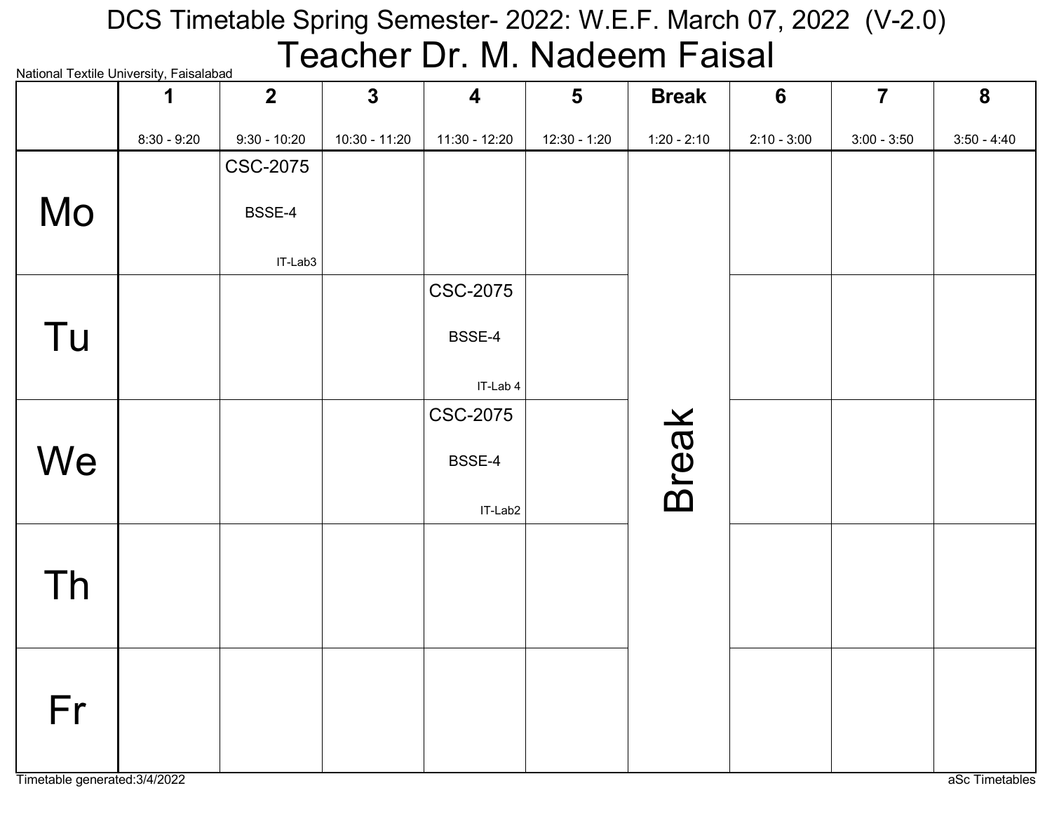# DCS Timetable Spring Semester- 2022: W.E.F. March 07, 2022 (V-2.0)

## Teacher Dr. M. Nadeem Faisal

National Textile University, Faisalabad

| | 1<br>8:30 - 9:20 | 2<br>9:30 - 10:20 | 3<br>10:30 - 11:20 | 4<br>11:30 - 12:20 | 5<br>12:30 - 1:20 | Break<br>1:20 - 2:10 | 6<br>2:10 - 3:00 | 7<br>3:00 - 3:50 | 8<br>3:50 - 4:40 |
|---|---|---|---|---|---|---|---|---|---|
| Mo | | CSC-2075 BSSE-4 IT-Lab3 | | | | Break | | | |
| Tu | | | | CSC-2075 BSSE-4 IT-Lab 4 | | Break | | | |
| We | | | | CSC-2075 BSSE-4 IT-Lab2 | | Break | | | |
| Th | | | | | | Break | | | |
| Fr | | | | | | Break | | | |

Timetable generated:3/4/2022

aSc Timetables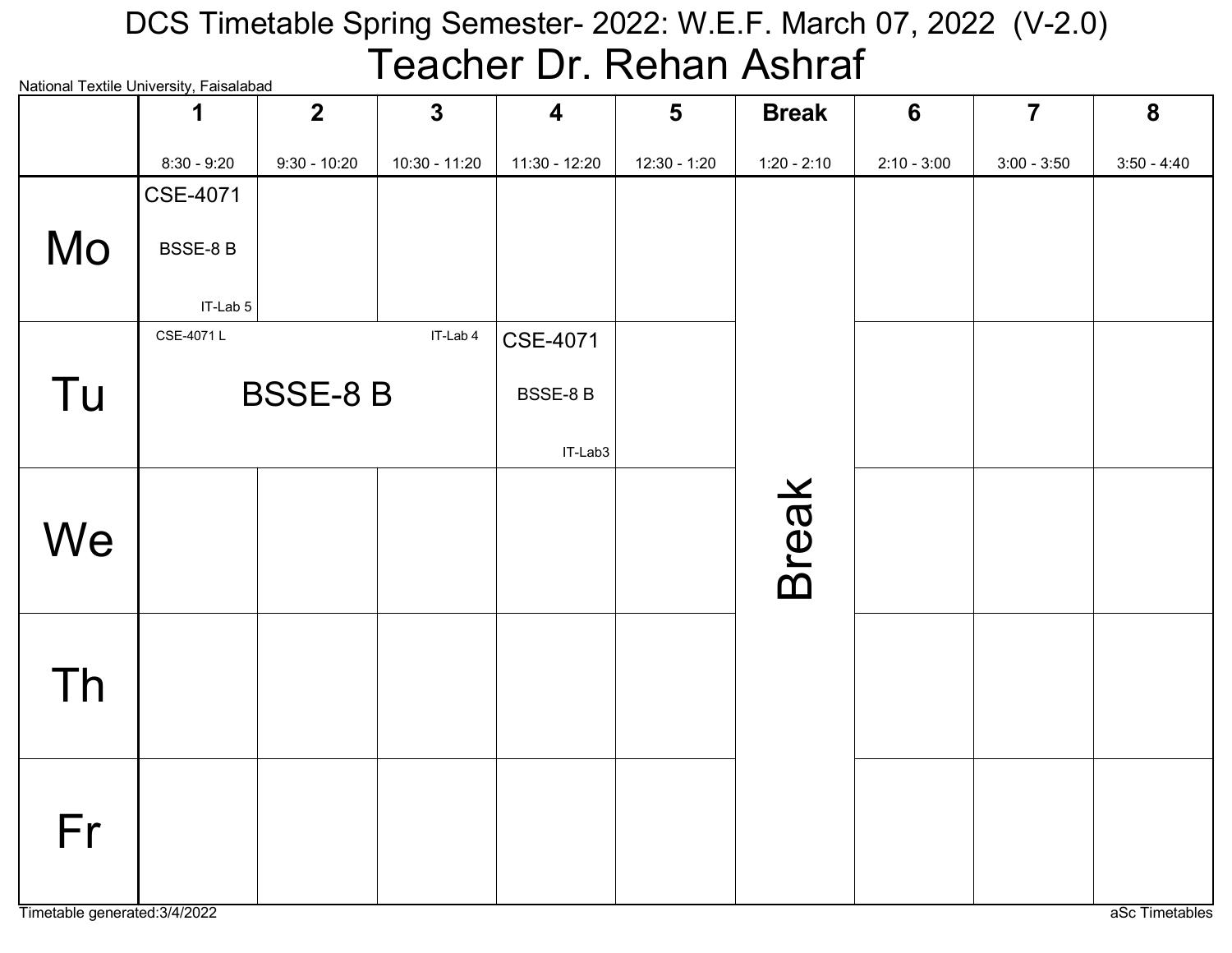# DCS Timetable Spring Semester- 2022: W.E.F. March 07, 2022 (V-2.0)

## Teacher Dr. Rehan Ashraf

National Textile University, Faisalabad

| | 1<br>8:30 - 9:20 | 2<br>9:30 - 10:20 | 3<br>10:30 - 11:20 | 4<br>11:30 - 12:20 | 5<br>12:30 - 1:20 | Break<br>1:20 - 2:10 | 6<br>2:10 - 3:00 | 7<br>3:00 - 3:50 | 8<br>3:50 - 4:40 |
|---|---|---|---|---|---|---|---|---|---|
| Mo | CSE-4071 BSSE-8 B IT-Lab 5 | | | | | Break | | | |
| Tu | CSE-4071 L BSSE-8 B IT-Lab 4 | | | CSE-4071 BSSE-8 B IT-Lab3 | | Break | | | |
| We | | | | | | Break | | | |
| Th | | | | | | Break | | | |
| Fr | | | | | | Break | | | |

Timetable generated:3/4/2022

aSc Timetables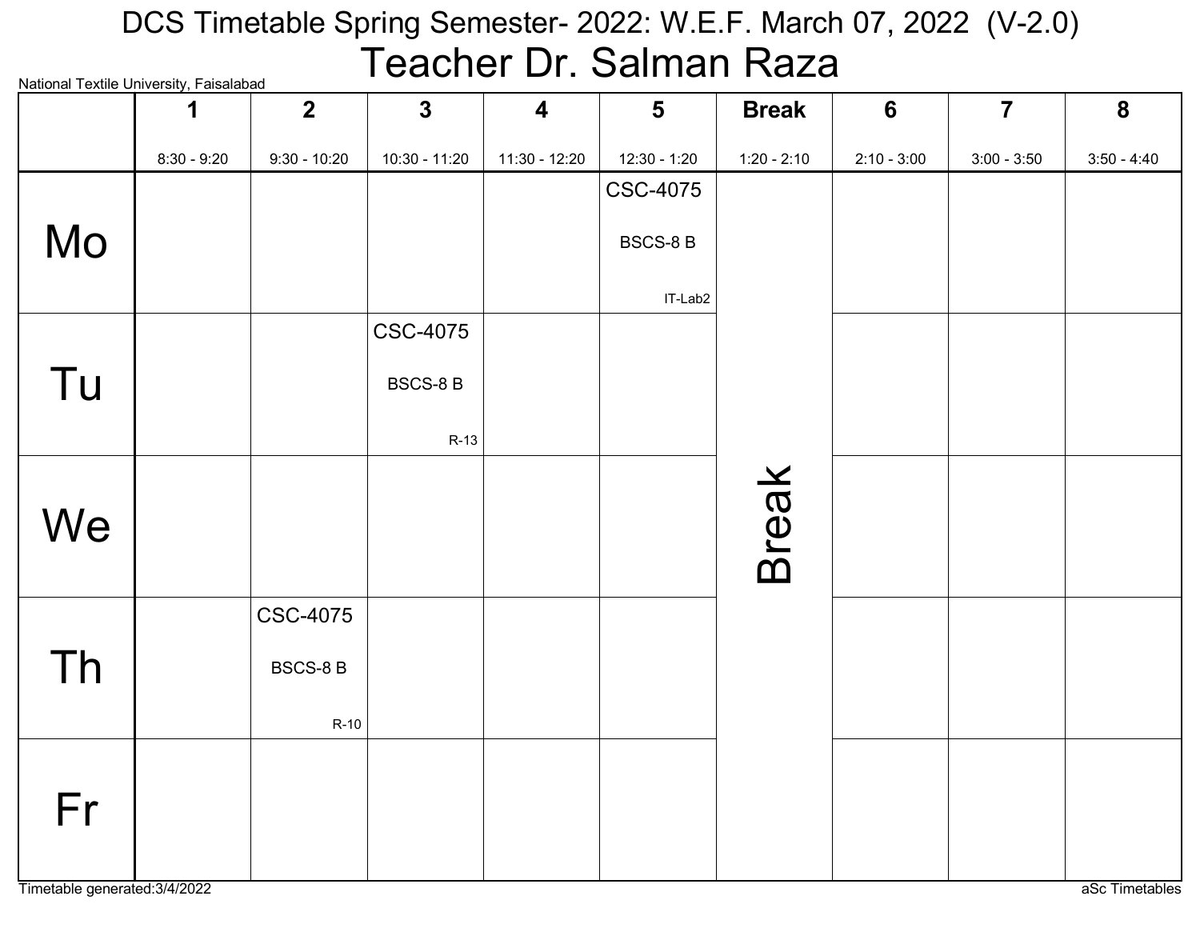# DCS Timetable Spring Semester- 2022: W.E.F. March 07, 2022 (V-2.0)

## Teacher Dr. Salman Raza

National Textile University, Faisalabad

| | 1<br>8:30 - 9:20 | 2<br>9:30 - 10:20 | 3<br>10:30 - 11:20 | 4<br>11:30 - 12:20 | 5<br>12:30 - 1:20 | Break<br>1:20 - 2:10 | 6<br>2:10 - 3:00 | 7<br>3:00 - 3:50 | 8<br>3:50 - 4:40 |
|---|---|---|---|---|---|---|---|---|---|
| Mo | | | | | CSC-4075<br>BSCS-8 B<br>IT-Lab2 | Break | | | |
| Tu | | | CSC-4075<br>BSCS-8 B<br>R-13 | | | Break | | | |
| We | | | | | | Break | | | |
| Th | | CSC-4075<br>BSCS-8 B<br>R-10 | | | | Break | | | |
| Fr | | | | | | Break | | | |

Timetable generated:3/4/2022

aSc Timetables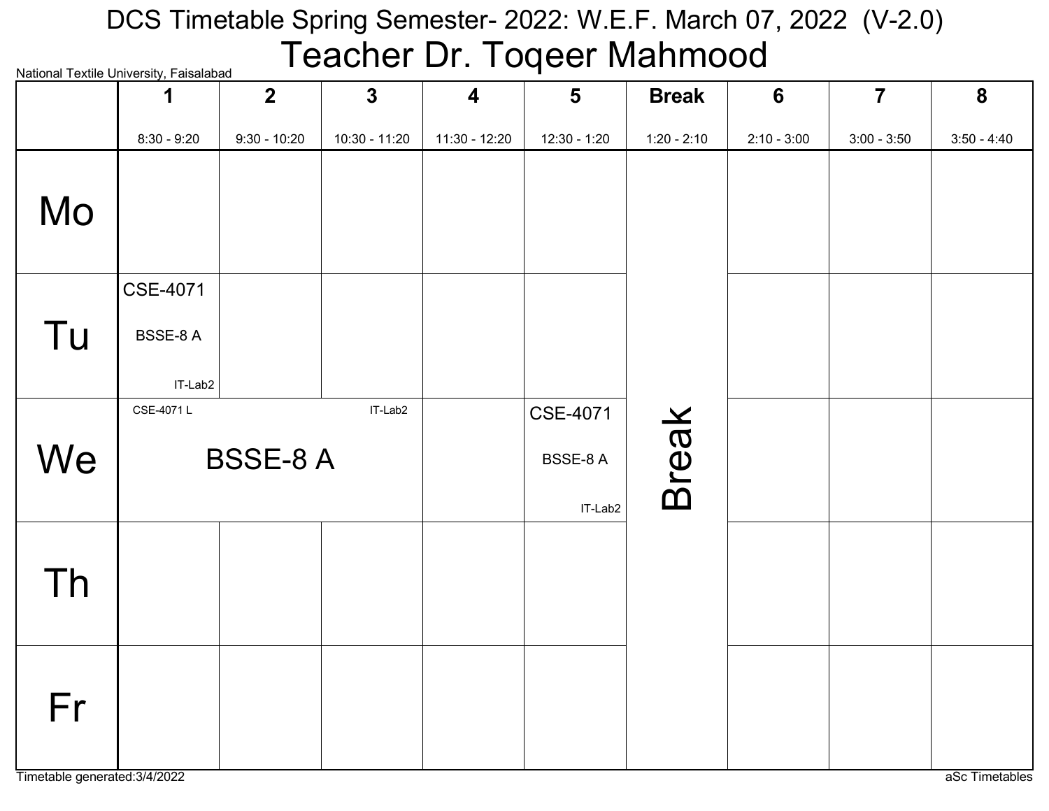# DCS Timetable Spring Semester- 2022: W.E.F. March 07, 2022 (V-2.0)

## Teacher Dr. Toqeer Mahmood

National Textile University, Faisalabad

| | 1<br>8:30 - 9:20 | 2<br>9:30 - 10:20 | 3<br>10:30 - 11:20 | 4<br>11:30 - 12:20 | 5<br>12:30 - 1:20 | Break<br>1:20 - 2:10 | 6<br>2:10 - 3:00 | 7<br>3:00 - 3:50 | 8<br>3:50 - 4:40 |
|---|---|---|---|---|---|---|---|---|---|
| Mo | | | | | | Break | | | |
| Tu | CSE-4071<br>BSSE-8 A<br>IT-Lab2 | | | | | | | | |
| We | CSE-4071 L<br>BSSE-8 A<br>IT-Lab2 | | | | CSE-4071<br>BSSE-8 A<br>IT-Lab2 | | | | |
| Th | | | | | | | | | |
| Fr | | | | | | | | | |

Note: On Wednesday, CSE-4071 L (BSSE-8 A, IT-Lab2) spans periods 1–3 (8:30 - 11:20).

Timetable generated:3/4/2022

aSc Timetables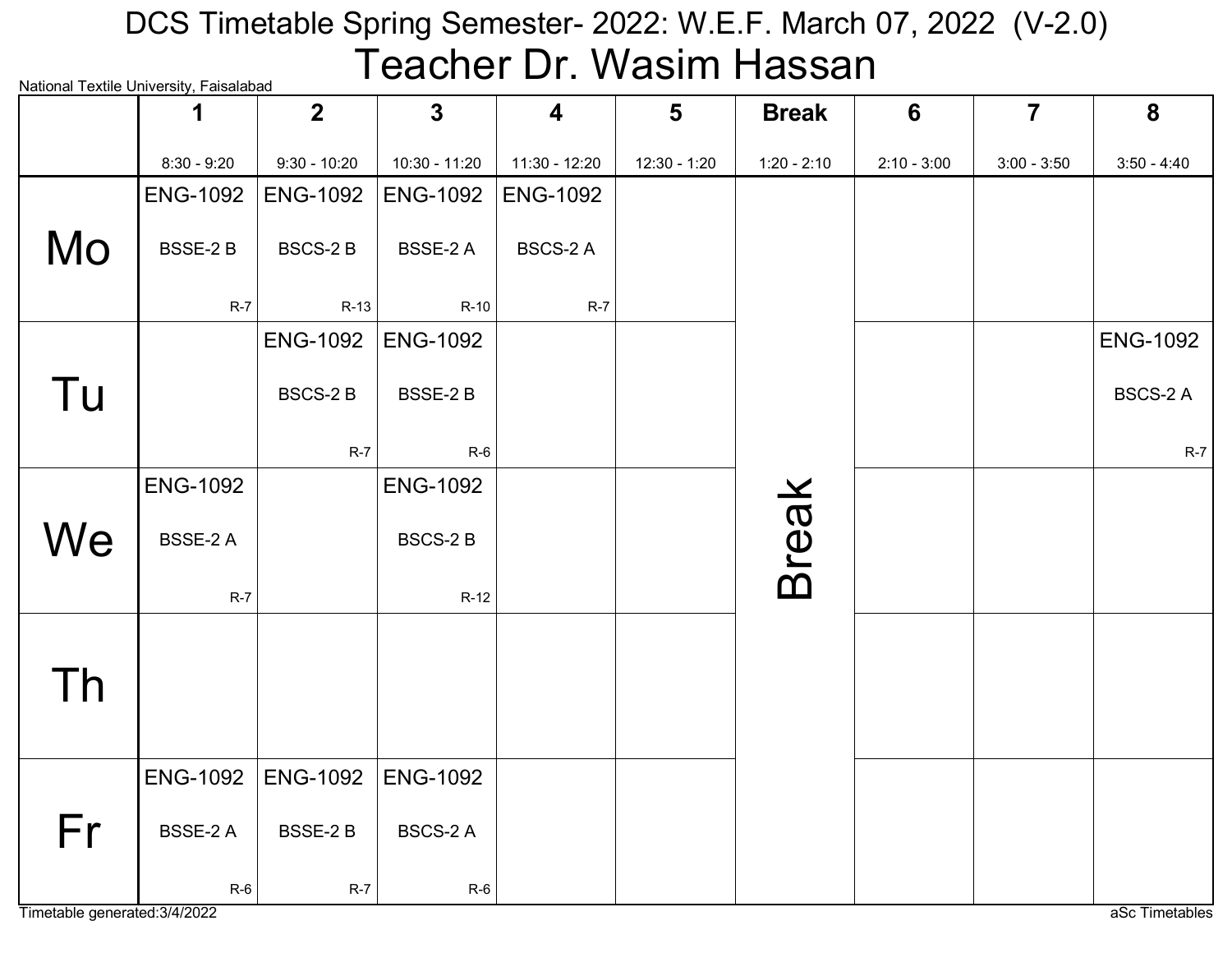# DCS Timetable Spring Semester- 2022: W.E.F. March 07, 2022 (V-2.0)

## Teacher Dr. Wasim Hassan

National Textile University, Faisalabad

| | 1<br>8:30 - 9:20 | 2<br>9:30 - 10:20 | 3<br>10:30 - 11:20 | 4<br>11:30 - 12:20 | 5<br>12:30 - 1:20 | Break<br>1:20 - 2:10 | 6<br>2:10 - 3:00 | 7<br>3:00 - 3:50 | 8<br>3:50 - 4:40 |
|---|---|---|---|---|---|---|---|---|---|
| Mo | ENG-1092<br>BSSE-2 B<br>R-7 | ENG-1092<br>BSCS-2 B<br>R-13 | ENG-1092<br>BSSE-2 A<br>R-10 | ENG-1092<br>BSCS-2 A<br>R-7 | | Break | | | |
| Tu | | ENG-1092<br>BSCS-2 B<br>R-7 | ENG-1092<br>BSSE-2 B<br>R-6 | | | Break | | | ENG-1092<br>BSCS-2 A<br>R-7 |
| We | ENG-1092<br>BSSE-2 A<br>R-7 | | ENG-1092<br>BSCS-2 B<br>R-12 | | | Break | | | |
| Th | | | | | | Break | | | |
| Fr | ENG-1092<br>BSSE-2 A<br>R-6 | ENG-1092<br>BSSE-2 B<br>R-7 | ENG-1092<br>BSCS-2 A<br>R-6 | | | Break | | | |

Timetable generated:3/4/2022

aSc Timetables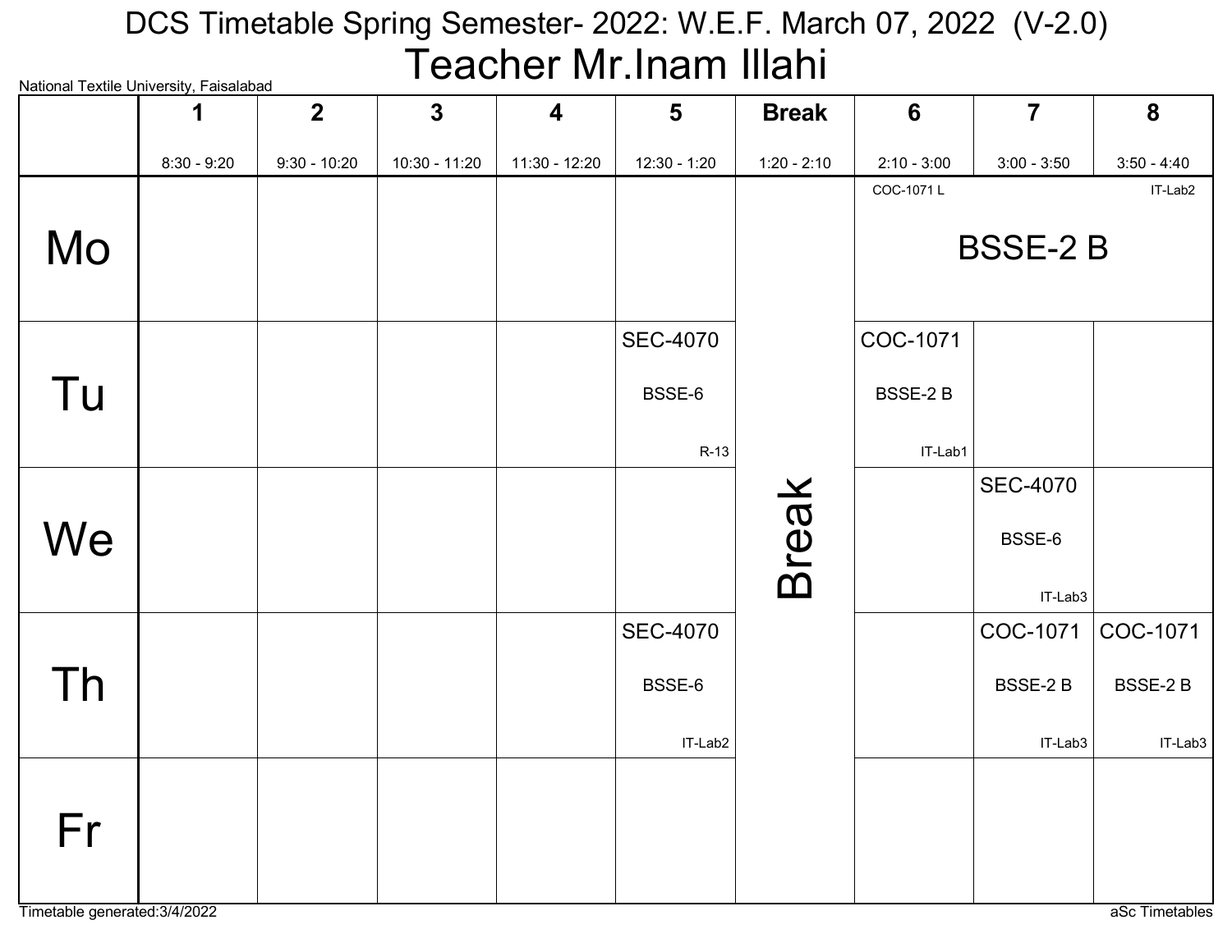# DCS Timetable Spring Semester- 2022: W.E.F. March 07, 2022 (V-2.0)

## Teacher Mr.Inam Illahi

National Textile University, Faisalabad

| | 1<br>8:30 - 9:20 | 2<br>9:30 - 10:20 | 3<br>10:30 - 11:20 | 4<br>11:30 - 12:20 | 5<br>12:30 - 1:20 | Break<br>1:20 - 2:10 | 6<br>2:10 - 3:00 | 7<br>3:00 - 3:50 | 8<br>3:50 - 4:40 |
|---|---|---|---|---|---|---|---|---|---|
| Mo | | | | | | Break | COC-1071 L<br>BSSE-2 B<br>IT-Lab2 | | |
| Tu | | | | | SEC-4070<br>BSSE-6<br>R-13 | Break | COC-1071<br>BSSE-2 B<br>IT-Lab1 | | |
| We | | | | | | Break | | SEC-4070<br>BSSE-6<br>IT-Lab3 | |
| Th | | | | | SEC-4070<br>BSSE-6<br>IT-Lab2 | Break | | COC-1071<br>BSSE-2 B<br>IT-Lab3 | COC-1071<br>BSSE-2 B<br>IT-Lab3 |
| Fr | | | | | | Break | | | |

Timetable generated:3/4/2022

aSc Timetables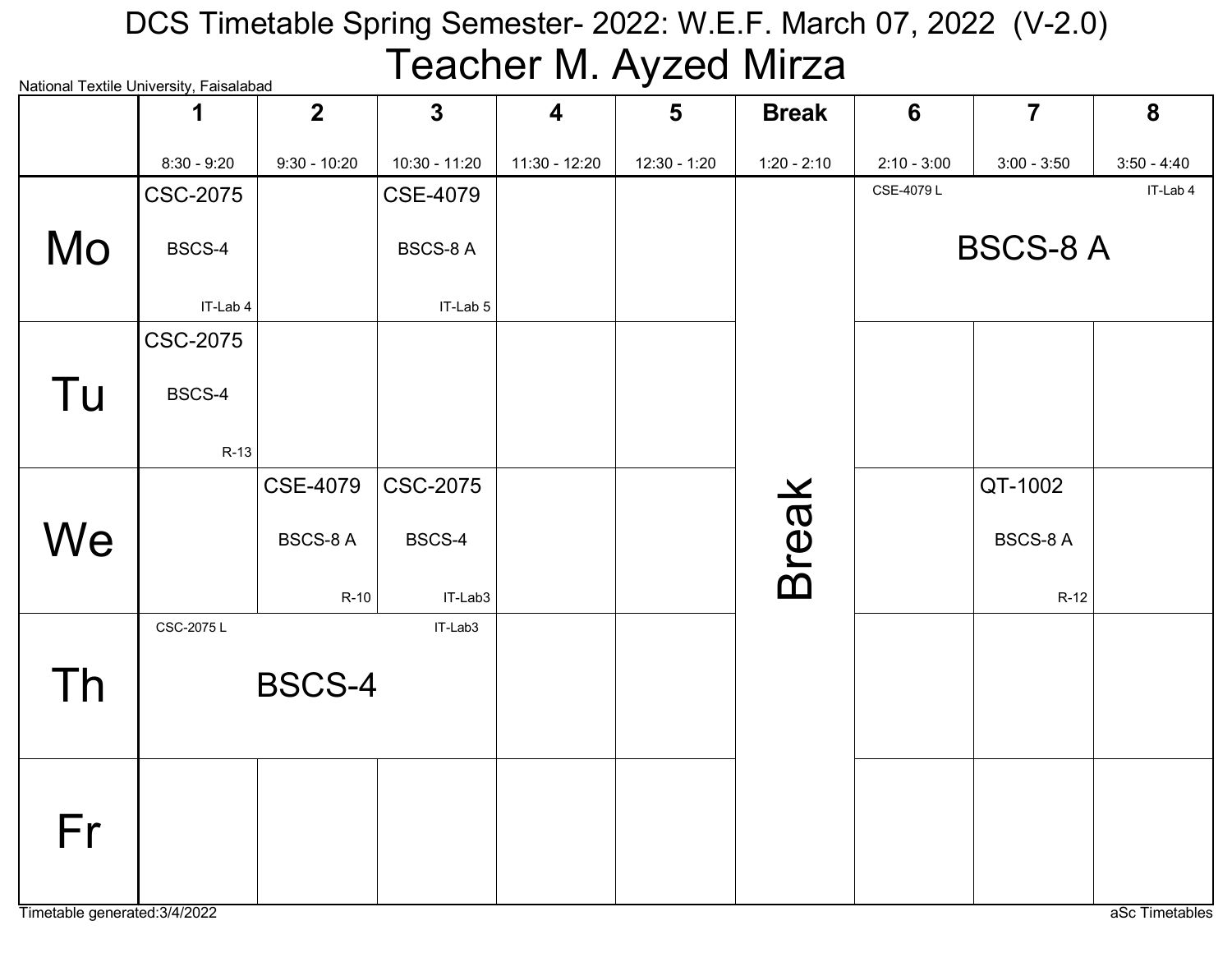# DCS Timetable Spring Semester- 2022: W.E.F. March 07, 2022 (V-2.0)

## Teacher M. Ayzed Mirza

National Textile University, Faisalabad

| | 1<br>8:30 - 9:20 | 2<br>9:30 - 10:20 | 3<br>10:30 - 11:20 | 4<br>11:30 - 12:20 | 5<br>12:30 - 1:20 | Break<br>1:20 - 2:10 | 6<br>2:10 - 3:00 | 7<br>3:00 - 3:50 | 8<br>3:50 - 4:40 |
|---|---|---|---|---|---|---|---|---|---|
| Mo | CSC-2075 BSCS-4 IT-Lab 4 | | CSE-4079 BSCS-8 A IT-Lab 5 | | | Break | CSE-4079 L BSCS-8 A IT-Lab 4 | | |
| Tu | CSC-2075 BSCS-4 R-13 | | | | | Break | | | |
| We | | CSE-4079 BSCS-8 A R-10 | CSC-2075 BSCS-4 IT-Lab3 | | | Break | | QT-1002 BSCS-8 A R-12 | |
| Th | CSC-2075 L BSCS-4 IT-Lab3 | | | | | Break | | | |
| Fr | | | | | | Break | | | |

Timetable generated:3/4/2022

aSc Timetables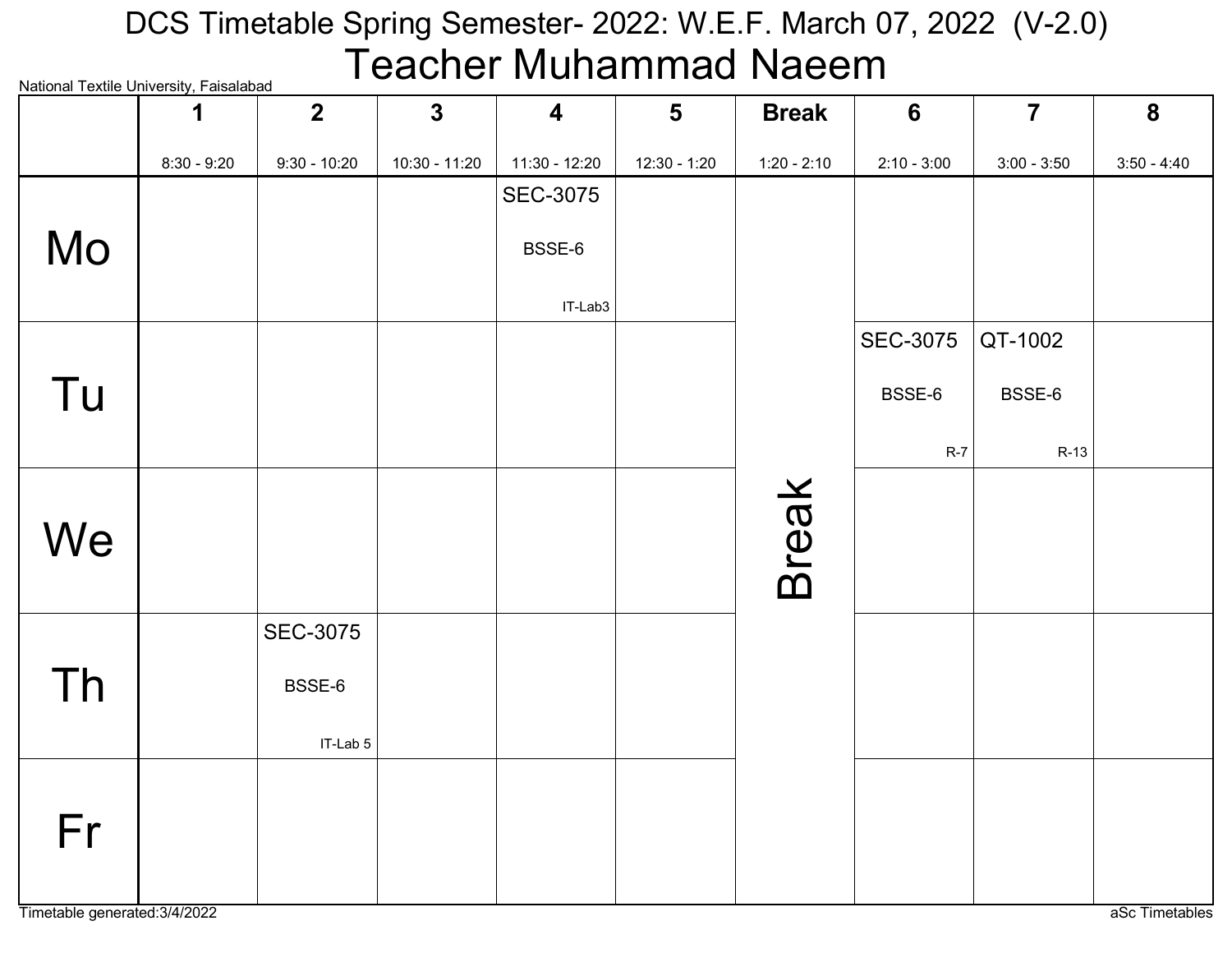# DCS Timetable Spring Semester- 2022: W.E.F. March 07, 2022 (V-2.0)

## Teacher Muhammad Naeem

National Textile University, Faisalabad

| | 1<br>8:30 - 9:20 | 2<br>9:30 - 10:20 | 3<br>10:30 - 11:20 | 4<br>11:30 - 12:20 | 5<br>12:30 - 1:20 | Break<br>1:20 - 2:10 | 6<br>2:10 - 3:00 | 7<br>3:00 - 3:50 | 8<br>3:50 - 4:40 |
|---|---|---|---|---|---|---|---|---|---|
| Mo | | | | SEC-3075 BSSE-6 IT-Lab3 | | Break | | | |
| Tu | | | | | | | SEC-3075 BSSE-6 R-7 | QT-1002 BSSE-6 R-13 | |
| We | | | | | | | | | |
| Th | | SEC-3075 BSSE-6 IT-Lab 5 | | | | | | | |
| Fr | | | | | | | | | |

Timetable generated:3/4/2022

aSc Timetables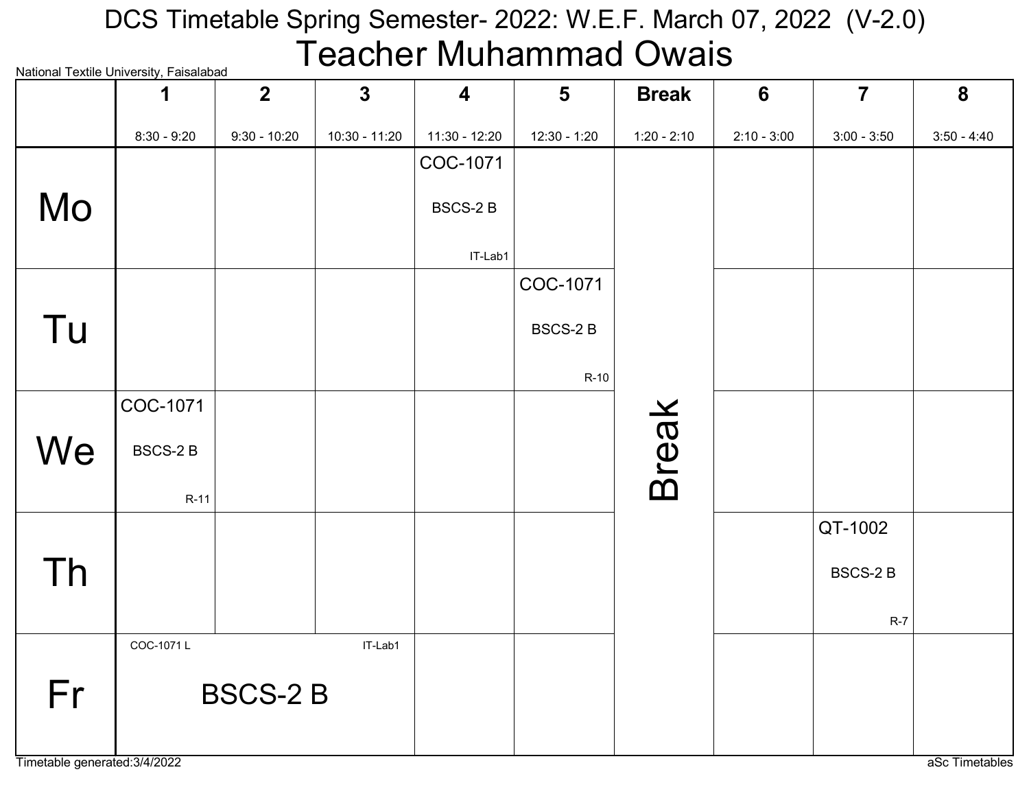# DCS Timetable Spring Semester- 2022: W.E.F. March 07, 2022 (V-2.0)

## Teacher Muhammad Owais

National Textile University, Faisalabad

| | 1<br>8:30 - 9:20 | 2<br>9:30 - 10:20 | 3<br>10:30 - 11:20 | 4<br>11:30 - 12:20 | 5<br>12:30 - 1:20 | Break<br>1:20 - 2:10 | 6<br>2:10 - 3:00 | 7<br>3:00 - 3:50 | 8<br>3:50 - 4:40 |
|---|---|---|---|---|---|---|---|---|---|
| Mo | | | | COC-1071<br>BSCS-2 B<br>IT-Lab1 | | Break | | | |
| Tu | | | | | COC-1071<br>BSCS-2 B<br>R-10 | Break | | | |
| We | COC-1071<br>BSCS-2 B<br>R-11 | | | | | Break | | | |
| Th | | | | | | Break | | QT-1002<br>BSCS-2 B<br>R-7 | |
| Fr | COC-1071 L<br>BSCS-2 B<br>IT-Lab1 | | | | | Break | | | |

Timetable generated:3/4/2022

aSc Timetables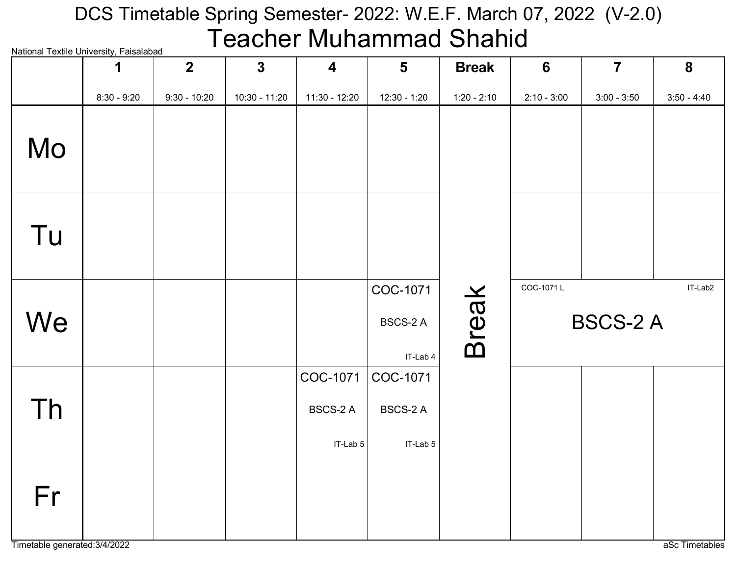# DCS Timetable Spring Semester- 2022: W.E.F. March 07, 2022 (V-2.0)

## Teacher Muhammad Shahid

National Textile University, Faisalabad

| | 1<br>8:30 - 9:20 | 2<br>9:30 - 10:20 | 3<br>10:30 - 11:20 | 4<br>11:30 - 12:20 | 5<br>12:30 - 1:20 | Break<br>1:20 - 2:10 | 6<br>2:10 - 3:00 | 7<br>3:00 - 3:50 | 8<br>3:50 - 4:40 |
|---|---|---|---|---|---|---|---|---|---|
| Mo | | | | | | Break | | | |
| Tu | | | | | | | | | |
| We | | | | | COC-1071 BSCS-2 A IT-Lab 4 | | COC-1071 L BSCS-2 A IT-Lab2 | | |
| Th | | | | COC-1071 BSCS-2 A IT-Lab 5 | COC-1071 BSCS-2 A IT-Lab 5 | | | | |
| Fr | | | | | | | | | |

Timetable generated:3/4/2022

aSc Timetables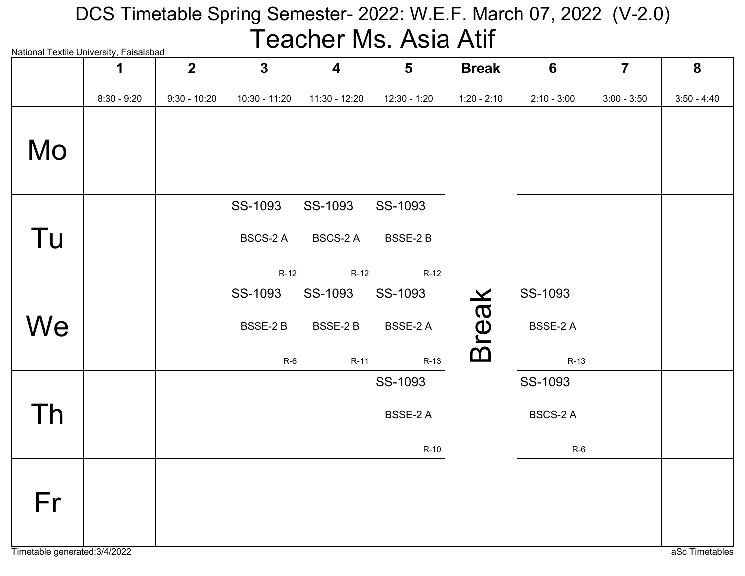# DCS Timetable Spring Semester- 2022: W.E.F. March 07, 2022 (V-2.0)

## Teacher Ms. Asia Atif

National Textile University, Faisalabad

| | 1<br>8:30 - 9:20 | 2<br>9:30 - 10:20 | 3<br>10:30 - 11:20 | 4<br>11:30 - 12:20 | 5<br>12:30 - 1:20 | Break<br>1:20 - 2:10 | 6<br>2:10 - 3:00 | 7<br>3:00 - 3:50 | 8<br>3:50 - 4:40 |
|---|---|---|---|---|---|---|---|---|---|
| Mo | | | | | | Break | | | |
| Tu | | | SS-1093 BSCS-2 A R-12 | SS-1093 BSCS-2 A R-12 | SS-1093 BSSE-2 B R-12 | Break | | | |
| We | | | SS-1093 BSSE-2 B R-6 | SS-1093 BSSE-2 B R-11 | SS-1093 BSSE-2 A R-13 | Break | SS-1093 BSSE-2 A R-13 | | |
| Th | | | | | SS-1093 BSSE-2 A R-10 | Break | SS-1093 BSCS-2 A R-6 | | |
| Fr | | | | | | Break | | | |

Timetable generated:3/4/2022

aSc Timetables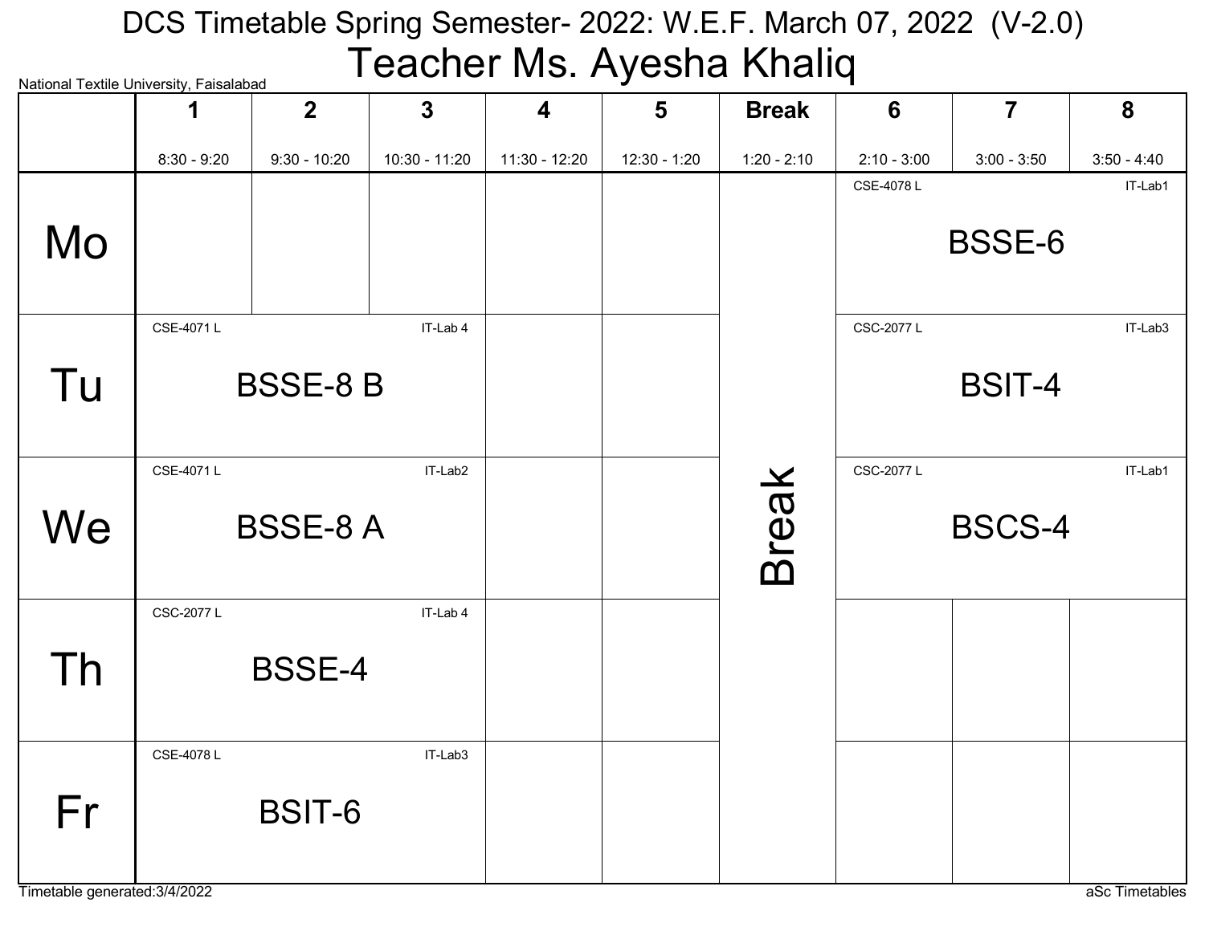# DCS Timetable Spring Semester- 2022: W.E.F. March 07, 2022 (V-2.0)

## Teacher Ms. Ayesha Khaliq

National Textile University, Faisalabad

| | 1<br>8:30 - 9:20 | 2<br>9:30 - 10:20 | 3<br>10:30 - 11:20 | 4<br>11:30 - 12:20 | 5<br>12:30 - 1:20 | Break<br>1:20 - 2:10 | 6<br>2:10 - 3:00 | 7<br>3:00 - 3:50 | 8<br>3:50 - 4:40 |
|---|---|---|---|---|---|---|---|---|---|
| Mo | | | | | | Break | CSE-4078 L IT-Lab1 BSSE-6 | | |
| Tu | CSE-4071 L IT-Lab 4 BSSE-8 B | | | | | Break | CSC-2077 L IT-Lab3 BSIT-4 | | |
| We | CSE-4071 L IT-Lab2 BSSE-8 A | | | | | Break | CSC-2077 L IT-Lab1 BSCS-4 | | |
| Th | CSC-2077 L IT-Lab 4 BSSE-4 | | | | | Break | | | |
| Fr | CSE-4078 L IT-Lab3 BSIT-6 | | | | | Break | | | |

Timetable generated:3/4/2022

aSc Timetables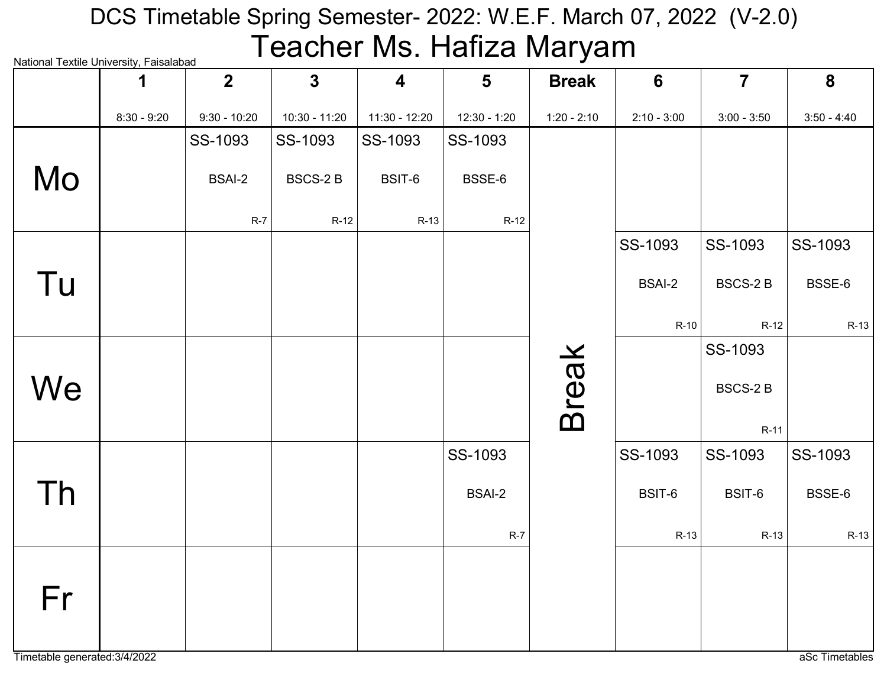# DCS Timetable Spring Semester- 2022: W.E.F. March 07, 2022 (V-2.0)

## Teacher Ms. Hafiza Maryam

National Textile University, Faisalabad

| | 1<br>8:30 - 9:20 | 2<br>9:30 - 10:20 | 3<br>10:30 - 11:20 | 4<br>11:30 - 12:20 | 5<br>12:30 - 1:20 | Break<br>1:20 - 2:10 | 6<br>2:10 - 3:00 | 7<br>3:00 - 3:50 | 8<br>3:50 - 4:40 |
|---|---|---|---|---|---|---|---|---|---|
| Mo | | SS-1093 BSAI-2 R-7 | SS-1093 BSCS-2 B R-12 | SS-1093 BSIT-6 R-13 | SS-1093 BSSE-6 R-12 | Break | | | |
| Tu | | | | | | Break | SS-1093 BSAI-2 R-10 | SS-1093 BSCS-2 B R-12 | SS-1093 BSSE-6 R-13 |
| We | | | | | | Break | | SS-1093 BSCS-2 B R-11 | |
| Th | | | | | SS-1093 BSAI-2 R-7 | Break | SS-1093 BSIT-6 R-13 | SS-1093 BSIT-6 R-13 | SS-1093 BSSE-6 R-13 |
| Fr | | | | | | Break | | | |

Timetable generated:3/4/2022

aSc Timetables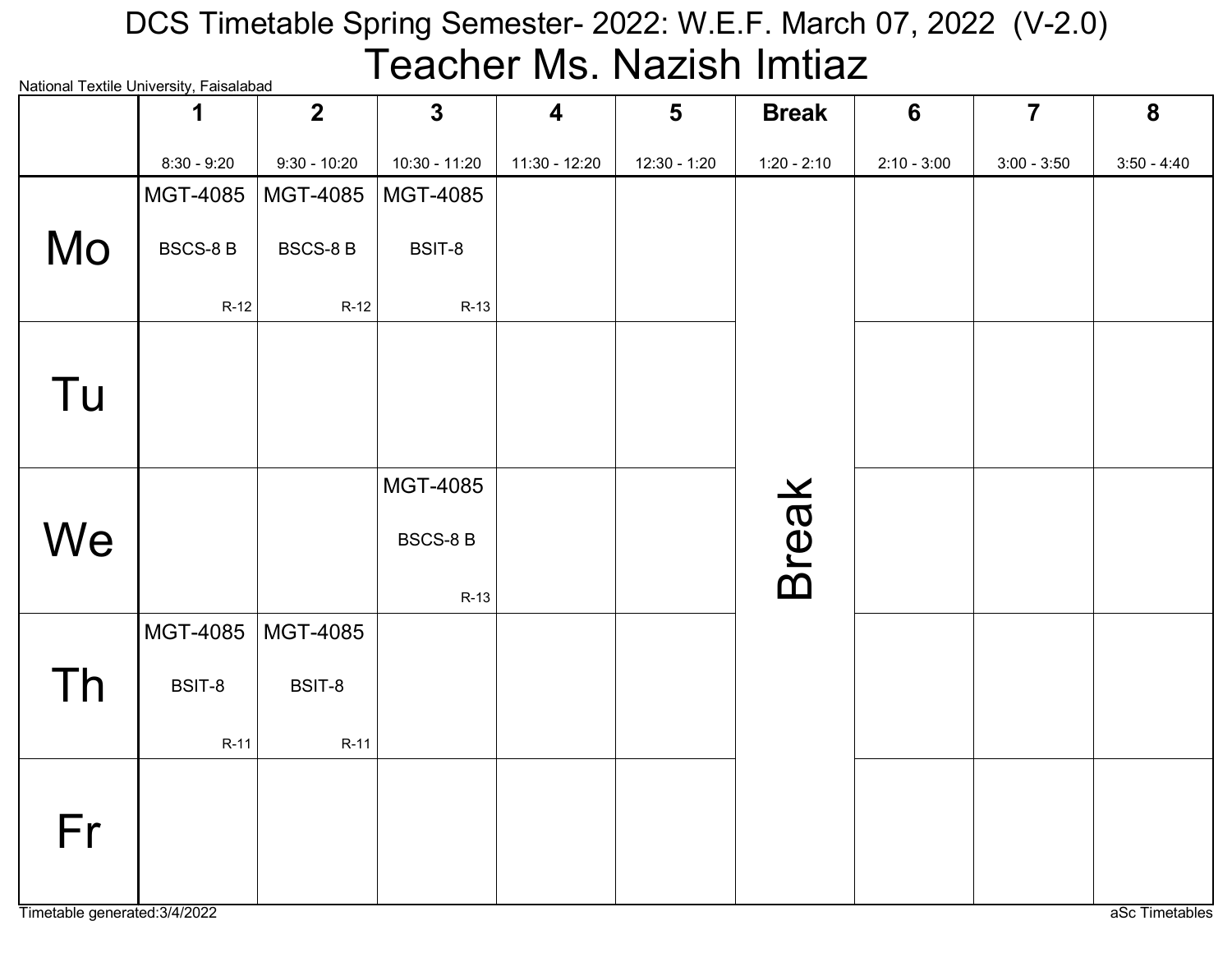# DCS Timetable Spring Semester- 2022: W.E.F. March 07, 2022 (V-2.0)

# Teacher Ms. Nazish Imtiaz

National Textile University, Faisalabad

| | 1<br>8:30 - 9:20 | 2<br>9:30 - 10:20 | 3<br>10:30 - 11:20 | 4<br>11:30 - 12:20 | 5<br>12:30 - 1:20 | Break<br>1:20 - 2:10 | 6<br>2:10 - 3:00 | 7<br>3:00 - 3:50 | 8<br>3:50 - 4:40 |
|---|---|---|---|---|---|---|---|---|---|
| Mo | MGT-4085<br>BSCS-8 B<br>R-12 | MGT-4085<br>BSCS-8 B<br>R-12 | MGT-4085<br>BSIT-8<br>R-13 | | | Break | | | |
| Tu | | | | | | Break | | | |
| We | | | MGT-4085<br>BSCS-8 B<br>R-13 | | | Break | | | |
| Th | MGT-4085<br>BSIT-8<br>R-11 | MGT-4085<br>BSIT-8<br>R-11 | | | | Break | | | |
| Fr | | | | | | Break | | | |

Timetable generated:3/4/2022

aSc Timetables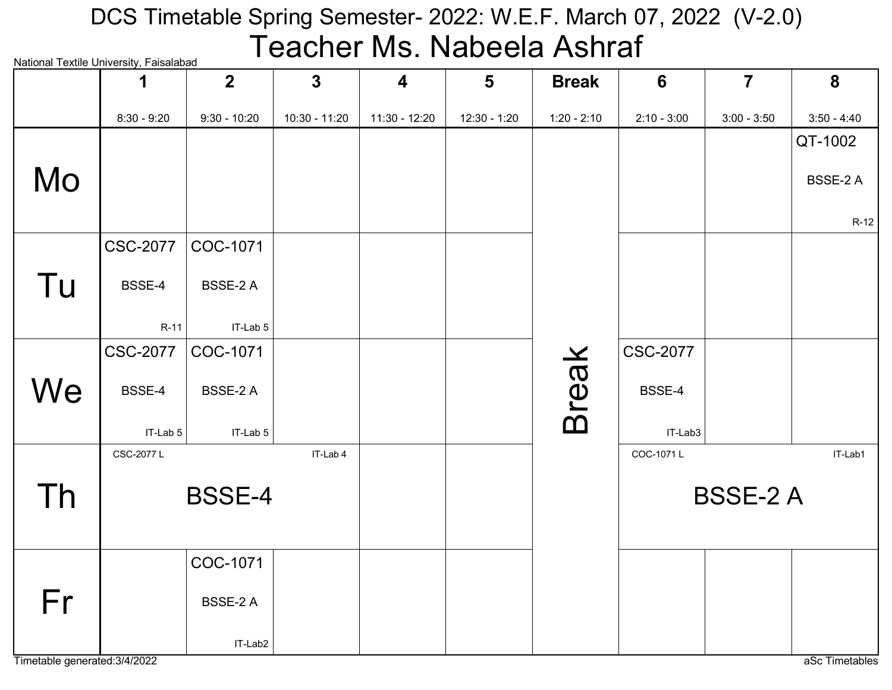# DCS Timetable Spring Semester- 2022: W.E.F. March 07, 2022 (V-2.0)

## Teacher Ms. Nabeela Ashraf

National Textile University, Faisalabad

| | 1<br>8:30 - 9:20 | 2<br>9:30 - 10:20 | 3<br>10:30 - 11:20 | 4<br>11:30 - 12:20 | 5<br>12:30 - 1:20 | Break<br>1:20 - 2:10 | 6<br>2:10 - 3:00 | 7<br>3:00 - 3:50 | 8<br>3:50 - 4:40 |
|---|---|---|---|---|---|---|---|---|---|
| Mo | | | | | | Break | | | QT-1002 BSSE-2 A R-12 |
| Tu | CSC-2077 BSSE-4 R-11 | COC-1071 BSSE-2 A IT-Lab 5 | | | | Break | | | |
| We | CSC-2077 BSSE-4 IT-Lab 5 | COC-1071 BSSE-2 A IT-Lab 5 | | | | Break | CSC-2077 BSSE-4 IT-Lab3 | | |
| Th | CSC-2077 L BSSE-4 IT-Lab 4 | | | | | Break | COC-1071 L BSSE-2 A IT-Lab1 | | |
| Fr | | COC-1071 BSSE-2 A IT-Lab2 | | | | Break | | | |

Timetable generated:3/4/2022

aSc Timetables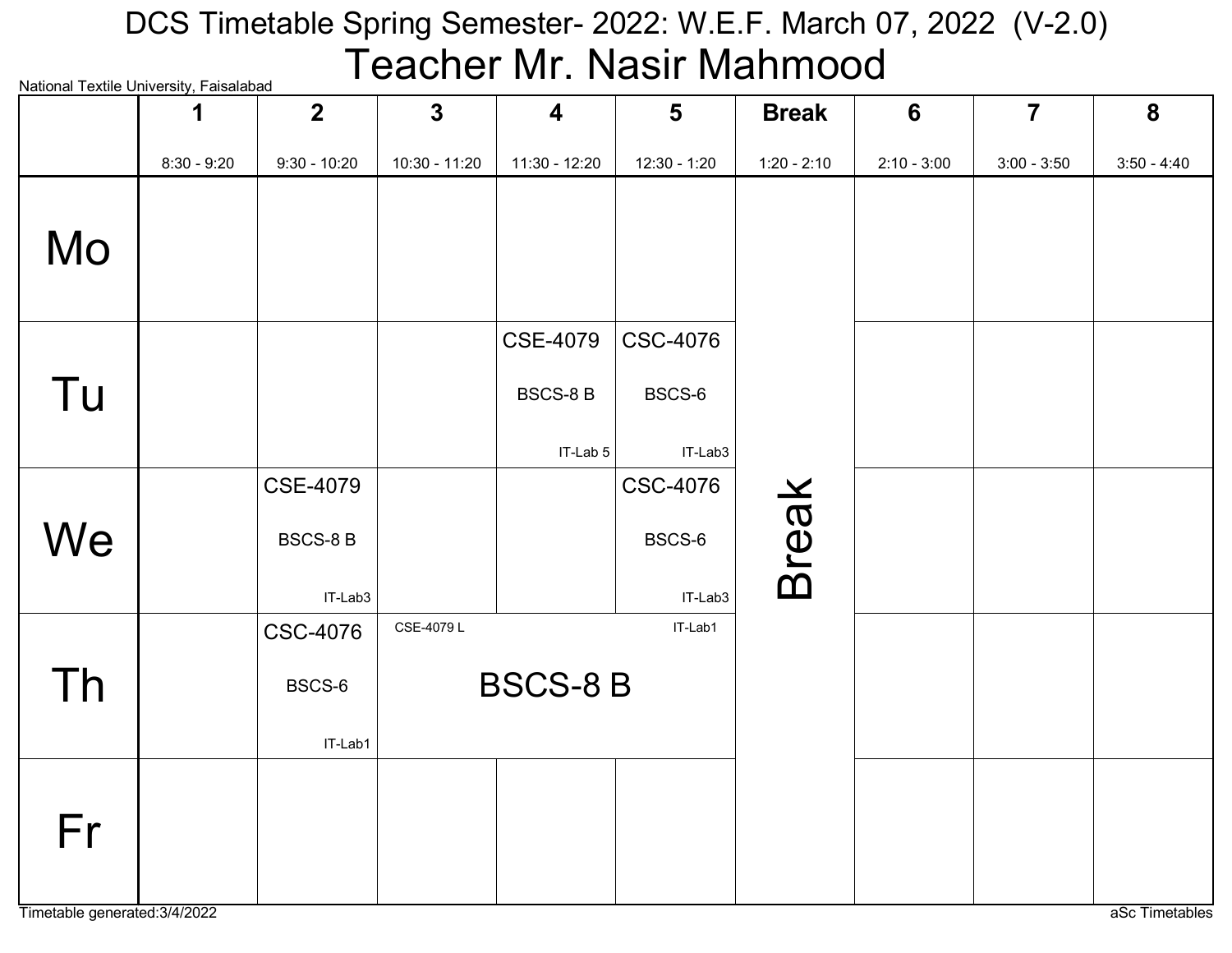# DCS Timetable Spring Semester- 2022: W.E.F. March 07, 2022 (V-2.0)

## Teacher Mr. Nasir Mahmood

National Textile University, Faisalabad

| | 1<br>8:30 - 9:20 | 2<br>9:30 - 10:20 | 3<br>10:30 - 11:20 | 4<br>11:30 - 12:20 | 5<br>12:30 - 1:20 | Break<br>1:20 - 2:10 | 6<br>2:10 - 3:00 | 7<br>3:00 - 3:50 | 8<br>3:50 - 4:40 |
|---|---|---|---|---|---|---|---|---|---|
| Mo | | | | | | Break | | | |
| Tu | | | | CSE-4079<br>BSCS-8 B<br>IT-Lab 5 | CSC-4076<br>BSCS-6<br>IT-Lab3 | Break | | | |
| We | | CSE-4079<br>BSCS-8 B<br>IT-Lab3 | | | CSC-4076<br>BSCS-6<br>IT-Lab3 | Break | | | |
| Th | | CSC-4076<br>BSCS-6<br>IT-Lab1 | CSE-4079 L<br>BSCS-8 B<br>IT-Lab1 | | | Break | | | |
| Fr | | | | | | Break | | | |

Note: On Thursday, CSE-4079 L (BSCS-8 B, IT-Lab1) spans periods 3–5 (10:30 - 1:20).

Timetable generated:3/4/2022

aSc Timetables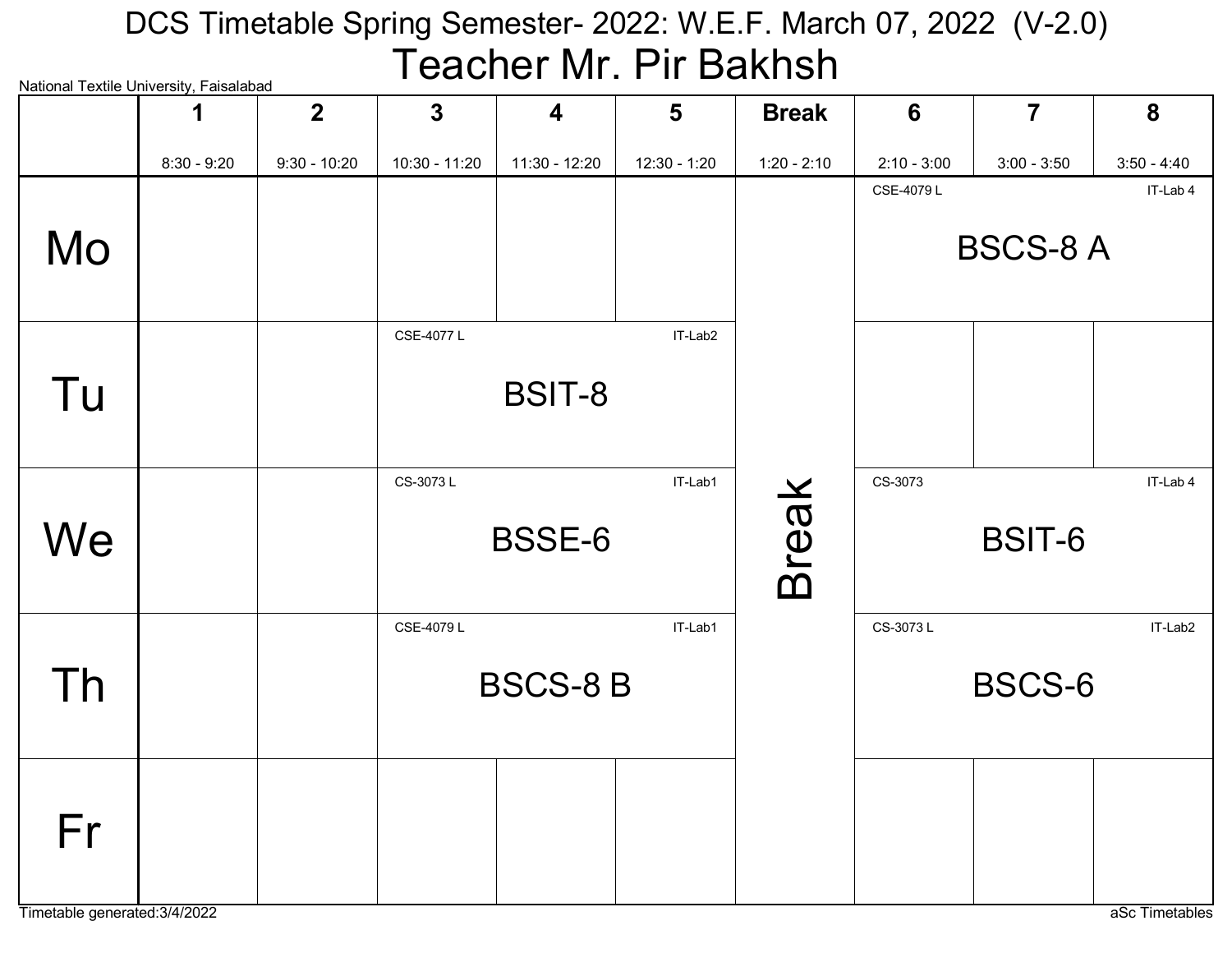# DCS Timetable Spring Semester- 2022: W.E.F. March 07, 2022 (V-2.0)

## Teacher Mr. Pir Bakhsh

National Textile University, Faisalabad

| | 1<br>8:30 - 9:20 | 2<br>9:30 - 10:20 | 3<br>10:30 - 11:20 | 4<br>11:30 - 12:20 | 5<br>12:30 - 1:20 | Break<br>1:20 - 2:10 | 6<br>2:10 - 3:00 | 7<br>3:00 - 3:50 | 8<br>3:50 - 4:40 |
|---|---|---|---|---|---|---|---|---|---|
| Mo | | | | | | Break | CSE-4079 L, IT-Lab 4, BSCS-8 A | | |
| Tu | | | CSE-4077 L, IT-Lab2, BSIT-8 | | | Break | | | |
| We | | | CS-3073 L, IT-Lab1, BSSE-6 | | | Break | CS-3073, IT-Lab 4, BSIT-6 | | |
| Th | | | CSE-4079 L, IT-Lab1, BSCS-8 B | | | Break | CS-3073 L, IT-Lab2, BSCS-6 | | |
| Fr | | | | | | Break | | | |

Timetable generated:3/4/2022

aSc Timetables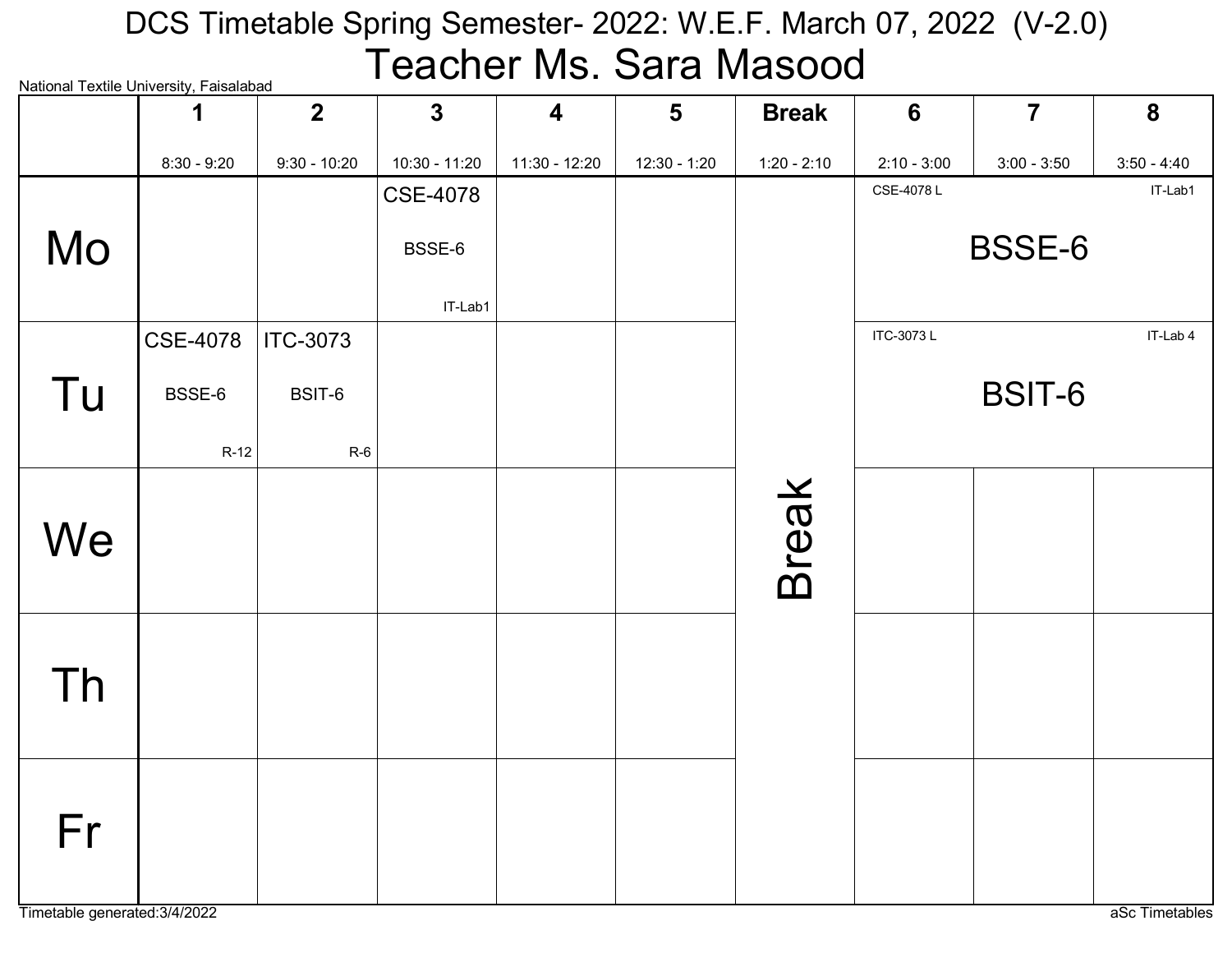# DCS Timetable Spring Semester- 2022: W.E.F. March 07, 2022 (V-2.0)

## Teacher Ms. Sara Masood

National Textile University, Faisalabad

| | 1<br>8:30 - 9:20 | 2<br>9:30 - 10:20 | 3<br>10:30 - 11:20 | 4<br>11:30 - 12:20 | 5<br>12:30 - 1:20 | Break<br>1:20 - 2:10 | 6<br>2:10 - 3:00 | 7<br>3:00 - 3:50 | 8<br>3:50 - 4:40 |
|---|---|---|---|---|---|---|---|---|---|
| Mo | | | CSE-4078<br>BSSE-6<br>IT-Lab1 | | | Break | CSE-4078 L<br>BSSE-6<br>IT-Lab1 | | |
| Tu | CSE-4078<br>BSSE-6<br>R-12 | ITC-3073<br>BSIT-6<br>R-6 | | | | Break | ITC-3073 L<br>BSIT-6<br>IT-Lab 4 | | |
| We | | | | | | Break | | | |
| Th | | | | | | Break | | | |
| Fr | | | | | | Break | | | |

Timetable generated:3/4/2022

aSc Timetables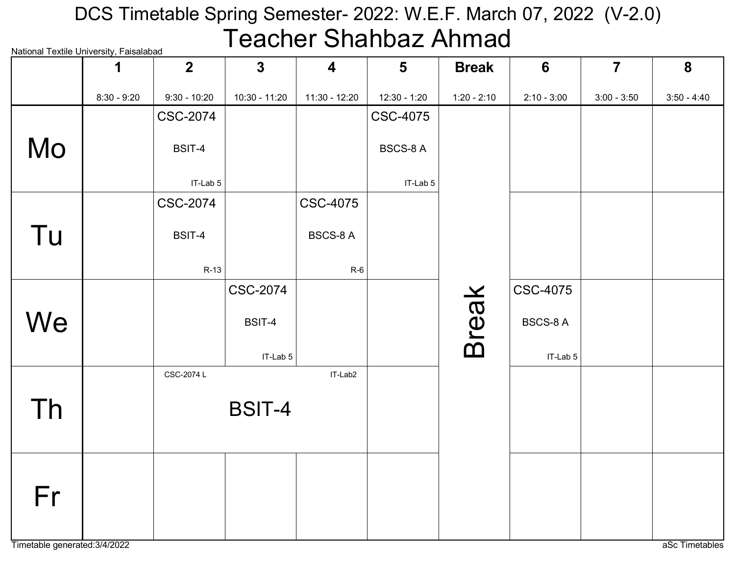# DCS Timetable Spring Semester- 2022: W.E.F. March 07, 2022 (V-2.0)

## Teacher Shahbaz Ahmad

National Textile University, Faisalabad

| | 1<br>8:30 - 9:20 | 2<br>9:30 - 10:20 | 3<br>10:30 - 11:20 | 4<br>11:30 - 12:20 | 5<br>12:30 - 1:20 | Break<br>1:20 - 2:10 | 6<br>2:10 - 3:00 | 7<br>3:00 - 3:50 | 8<br>3:50 - 4:40 |
|---|---|---|---|---|---|---|---|---|---|
| Mo | | CSC-2074 BSIT-4 IT-Lab 5 | | | CSC-4075 BSCS-8 A IT-Lab 5 | Break | | | |
| Tu | | CSC-2074 BSIT-4 R-13 | | CSC-4075 BSCS-8 A R-6 | | Break | | | |
| We | | | CSC-2074 BSIT-4 IT-Lab 5 | | | Break | CSC-4075 BSCS-8 A IT-Lab 5 | | |
| Th | | CSC-2074 L BSIT-4 IT-Lab2 | CSC-2074 L BSIT-4 IT-Lab2 | CSC-2074 L BSIT-4 IT-Lab2 | | Break | | | |
| Fr | | | | | | Break | | | |

Timetable generated:3/4/2022

aSc Timetables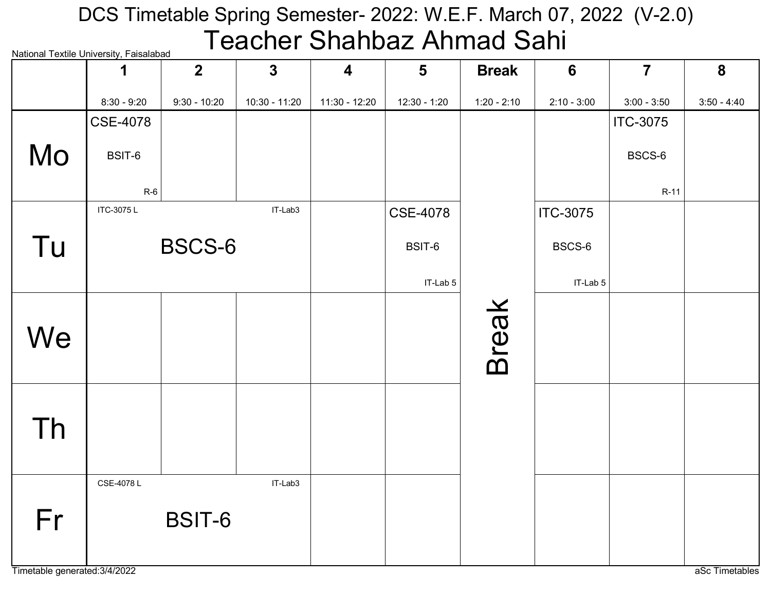# DCS Timetable Spring Semester- 2022: W.E.F. March 07, 2022 (V-2.0)

## Teacher Shahbaz Ahmad Sahi

National Textile University, Faisalabad

| | 1<br>8:30 - 9:20 | 2<br>9:30 - 10:20 | 3<br>10:30 - 11:20 | 4<br>11:30 - 12:20 | 5<br>12:30 - 1:20 | Break<br>1:20 - 2:10 | 6<br>2:10 - 3:00 | 7<br>3:00 - 3:50 | 8<br>3:50 - 4:40 |
|---|---|---|---|---|---|---|---|---|---|
| Mo | CSE-4078 BSIT-6 R-6 | | | | | Break | | ITC-3075 BSCS-6 R-11 | |
| Tu | ITC-3075 L BSCS-6 IT-Lab3 | | | | CSE-4078 BSIT-6 IT-Lab 5 | Break | ITC-3075 BSCS-6 IT-Lab 5 | | |
| We | | | | | | Break | | | |
| Th | | | | | | Break | | | |
| Fr | CSE-4078 L BSIT-6 IT-Lab3 | | | | | Break | | | |

Timetable generated:3/4/2022

aSc Timetables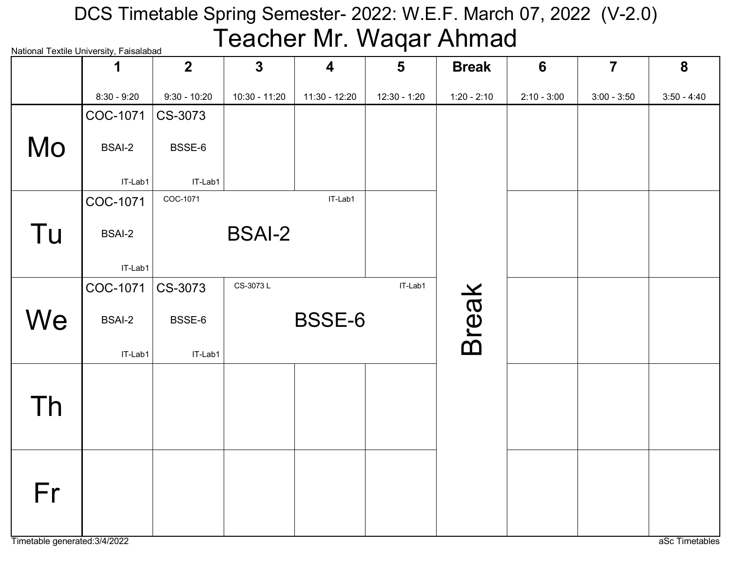# DCS Timetable Spring Semester- 2022: W.E.F. March 07, 2022 (V-2.0)

## Teacher Mr. Waqar Ahmad

National Textile University, Faisalabad

| | 1<br>8:30 - 9:20 | 2<br>9:30 - 10:20 | 3<br>10:30 - 11:20 | 4<br>11:30 - 12:20 | 5<br>12:30 - 1:20 | Break<br>1:20 - 2:10 | 6<br>2:10 - 3:00 | 7<br>3:00 - 3:50 | 8<br>3:50 - 4:40 |
|---|---|---|---|---|---|---|---|---|---|
| Mo | COC-1071 BSAI-2 IT-Lab1 | CS-3073 BSSE-6 IT-Lab1 | | | | Break | | | |
| Tu | COC-1071 BSAI-2 IT-Lab1 | COC-1071 BSAI-2 IT-Lab1 | | | | Break | | | |
| We | COC-1071 BSAI-2 IT-Lab1 | CS-3073 BSSE-6 IT-Lab1 | CS-3073 L BSSE-6 IT-Lab1 | | | Break | | | |
| Th | | | | | | Break | | | |
| Fr | | | | | | Break | | | |

Note: On Tuesday, COC-1071 (BSAI-2, IT-Lab1) spans periods 2–4. On Wednesday, CS-3073 L (BSSE-6, IT-Lab1) spans periods 3–5.

Timetable generated:3/4/2022

aSc Timetables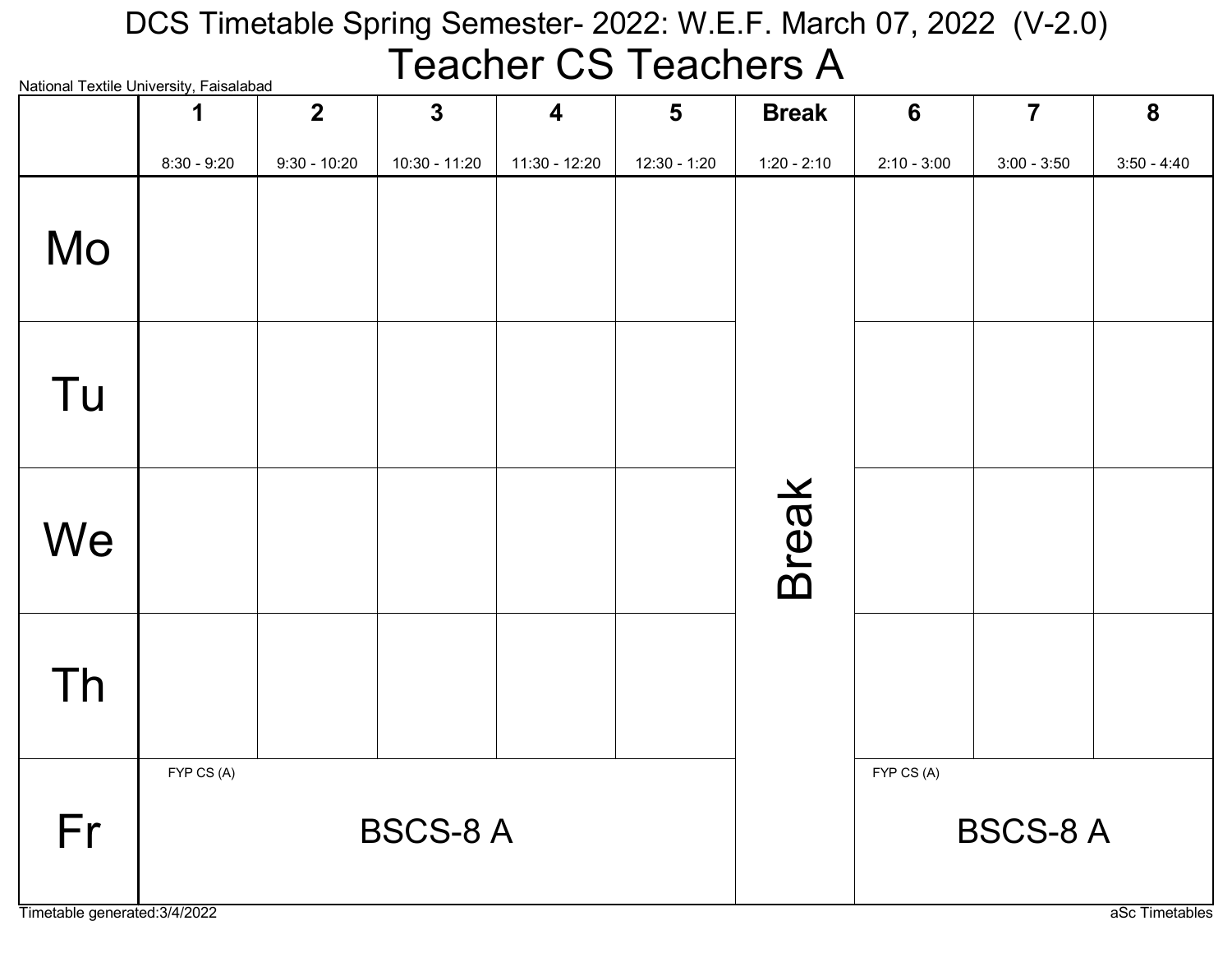# DCS Timetable Spring Semester- 2022: W.E.F. March 07, 2022 (V-2.0)

## Teacher CS Teachers A

National Textile University, Faisalabad

| | 1<br>8:30 - 9:20 | 2<br>9:30 - 10:20 | 3<br>10:30 - 11:20 | 4<br>11:30 - 12:20 | 5<br>12:30 - 1:20 | Break<br>1:20 - 2:10 | 6<br>2:10 - 3:00 | 7<br>3:00 - 3:50 | 8<br>3:50 - 4:40 |
|---|---|---|---|---|---|---|---|---|---|
| Mo | | | | | | Break | | | |
| Tu | | | | | | | | | |
| We | | | | | | | | | |
| Th | | | | | | | | | |
| Fr | FYP CS (A)<br>BSCS-8 A | | | | | | FYP CS (A)<br>BSCS-8 A | | |

Timetable generated:3/4/2022

aSc Timetables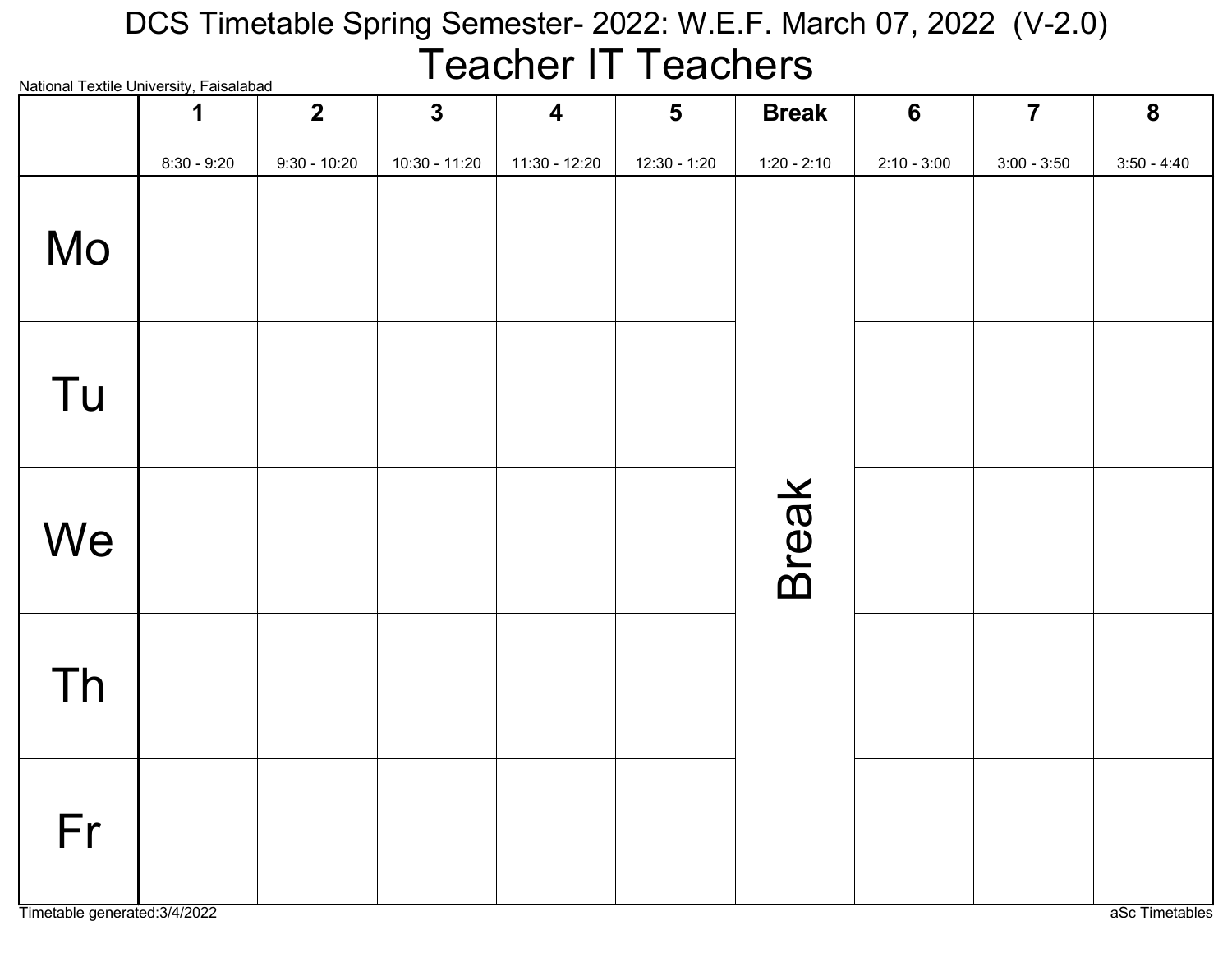# DCS Timetable Spring Semester- 2022: W.E.F. March 07, 2022 (V-2.0)

## Teacher IT Teachers

National Textile University, Faisalabad

| | 1<br>8:30 - 9:20 | 2<br>9:30 - 10:20 | 3<br>10:30 - 11:20 | 4<br>11:30 - 12:20 | 5<br>12:30 - 1:20 | Break<br>1:20 - 2:10 | 6<br>2:10 - 3:00 | 7<br>3:00 - 3:50 | 8<br>3:50 - 4:40 |
|---|---|---|---|---|---|---|---|---|---|
| Mo | | | | | | Break | | | |
| Tu | | | | | | | | | |
| We | | | | | | | | | |
| Th | | | | | | | | | |
| Fr | | | | | | | | | |

Timetable generated:3/4/2022

aSc Timetables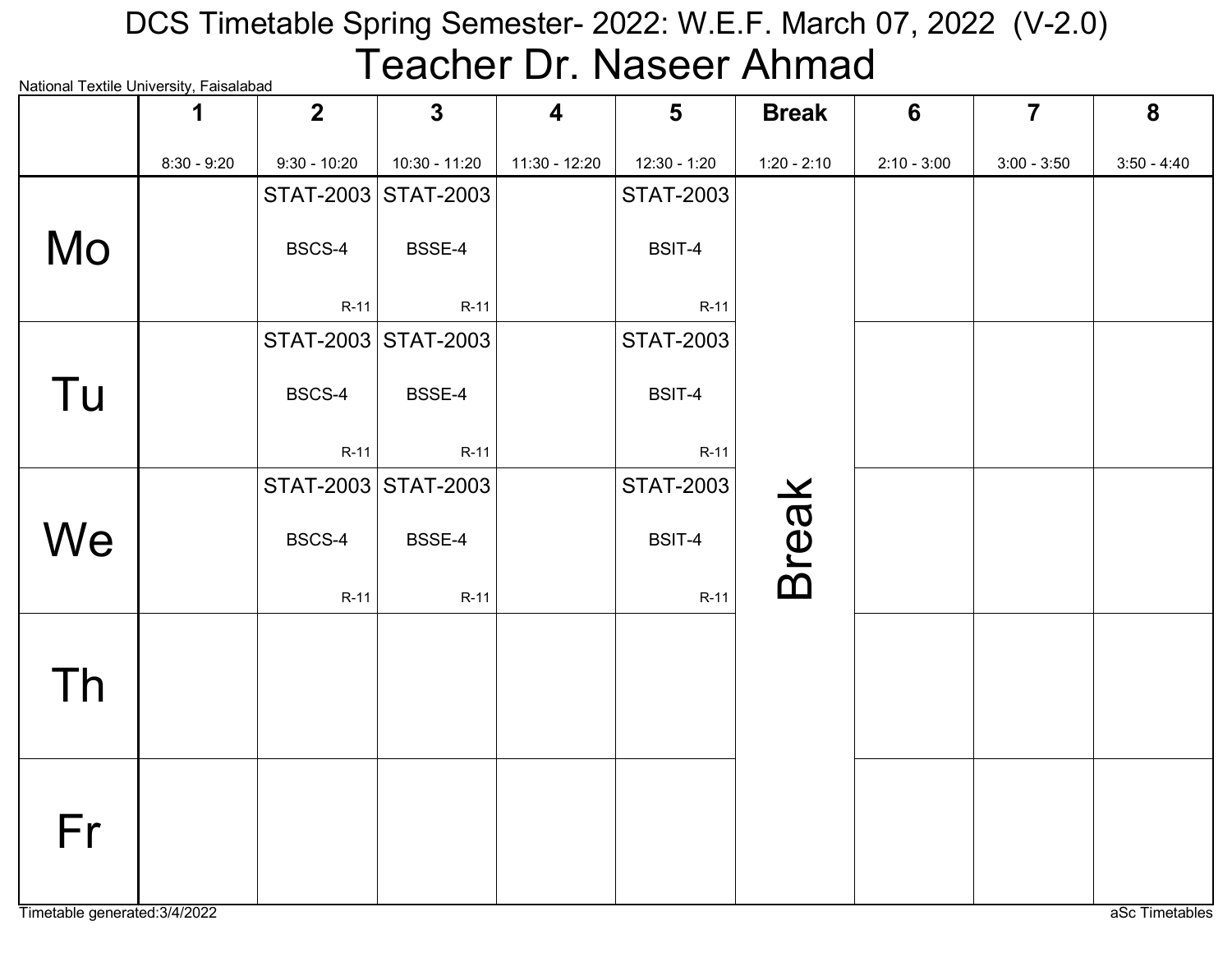# DCS Timetable Spring Semester- 2022: W.E.F. March 07, 2022 (V-2.0)

## Teacher Dr. Naseer Ahmad

National Textile University, Faisalabad

| | 1<br>8:30 - 9:20 | 2<br>9:30 - 10:20 | 3<br>10:30 - 11:20 | 4<br>11:30 - 12:20 | 5<br>12:30 - 1:20 | Break<br>1:20 - 2:10 | 6<br>2:10 - 3:00 | 7<br>3:00 - 3:50 | 8<br>3:50 - 4:40 |
|---|---|---|---|---|---|---|---|---|---|
| Mo | | STAT-2003<br>BSCS-4<br>R-11 | STAT-2003<br>BSSE-4<br>R-11 | | STAT-2003<br>BSIT-4<br>R-11 | Break | | | |
| Tu | | STAT-2003<br>BSCS-4<br>R-11 | STAT-2003<br>BSSE-4<br>R-11 | | STAT-2003<br>BSIT-4<br>R-11 | Break | | | |
| We | | STAT-2003<br>BSCS-4<br>R-11 | STAT-2003<br>BSSE-4<br>R-11 | | STAT-2003<br>BSIT-4<br>R-11 | Break | | | |
| Th | | | | | | Break | | | |
| Fr | | | | | | Break | | | |

Timetable generated:3/4/2022

aSc Timetables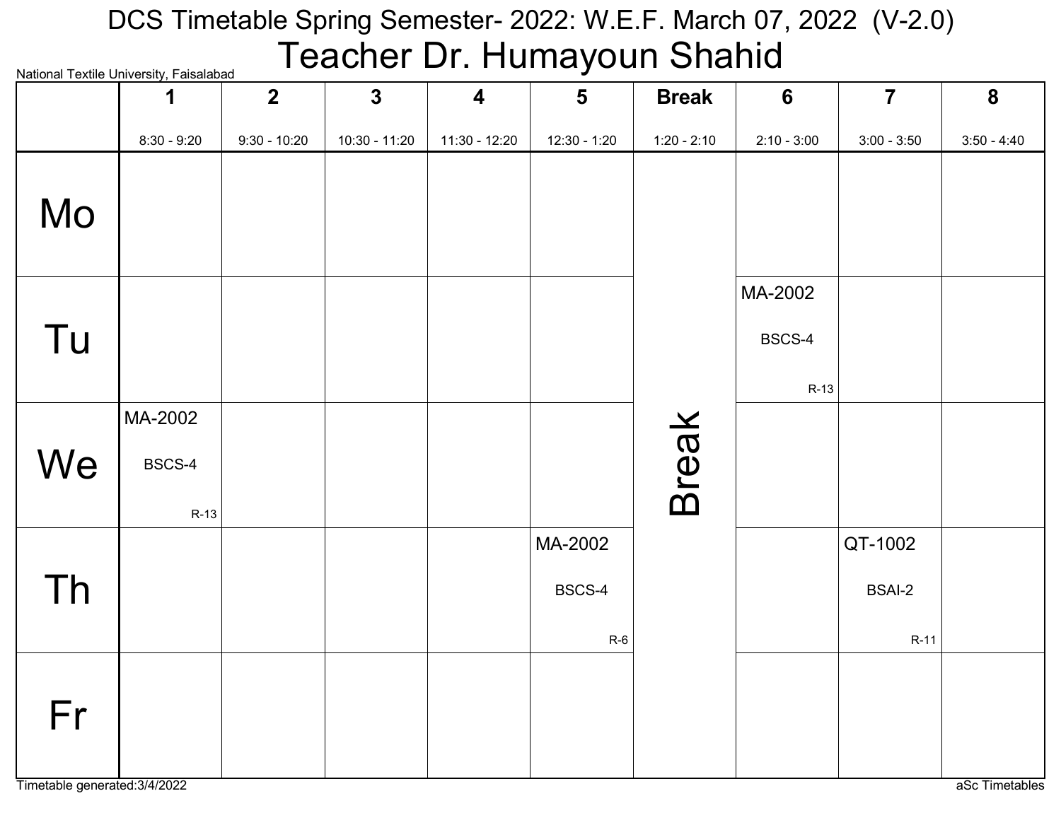DCS Timetable Spring Semester- 2022: W.E.F. March 07, 2022 (V-2.0)

# Teacher Dr. Humayoun Shahid

National Textile University, Faisalabad

| | 1<br>8:30 - 9:20 | 2<br>9:30 - 10:20 | 3<br>10:30 - 11:20 | 4<br>11:30 - 12:20 | 5<br>12:30 - 1:20 | Break<br>1:20 - 2:10 | 6<br>2:10 - 3:00 | 7<br>3:00 - 3:50 | 8<br>3:50 - 4:40 |
|---|---|---|---|---|---|---|---|---|---|
| Mo | | | | | | Break | | | |
| Tu | | | | | | Break | MA-2002<br>BSCS-4<br>R-13 | | |
| We | MA-2002<br>BSCS-4<br>R-13 | | | | | Break | | | |
| Th | | | | | MA-2002<br>BSCS-4<br>R-6 | Break | | QT-1002<br>BSAI-2<br>R-11 | |
| Fr | | | | | | Break | | | |

Timetable generated:3/4/2022

aSc Timetables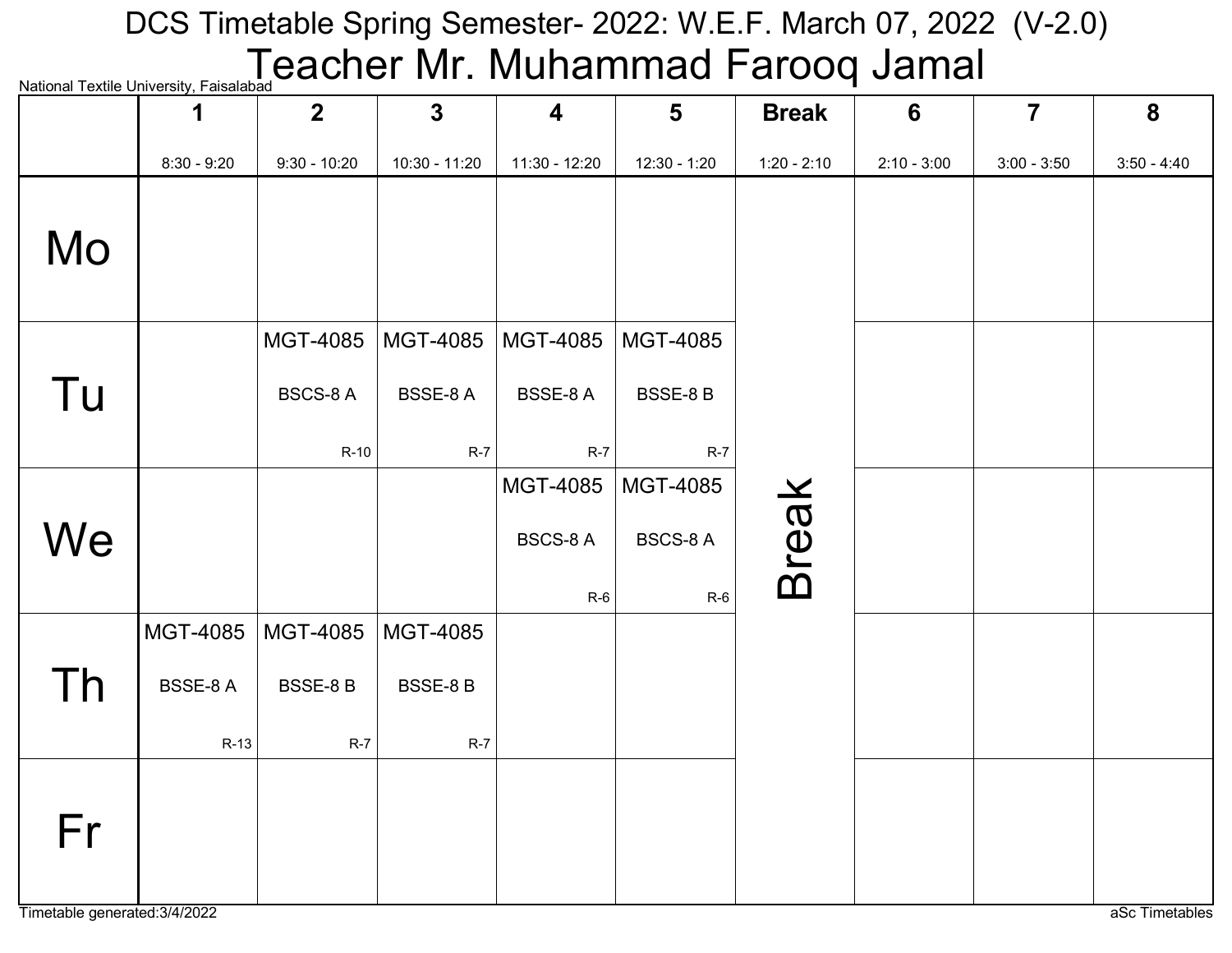# DCS Timetable Spring Semester- 2022: W.E.F. March 07, 2022 (V-2.0)

## Teacher Mr. Muhammad Farooq Jamal

National Textile University, Faisalabad

| | 1<br>8:30 - 9:20 | 2<br>9:30 - 10:20 | 3<br>10:30 - 11:20 | 4<br>11:30 - 12:20 | 5<br>12:30 - 1:20 | Break<br>1:20 - 2:10 | 6<br>2:10 - 3:00 | 7<br>3:00 - 3:50 | 8<br>3:50 - 4:40 |
|---|---|---|---|---|---|---|---|---|---|
| Mo | | | | | | Break | | | |
| Tu | | MGT-4085 BSCS-8 A R-10 | MGT-4085 BSSE-8 A R-7 | MGT-4085 BSSE-8 A R-7 | MGT-4085 BSSE-8 B R-7 | | | | |
| We | | | | MGT-4085 BSCS-8 A R-6 | MGT-4085 BSCS-8 A R-6 | | | | |
| Th | MGT-4085 BSSE-8 A R-13 | MGT-4085 BSSE-8 B R-7 | MGT-4085 BSSE-8 B R-7 | | | | | | |
| Fr | | | | | | | | | |

Timetable generated:3/4/2022

aSc Timetables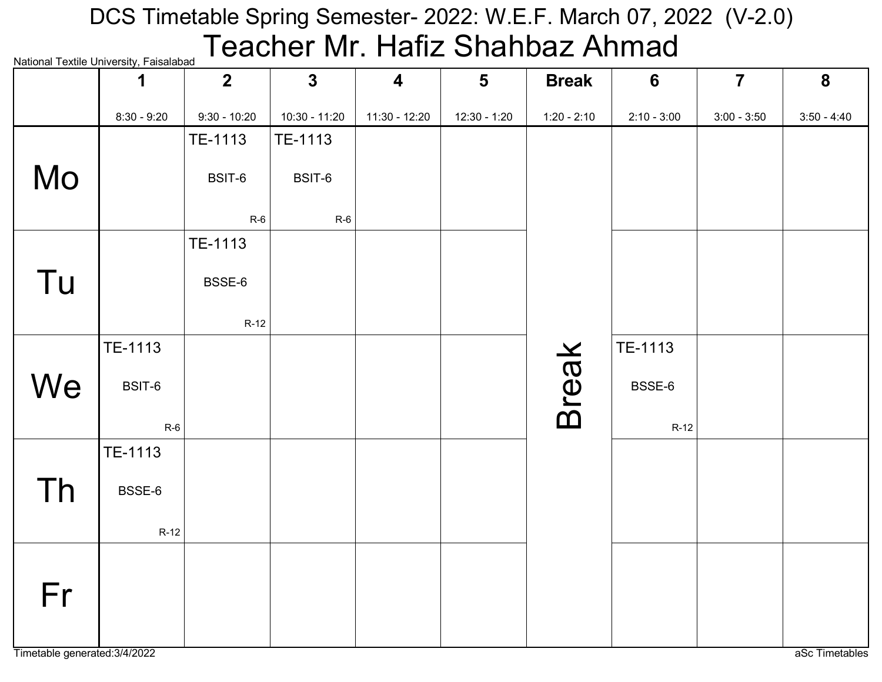# DCS Timetable Spring Semester- 2022: W.E.F. March 07, 2022 (V-2.0)

## Teacher Mr. Hafiz Shahbaz Ahmad

National Textile University, Faisalabad

| | 1<br>8:30 - 9:20 | 2<br>9:30 - 10:20 | 3<br>10:30 - 11:20 | 4<br>11:30 - 12:20 | 5<br>12:30 - 1:20 | Break<br>1:20 - 2:10 | 6<br>2:10 - 3:00 | 7<br>3:00 - 3:50 | 8<br>3:50 - 4:40 |
|---|---|---|---|---|---|---|---|---|---|
| Mo | | TE-1113 BSIT-6 R-6 | TE-1113 BSIT-6 R-6 | | | Break | | | |
| Tu | | TE-1113 BSSE-6 R-12 | | | | Break | | | |
| We | TE-1113 BSIT-6 R-6 | | | | | Break | TE-1113 BSSE-6 R-12 | | |
| Th | TE-1113 BSSE-6 R-12 | | | | | Break | | | |
| Fr | | | | | | Break | | | |

Timetable generated:3/4/2022

aSc Timetables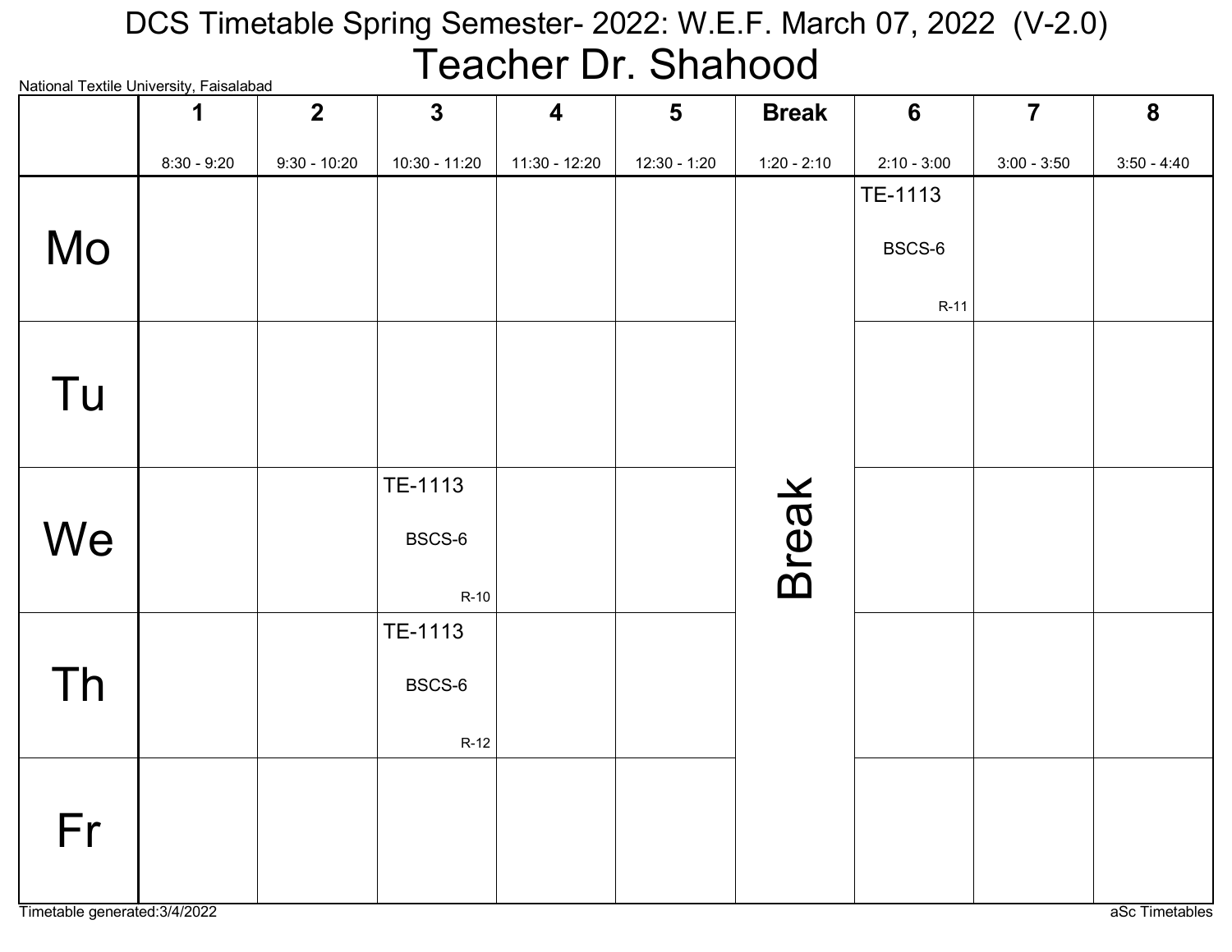# DCS Timetable Spring Semester- 2022: W.E.F. March 07, 2022 (V-2.0)

## Teacher Dr. Shahood

National Textile University, Faisalabad

| | 1<br>8:30 - 9:20 | 2<br>9:30 - 10:20 | 3<br>10:30 - 11:20 | 4<br>11:30 - 12:20 | 5<br>12:30 - 1:20 | Break<br>1:20 - 2:10 | 6<br>2:10 - 3:00 | 7<br>3:00 - 3:50 | 8<br>3:50 - 4:40 |
|---|---|---|---|---|---|---|---|---|---|
| Mo | | | | | | Break | TE-1113 BSCS-6 R-11 | | |
| Tu | | | | | | Break | | | |
| We | | | TE-1113 BSCS-6 R-10 | | | Break | | | |
| Th | | | TE-1113 BSCS-6 R-12 | | | Break | | | |
| Fr | | | | | | Break | | | |

Timetable generated:3/4/2022

aSc Timetables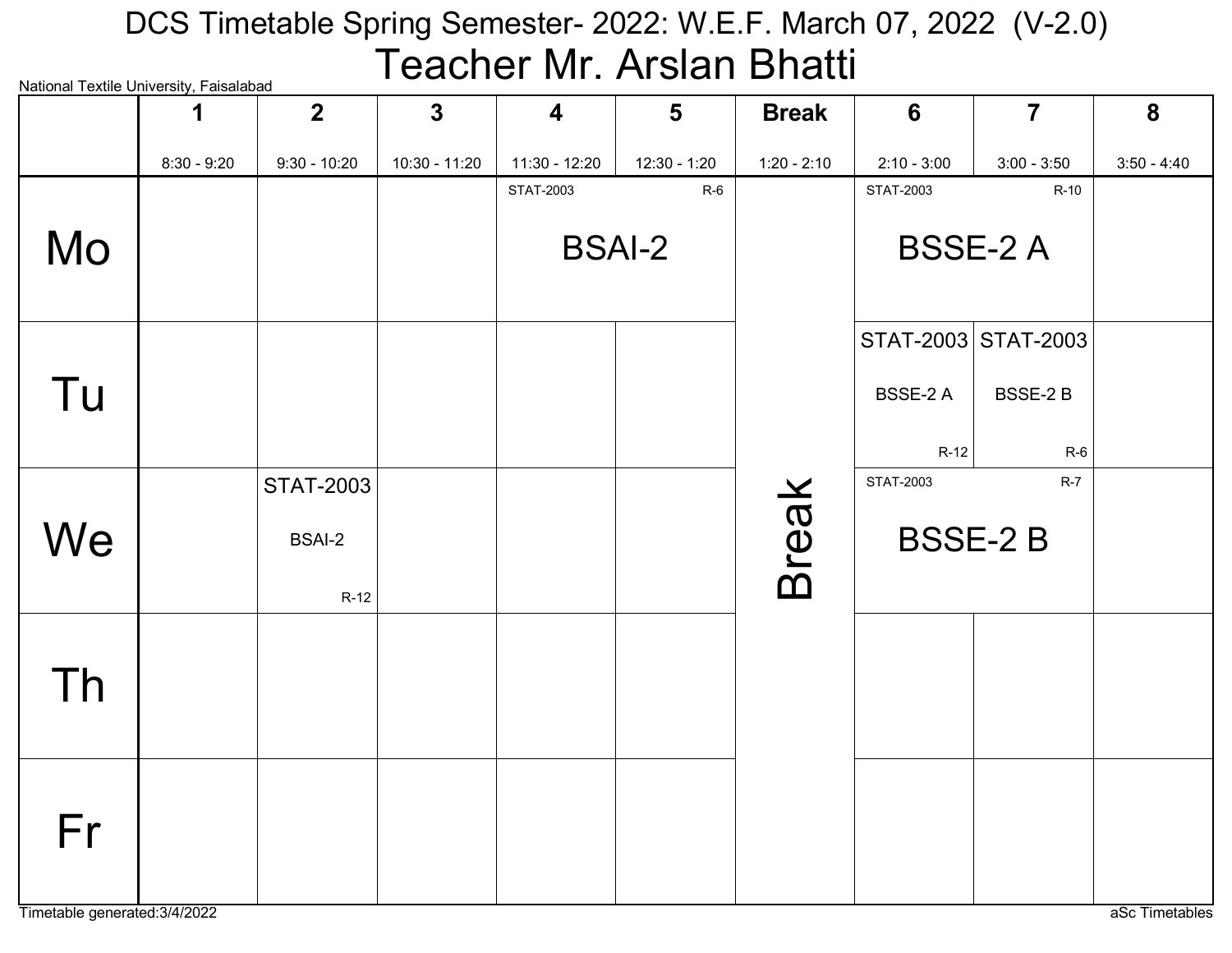# DCS Timetable Spring Semester- 2022: W.E.F. March 07, 2022 (V-2.0)

## Teacher Mr. Arslan Bhatti

National Textile University, Faisalabad

| | 1<br>8:30 - 9:20 | 2<br>9:30 - 10:20 | 3<br>10:30 - 11:20 | 4<br>11:30 - 12:20 | 5<br>12:30 - 1:20 | Break<br>1:20 - 2:10 | 6<br>2:10 - 3:00 | 7<br>3:00 - 3:50 | 8<br>3:50 - 4:40 |
|---|---|---|---|---|---|---|---|---|---|
| Mo | | | | STAT-2003 BSAI-2 R-6 | | Break | STAT-2003 BSSE-2 A R-10 | | |
| Tu | | | | | | Break | STAT-2003 BSSE-2 A R-12 | STAT-2003 BSSE-2 B R-6 | |
| We | | STAT-2003 BSAI-2 R-12 | | | | Break | STAT-2003 BSSE-2 B R-7 | | |
| Th | | | | | | Break | | | |
| Fr | | | | | | Break | | | |

Timetable generated:3/4/2022

aSc Timetables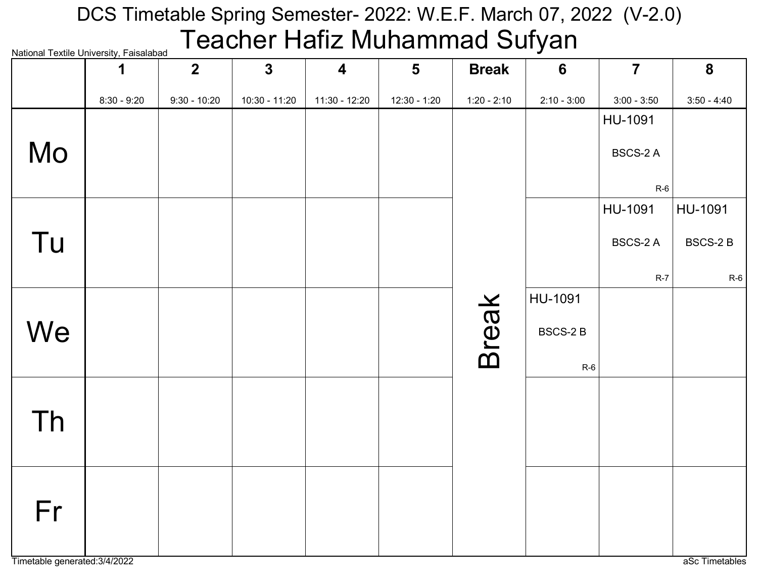# DCS Timetable Spring Semester- 2022: W.E.F. March 07, 2022 (V-2.0)

## Teacher Hafiz Muhammad Sufyan

National Textile University, Faisalabad

| | 1<br>8:30 - 9:20 | 2<br>9:30 - 10:20 | 3<br>10:30 - 11:20 | 4<br>11:30 - 12:20 | 5<br>12:30 - 1:20 | Break<br>1:20 - 2:10 | 6<br>2:10 - 3:00 | 7<br>3:00 - 3:50 | 8<br>3:50 - 4:40 |
|---|---|---|---|---|---|---|---|---|---|
| Mo | | | | | | Break | | HU-1091<br>BSCS-2 A<br>R-6 | |
| Tu | | | | | | Break | | HU-1091<br>BSCS-2 A<br>R-7 | HU-1091<br>BSCS-2 B<br>R-6 |
| We | | | | | | Break | HU-1091<br>BSCS-2 B<br>R-6 | | |
| Th | | | | | | Break | | | |
| Fr | | | | | | Break | | | |

Timetable generated:3/4/2022

aSc Timetables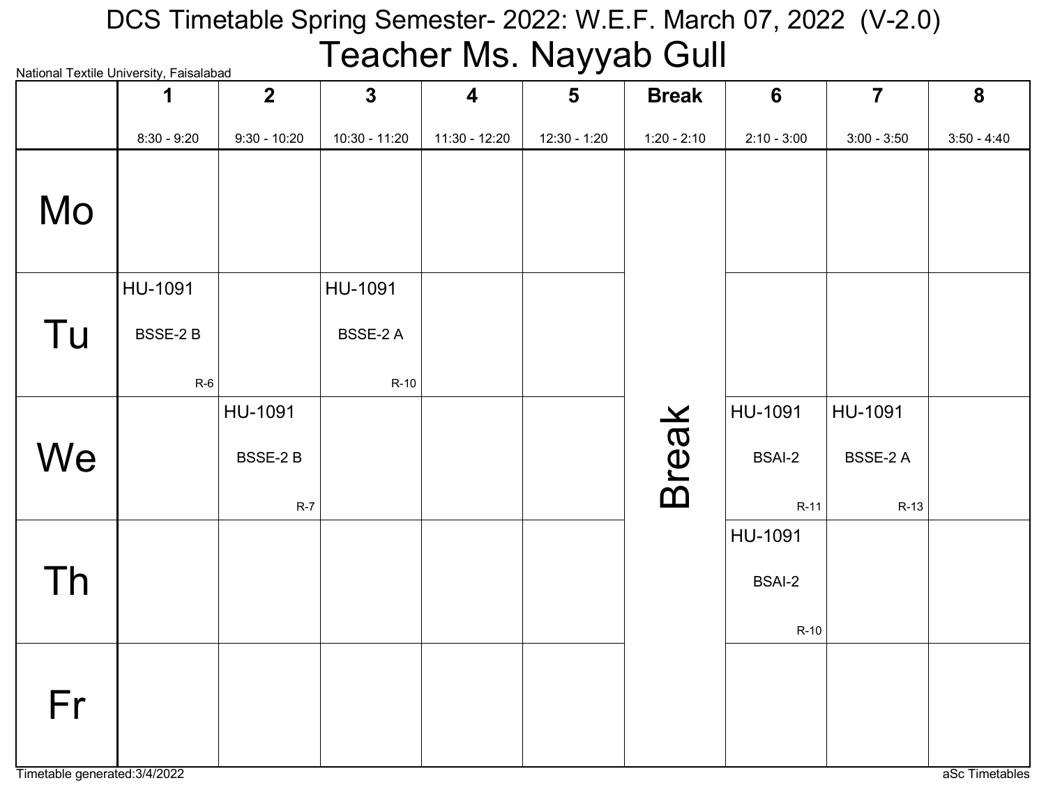# DCS Timetable Spring Semester- 2022: W.E.F. March 07, 2022 (V-2.0)

## Teacher Ms. Nayyab Gull

National Textile University, Faisalabad

| | 1<br>8:30 - 9:20 | 2<br>9:30 - 10:20 | 3<br>10:30 - 11:20 | 4<br>11:30 - 12:20 | 5<br>12:30 - 1:20 | Break<br>1:20 - 2:10 | 6<br>2:10 - 3:00 | 7<br>3:00 - 3:50 | 8<br>3:50 - 4:40 |
|---|---|---|---|---|---|---|---|---|---|
| Mo | | | | | | Break | | | |
| Tu | HU-1091 BSSE-2 B R-6 | | HU-1091 BSSE-2 A R-10 | | | Break | | | |
| We | | HU-1091 BSSE-2 B R-7 | | | | Break | HU-1091 BSAI-2 R-11 | HU-1091 BSSE-2 A R-13 | |
| Th | | | | | | Break | HU-1091 BSAI-2 R-10 | | |
| Fr | | | | | | Break | | | |

Timetable generated:3/4/2022

aSc Timetables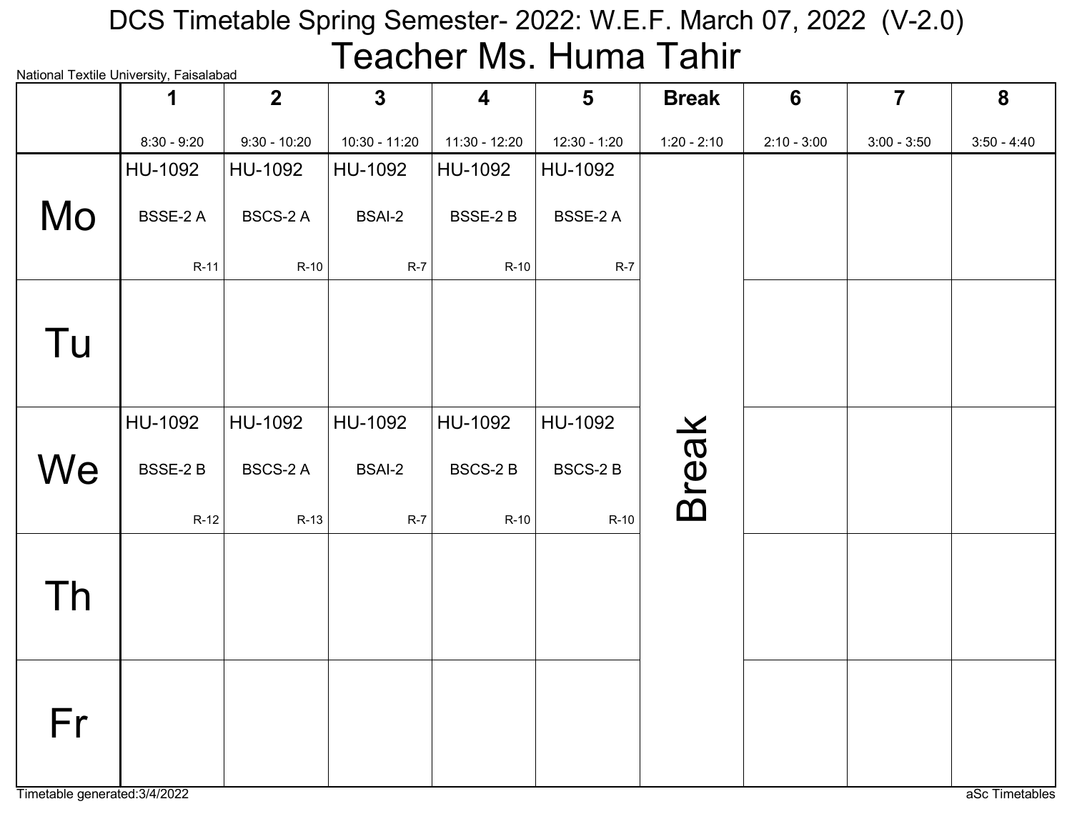# DCS Timetable Spring Semester- 2022: W.E.F. March 07, 2022 (V-2.0)

## Teacher Ms. Huma Tahir

National Textile University, Faisalabad

| | 1<br>8:30 - 9:20 | 2<br>9:30 - 10:20 | 3<br>10:30 - 11:20 | 4<br>11:30 - 12:20 | 5<br>12:30 - 1:20 | Break<br>1:20 - 2:10 | 6<br>2:10 - 3:00 | 7<br>3:00 - 3:50 | 8<br>3:50 - 4:40 |
|---|---|---|---|---|---|---|---|---|---|
| Mo | HU-1092<br>BSSE-2 A<br>R-11 | HU-1092<br>BSCS-2 A<br>R-10 | HU-1092<br>BSAI-2<br>R-7 | HU-1092<br>BSSE-2 B<br>R-10 | HU-1092<br>BSSE-2 A<br>R-7 | Break | | | |
| Tu | | | | | | Break | | | |
| We | HU-1092<br>BSSE-2 B<br>R-12 | HU-1092<br>BSCS-2 A<br>R-13 | HU-1092<br>BSAI-2<br>R-7 | HU-1092<br>BSCS-2 B<br>R-10 | HU-1092<br>BSCS-2 B<br>R-10 | Break | | | |
| Th | | | | | | Break | | | |
| Fr | | | | | | Break | | | |

Timetable generated:3/4/2022

aSc Timetables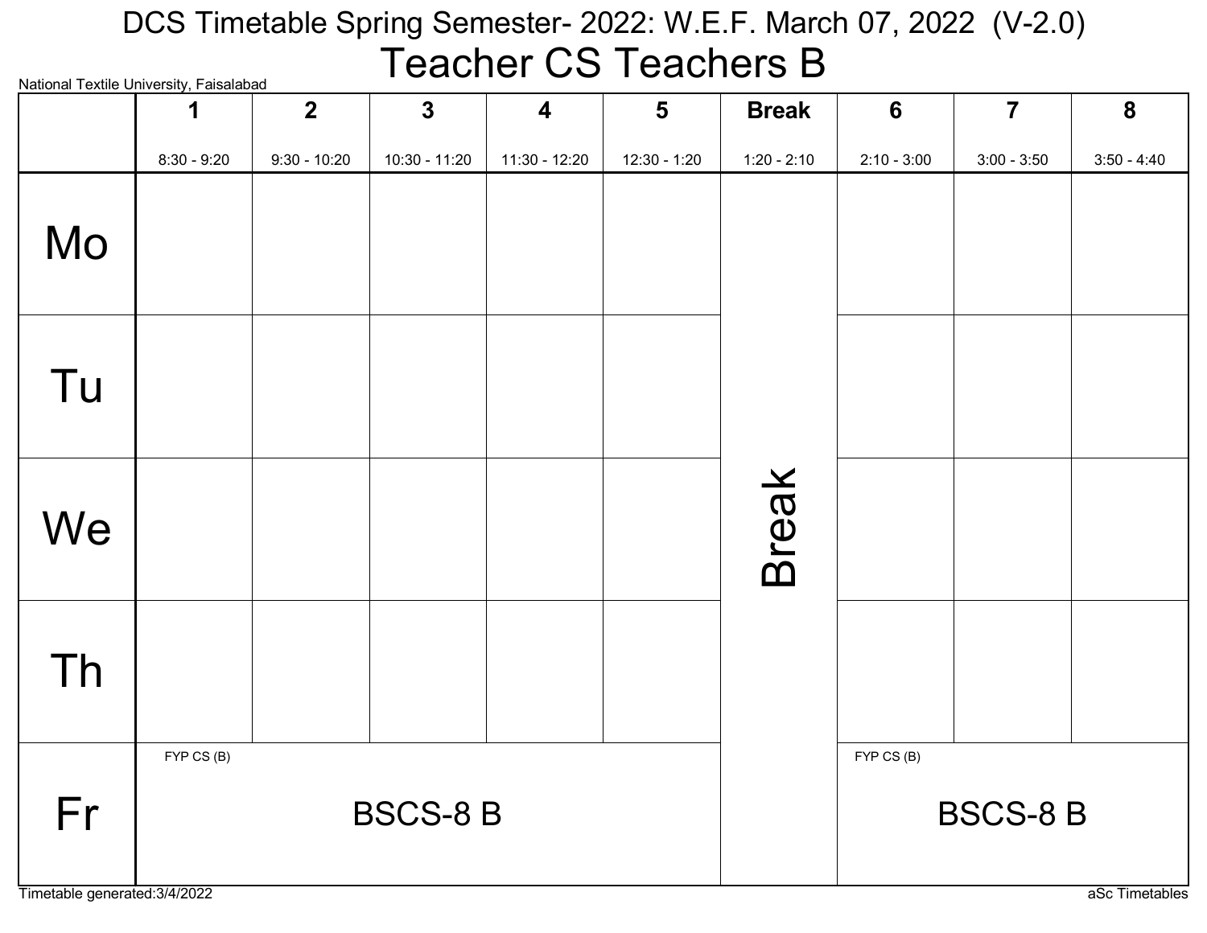# DCS Timetable Spring Semester- 2022: W.E.F. March 07, 2022 (V-2.0)

## Teacher CS Teachers B

National Textile University, Faisalabad

| | 1<br>8:30 - 9:20 | 2<br>9:30 - 10:20 | 3<br>10:30 - 11:20 | 4<br>11:30 - 12:20 | 5<br>12:30 - 1:20 | Break<br>1:20 - 2:10 | 6<br>2:10 - 3:00 | 7<br>3:00 - 3:50 | 8<br>3:50 - 4:40 |
|---|---|---|---|---|---|---|---|---|---|
| Mo | | | | | | Break | | | |
| Tu | | | | | | | | | |
| We | | | | | | | | | |
| Th | | | | | | | | | |
| Fr | FYP CS (B) BSCS-8 B | | | | | | FYP CS (B) BSCS-8 B | | |

Timetable generated:3/4/2022

aSc Timetables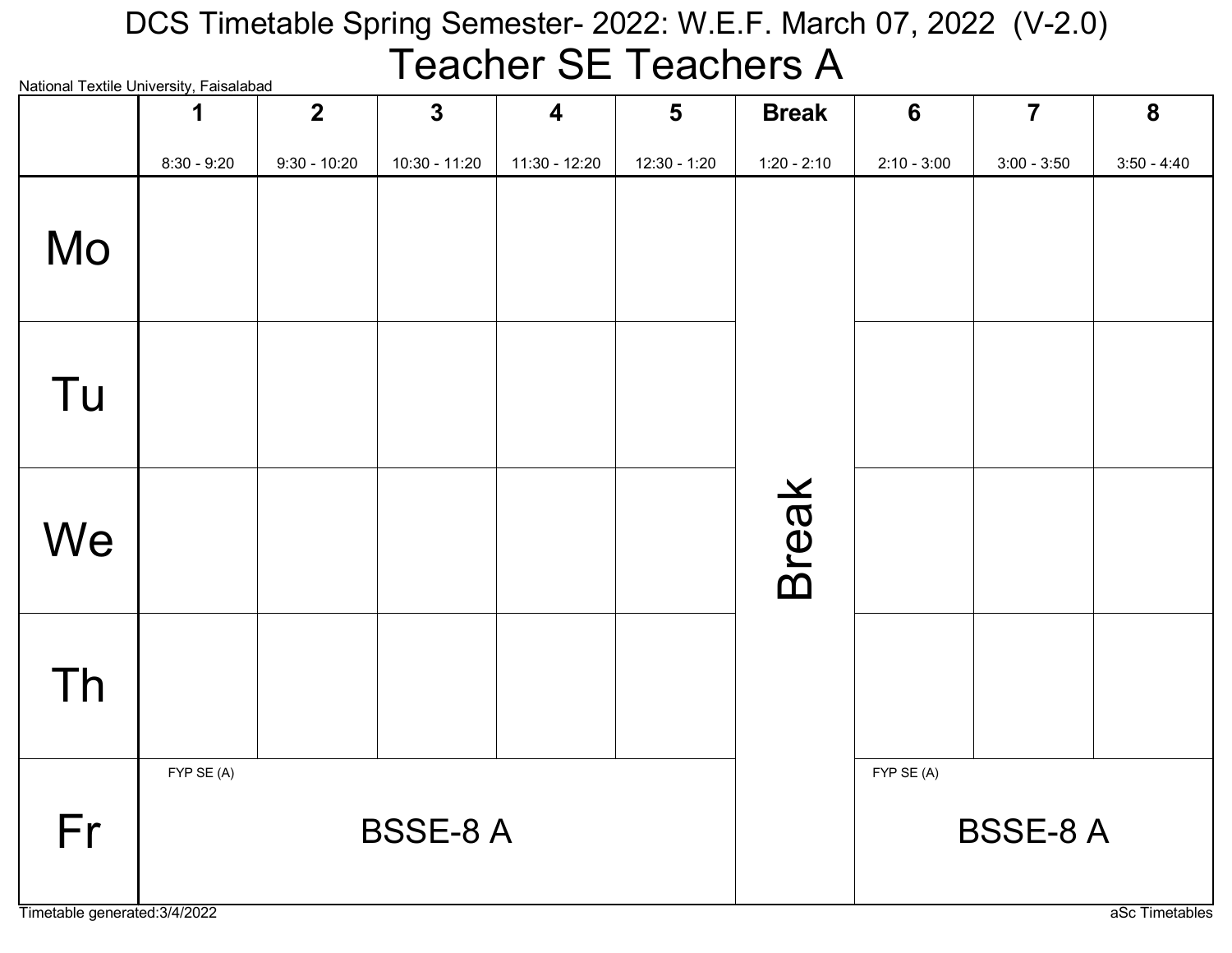# DCS Timetable Spring Semester- 2022: W.E.F. March 07, 2022 (V-2.0)

## Teacher SE Teachers A

National Textile University, Faisalabad

| | 1<br>8:30 - 9:20 | 2<br>9:30 - 10:20 | 3<br>10:30 - 11:20 | 4<br>11:30 - 12:20 | 5<br>12:30 - 1:20 | Break<br>1:20 - 2:10 | 6<br>2:10 - 3:00 | 7<br>3:00 - 3:50 | 8<br>3:50 - 4:40 |
|---|---|---|---|---|---|---|---|---|---|
| Mo | | | | | | Break | | | |
| Tu | | | | | | | | | |
| We | | | | | | | | | |
| Th | | | | | | | | | |
| Fr | FYP SE (A)<br>BSSE-8 A | | | | | | FYP SE (A)<br>BSSE-8 A | | |

Timetable generated:3/4/2022

aSc Timetables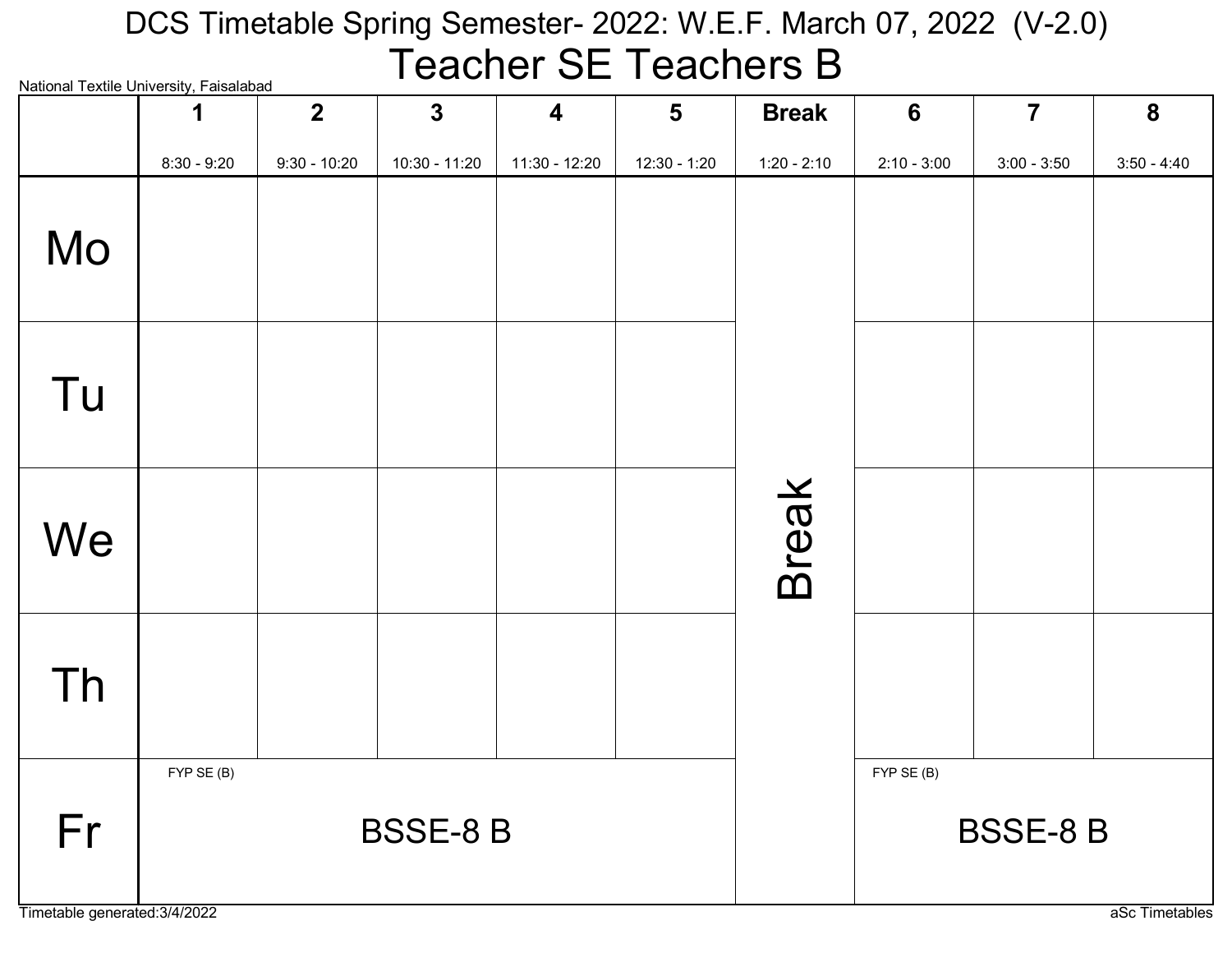# DCS Timetable Spring Semester- 2022: W.E.F. March 07, 2022 (V-2.0)

## Teacher SE Teachers B

National Textile University, Faisalabad

| | 1<br>8:30 - 9:20 | 2<br>9:30 - 10:20 | 3<br>10:30 - 11:20 | 4<br>11:30 - 12:20 | 5<br>12:30 - 1:20 | Break<br>1:20 - 2:10 | 6<br>2:10 - 3:00 | 7<br>3:00 - 3:50 | 8<br>3:50 - 4:40 |
|---|---|---|---|---|---|---|---|---|---|
| Mo | | | | | | Break | | | |
| Tu | | | | | | | | | |
| We | | | | | | | | | |
| Th | | | | | | | | | |
| Fr | FYP SE (B)<br>BSSE-8 B | | | | | | FYP SE (B)<br>BSSE-8 B | | |

Timetable generated:3/4/2022

aSc Timetables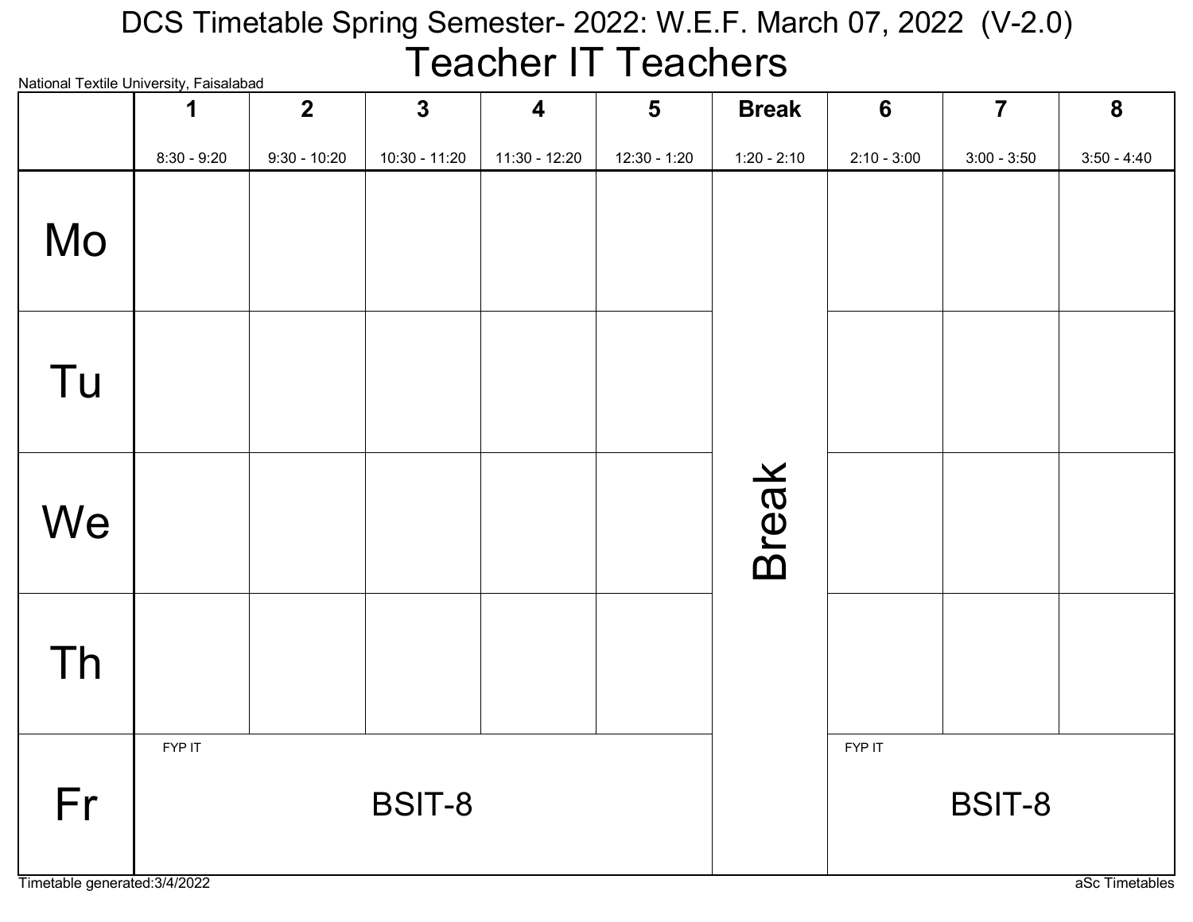# DCS Timetable Spring Semester- 2022: W.E.F. March 07, 2022 (V-2.0)

## Teacher IT Teachers

National Textile University, Faisalabad

| | 1<br>8:30 - 9:20 | 2<br>9:30 - 10:20 | 3<br>10:30 - 11:20 | 4<br>11:30 - 12:20 | 5<br>12:30 - 1:20 | Break<br>1:20 - 2:10 | 6<br>2:10 - 3:00 | 7<br>3:00 - 3:50 | 8<br>3:50 - 4:40 |
|---|---|---|---|---|---|---|---|---|---|
| Mo | | | | | | Break | | | |
| Tu | | | | | | | | | |
| We | | | | | | | | | |
| Th | | | | | | | | | |
| Fr | FYP IT<br>BSIT-8 | | | | | | FYP IT<br>BSIT-8 | | |

Timetable generated:3/4/2022

aSc Timetables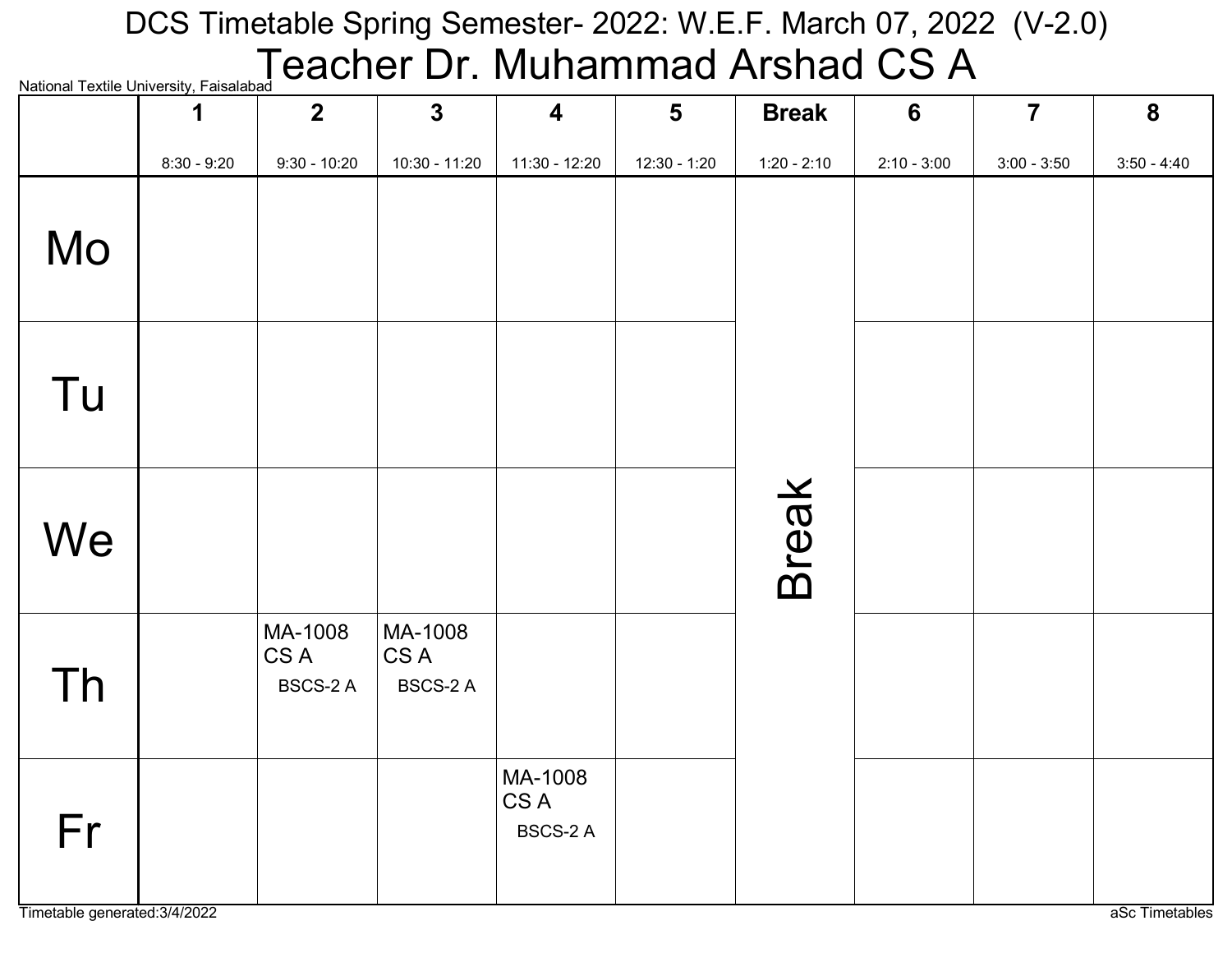DCS Timetable Spring Semester- 2022: W.E.F. March 07, 2022 (V-2.0)

# Teacher Dr. Muhammad Arshad CS A

National Textile University, Faisalabad

| | 1<br>8:30 - 9:20 | 2<br>9:30 - 10:20 | 3<br>10:30 - 11:20 | 4<br>11:30 - 12:20 | 5<br>12:30 - 1:20 | Break<br>1:20 - 2:10 | 6<br>2:10 - 3:00 | 7<br>3:00 - 3:50 | 8<br>3:50 - 4:40 |
|---|---|---|---|---|---|---|---|---|---|
| Mo | | | | | | Break | | | |
| Tu | | | | | | | | | |
| We | | | | | | | | | |
| Th | | MA-1008 CS A BSCS-2 A | MA-1008 CS A BSCS-2 A | | | | | | |
| Fr | | | | MA-1008 CS A BSCS-2 A | | | | | |

Timetable generated:3/4/2022

aSc Timetables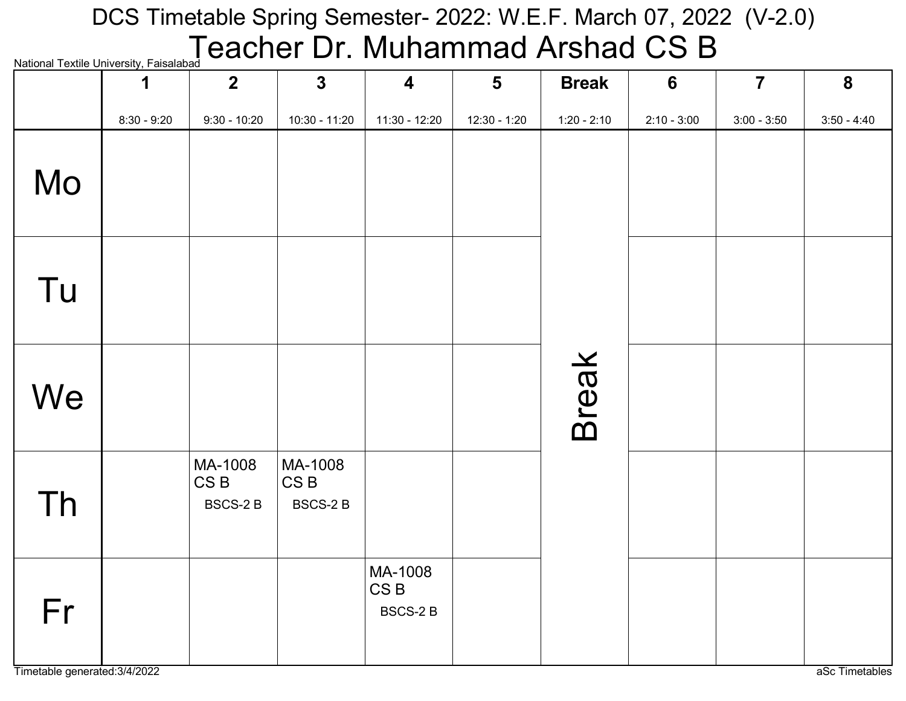# DCS Timetable Spring Semester- 2022: W.E.F. March 07, 2022 (V-2.0)

## Teacher Dr. Muhammad Arshad CS B

National Textile University, Faisalabad

| | 1<br>8:30 - 9:20 | 2<br>9:30 - 10:20 | 3<br>10:30 - 11:20 | 4<br>11:30 - 12:20 | 5<br>12:30 - 1:20 | Break<br>1:20 - 2:10 | 6<br>2:10 - 3:00 | 7<br>3:00 - 3:50 | 8<br>3:50 - 4:40 |
|---|---|---|---|---|---|---|---|---|---|
| Mo | | | | | | Break | | | |
| Tu | | | | | | Break | | | |
| We | | | | | | Break | | | |
| Th | | MA-1008 CS B BSCS-2 B | MA-1008 CS B BSCS-2 B | | | Break | | | |
| Fr | | | | MA-1008 CS B BSCS-2 B | | Break | | | |

Timetable generated:3/4/2022

aSc Timetables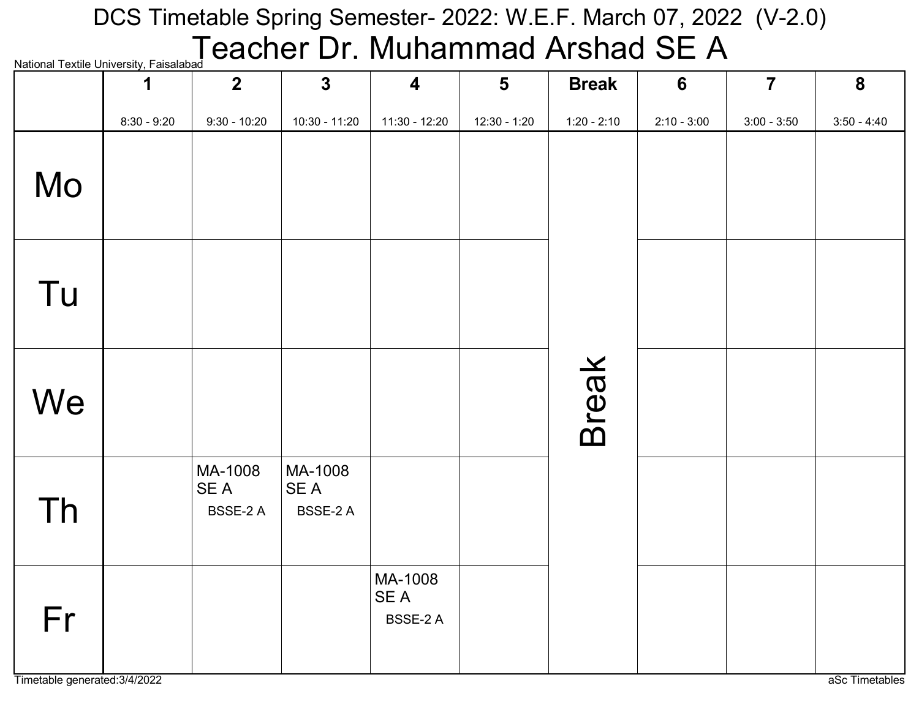# DCS Timetable Spring Semester- 2022: W.E.F. March 07, 2022 (V-2.0)

## Teacher Dr. Muhammad Arshad SE A

National Textile University, Faisalabad

| | 1<br>8:30 - 9:20 | 2<br>9:30 - 10:20 | 3<br>10:30 - 11:20 | 4<br>11:30 - 12:20 | 5<br>12:30 - 1:20 | Break<br>1:20 - 2:10 | 6<br>2:10 - 3:00 | 7<br>3:00 - 3:50 | 8<br>3:50 - 4:40 |
|---|---|---|---|---|---|---|---|---|---|
| Mo | | | | | | Break | | | |
| Tu | | | | | | | | | |
| We | | | | | | | | | |
| Th | | MA-1008 SE A BSSE-2 A | MA-1008 SE A BSSE-2 A | | | | | | |
| Fr | | | | MA-1008 SE A BSSE-2 A | | | | | |

Timetable generated:3/4/2022

aSc Timetables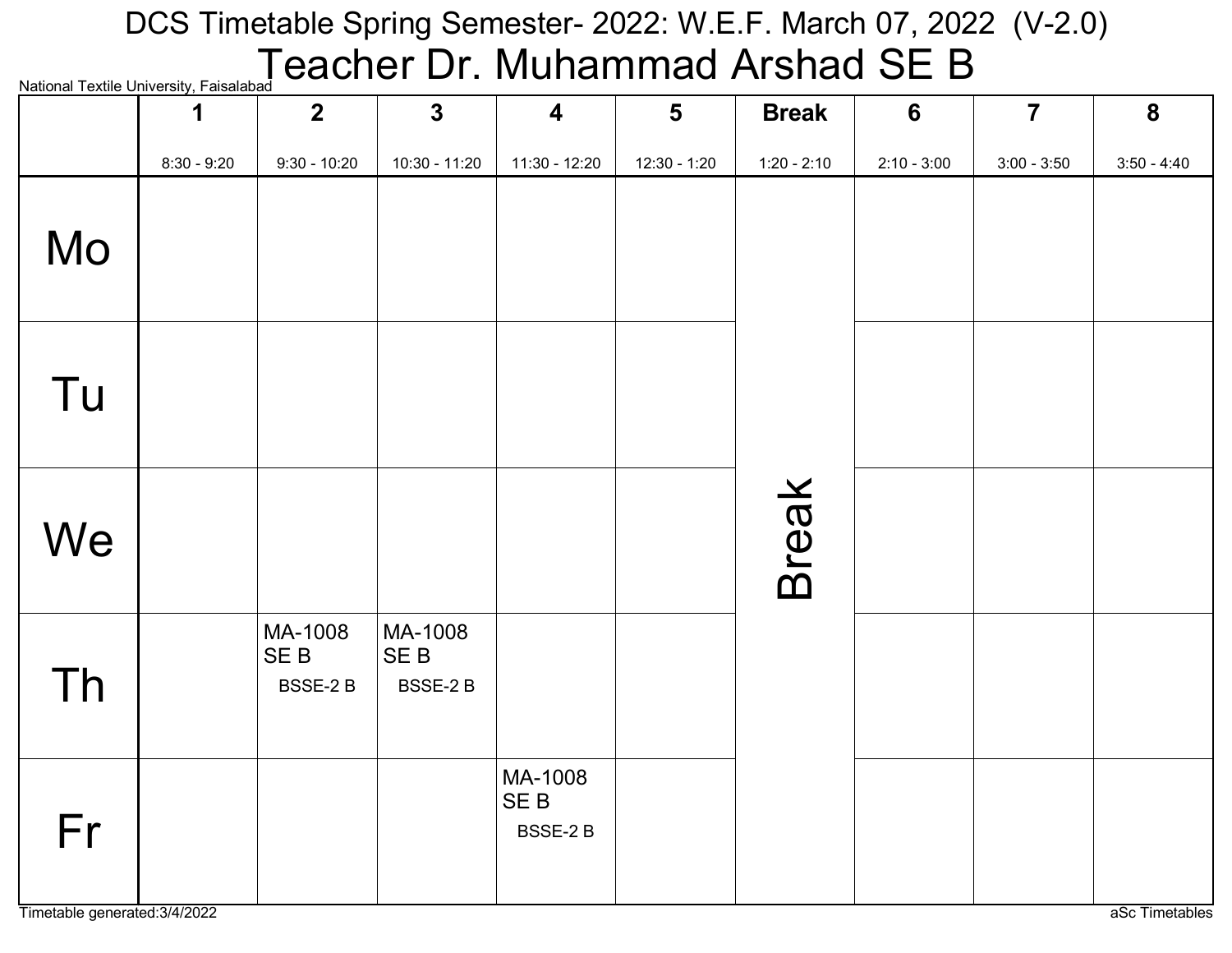# DCS Timetable Spring Semester- 2022: W.E.F. March 07, 2022 (V-2.0)

## Teacher Dr. Muhammad Arshad SE B

National Textile University, Faisalabad

| | 1<br>8:30 - 9:20 | 2<br>9:30 - 10:20 | 3<br>10:30 - 11:20 | 4<br>11:30 - 12:20 | 5<br>12:30 - 1:20 | Break<br>1:20 - 2:10 | 6<br>2:10 - 3:00 | 7<br>3:00 - 3:50 | 8<br>3:50 - 4:40 |
|---|---|---|---|---|---|---|---|---|---|
| Mo | | | | | | Break | | | |
| Tu | | | | | | Break | | | |
| We | | | | | | Break | | | |
| Th | | MA-1008 SE B BSSE-2 B | MA-1008 SE B BSSE-2 B | | | Break | | | |
| Fr | | | | MA-1008 SE B BSSE-2 B | | Break | | | |

Timetable generated:3/4/2022

aSc Timetables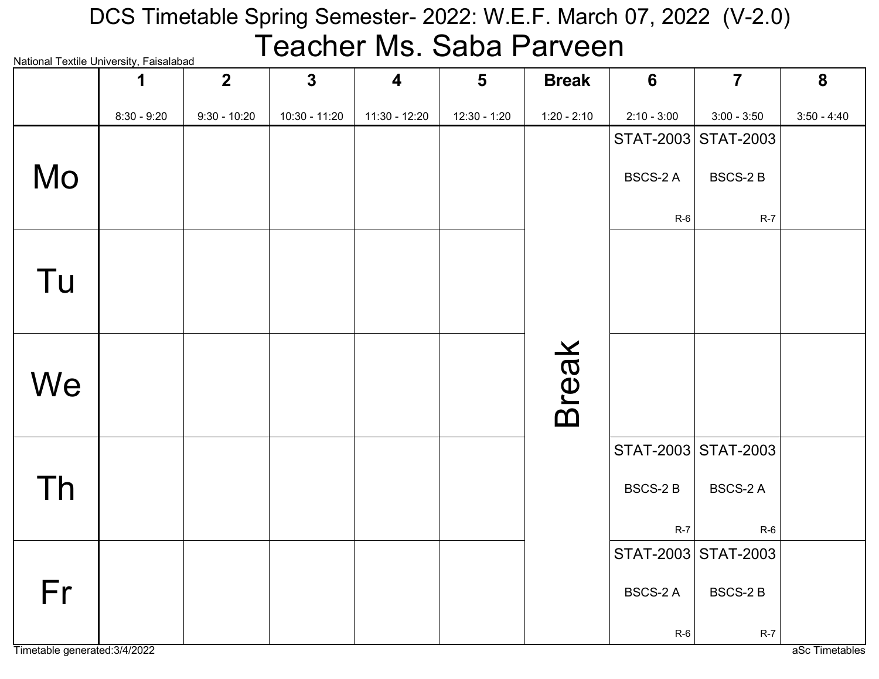# DCS Timetable Spring Semester- 2022: W.E.F. March 07, 2022 (V-2.0)

## Teacher Ms. Saba Parveen

National Textile University, Faisalabad

| | 1<br>8:30 - 9:20 | 2<br>9:30 - 10:20 | 3<br>10:30 - 11:20 | 4<br>11:30 - 12:20 | 5<br>12:30 - 1:20 | Break<br>1:20 - 2:10 | 6<br>2:10 - 3:00 | 7<br>3:00 - 3:50 | 8<br>3:50 - 4:40 |
|---|---|---|---|---|---|---|---|---|---|
| Mo | | | | | | Break | STAT-2003 BSCS-2 A R-6 | STAT-2003 BSCS-2 B R-7 | |
| Tu | | | | | | Break | | | |
| We | | | | | | Break | | | |
| Th | | | | | | Break | STAT-2003 BSCS-2 B R-7 | STAT-2003 BSCS-2 A R-6 | |
| Fr | | | | | | Break | STAT-2003 BSCS-2 A R-6 | STAT-2003 BSCS-2 B R-7 | |

Timetable generated:3/4/2022

aSc Timetables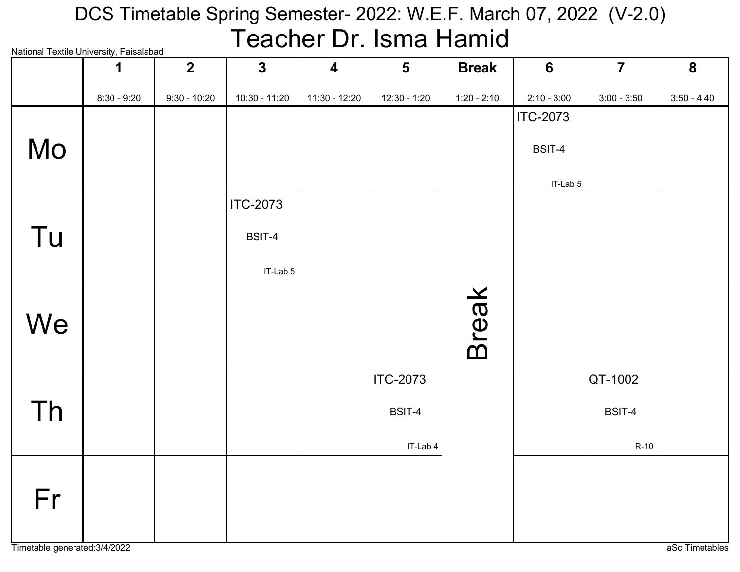# DCS Timetable Spring Semester- 2022: W.E.F. March 07, 2022 (V-2.0)

## Teacher Dr. Isma Hamid

National Textile University, Faisalabad

| | 1<br>8:30 - 9:20 | 2<br>9:30 - 10:20 | 3<br>10:30 - 11:20 | 4<br>11:30 - 12:20 | 5<br>12:30 - 1:20 | Break<br>1:20 - 2:10 | 6<br>2:10 - 3:00 | 7<br>3:00 - 3:50 | 8<br>3:50 - 4:40 |
|---|---|---|---|---|---|---|---|---|---|
| Mo | | | | | | Break | ITC-2073<br>BSIT-4<br>IT-Lab 5 | | |
| Tu | | | ITC-2073<br>BSIT-4<br>IT-Lab 5 | | | Break | | | |
| We | | | | | | Break | | | |
| Th | | | | | ITC-2073<br>BSIT-4<br>IT-Lab 4 | Break | | QT-1002<br>BSIT-4<br>R-10 | |
| Fr | | | | | | Break | | | |

Timetable generated:3/4/2022

aSc Timetables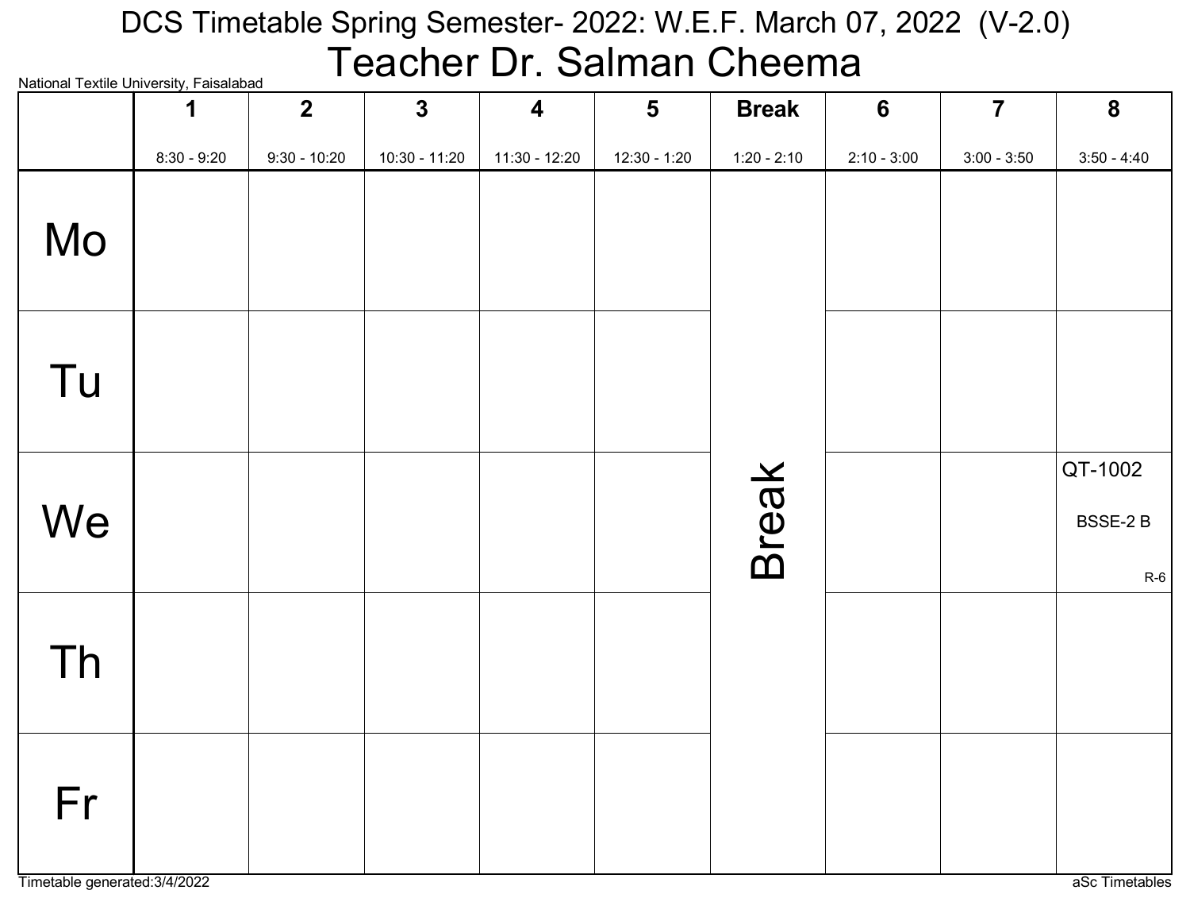# DCS Timetable Spring Semester- 2022: W.E.F. March 07, 2022 (V-2.0)

## Teacher Dr. Salman Cheema

National Textile University, Faisalabad

| | 1<br>8:30 - 9:20 | 2<br>9:30 - 10:20 | 3<br>10:30 - 11:20 | 4<br>11:30 - 12:20 | 5<br>12:30 - 1:20 | Break<br>1:20 - 2:10 | 6<br>2:10 - 3:00 | 7<br>3:00 - 3:50 | 8<br>3:50 - 4:40 |
|---|---|---|---|---|---|---|---|---|---|
| Mo | | | | | | Break | | | |
| Tu | | | | | | | | | |
| We | | | | | | | | | QT-1002<br>BSSE-2 B<br>R-6 |
| Th | | | | | | | | | |
| Fr | | | | | | | | | |

Timetable generated:3/4/2022

aSc Timetables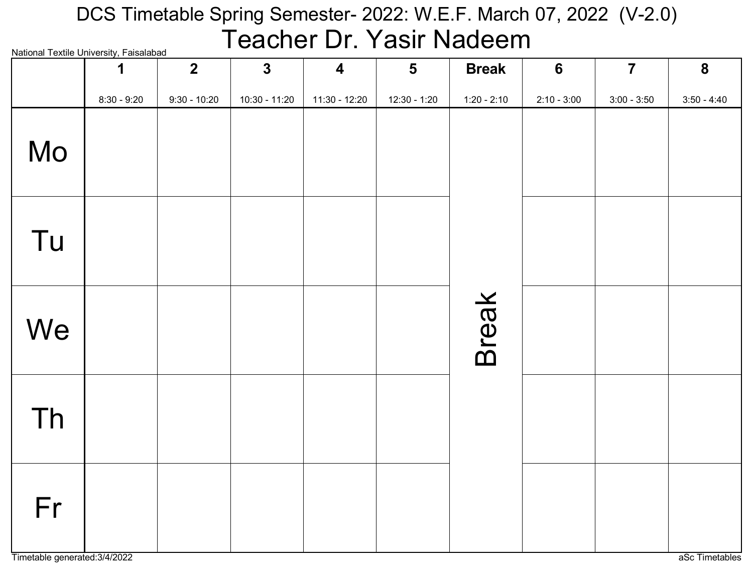# DCS Timetable Spring Semester- 2022: W.E.F. March 07, 2022 (V-2.0)

## Teacher Dr. Yasir Nadeem

National Textile University, Faisalabad

| | 1<br>8:30 - 9:20 | 2<br>9:30 - 10:20 | 3<br>10:30 - 11:20 | 4<br>11:30 - 12:20 | 5<br>12:30 - 1:20 | Break<br>1:20 - 2:10 | 6<br>2:10 - 3:00 | 7<br>3:00 - 3:50 | 8<br>3:50 - 4:40 |
|---|---|---|---|---|---|---|---|---|---|
| Mo | | | | | | Break | | | |
| Tu | | | | | | | | | |
| We | | | | | | | | | |
| Th | | | | | | | | | |
| Fr | | | | | | | | | |

Timetable generated:3/4/2022

aSc Timetables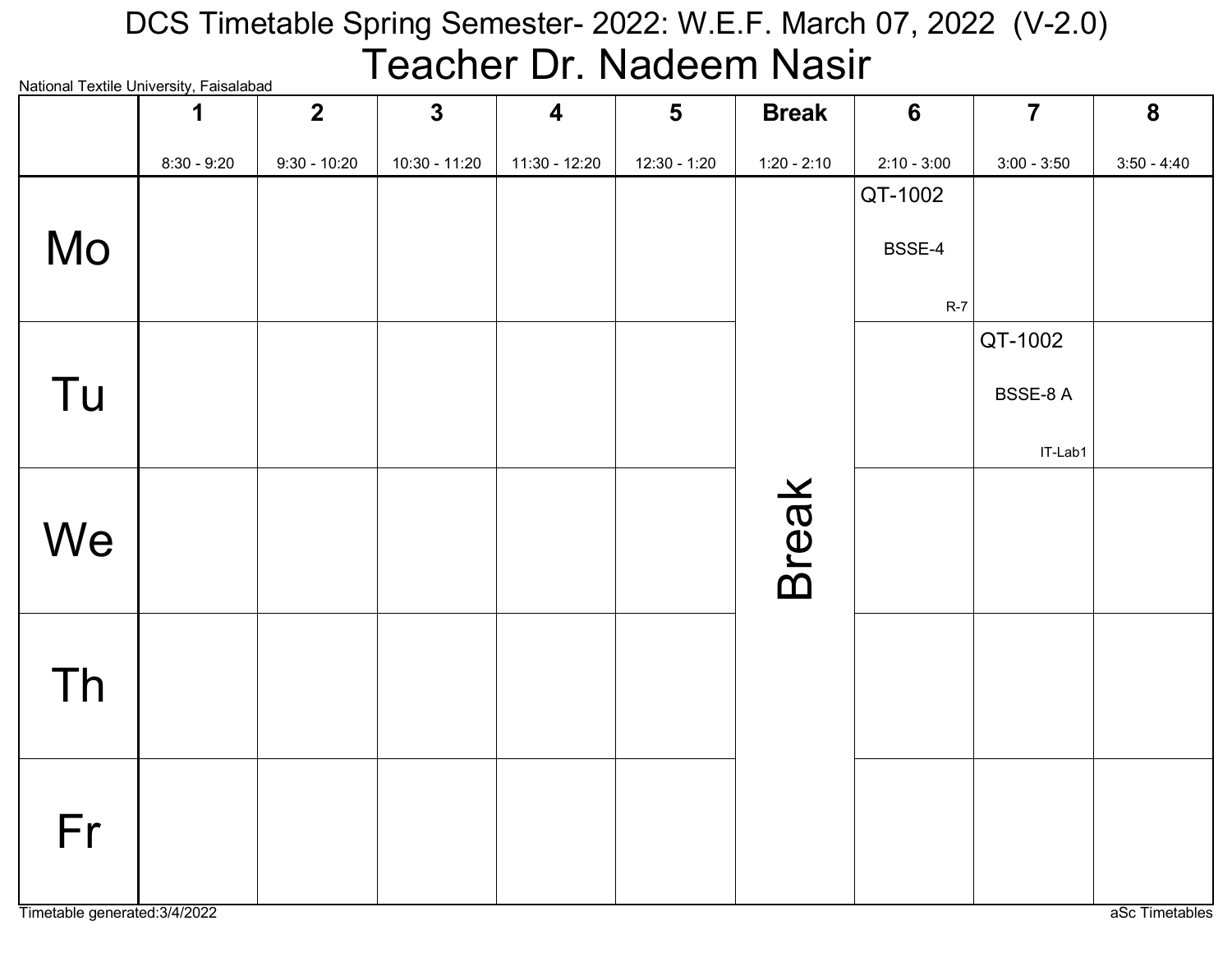# DCS Timetable Spring Semester- 2022: W.E.F. March 07, 2022 (V-2.0)

## Teacher Dr. Nadeem Nasir

National Textile University, Faisalabad

| | 1<br>8:30 - 9:20 | 2<br>9:30 - 10:20 | 3<br>10:30 - 11:20 | 4<br>11:30 - 12:20 | 5<br>12:30 - 1:20 | Break<br>1:20 - 2:10 | 6<br>2:10 - 3:00 | 7<br>3:00 - 3:50 | 8<br>3:50 - 4:40 |
|---|---|---|---|---|---|---|---|---|---|
| Mo | | | | | | Break | QT-1002 BSSE-4 R-7 | | |
| Tu | | | | | | | | QT-1002 BSSE-8 A IT-Lab1 | |
| We | | | | | | | | | |
| Th | | | | | | | | | |
| Fr | | | | | | | | | |

Timetable generated:3/4/2022

aSc Timetables